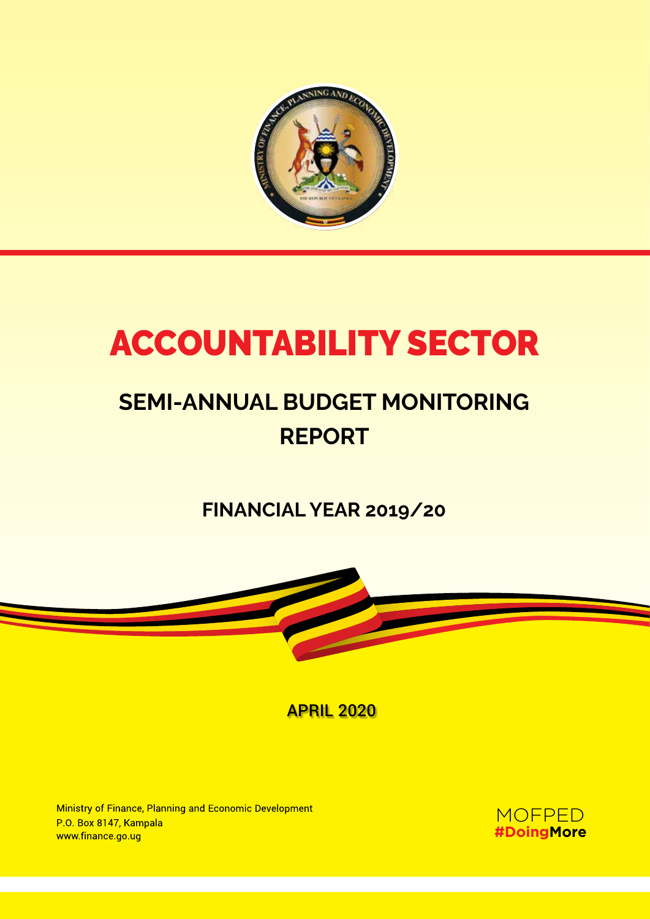# ACCOUNTABILITY SECTOR

## SEMI-ANNUAL BUDGET MONITORING REPORT

### FINANCIAL YEAR 2019/20

**APRIL 2020**

Ministry of Finance, Planning and Economic Development
P.O. Box 8147, Kampala
www.finance.go.ug

MOFPED
**#DoingMore**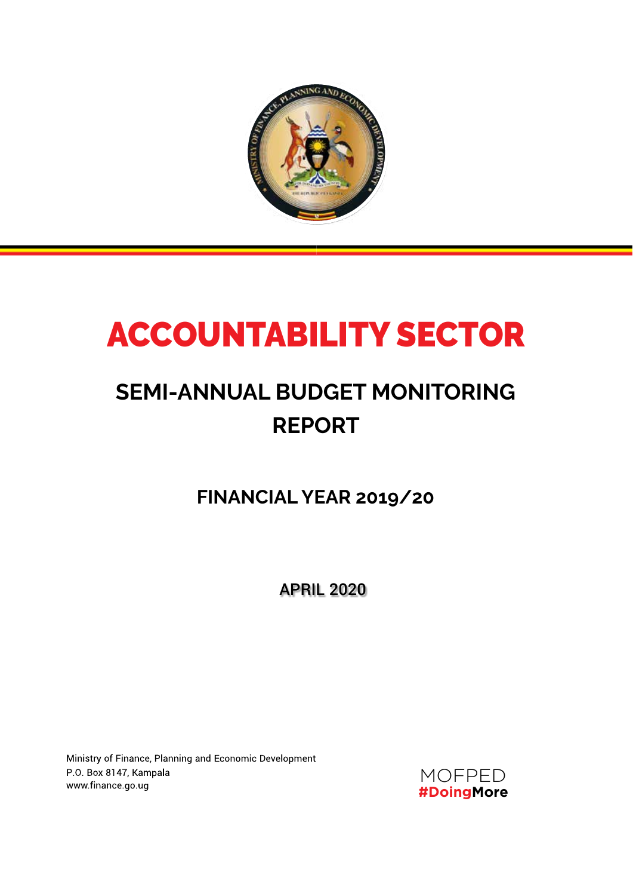# ACCOUNTABILITY SECTOR

## SEMI-ANNUAL BUDGET MONITORING REPORT

### FINANCIAL YEAR 2019/20

APRIL 2020

Ministry of Finance, Planning and Economic Development
P.O. Box 8147, Kampala
www.finance.go.ug

MOFPED
#DoingMore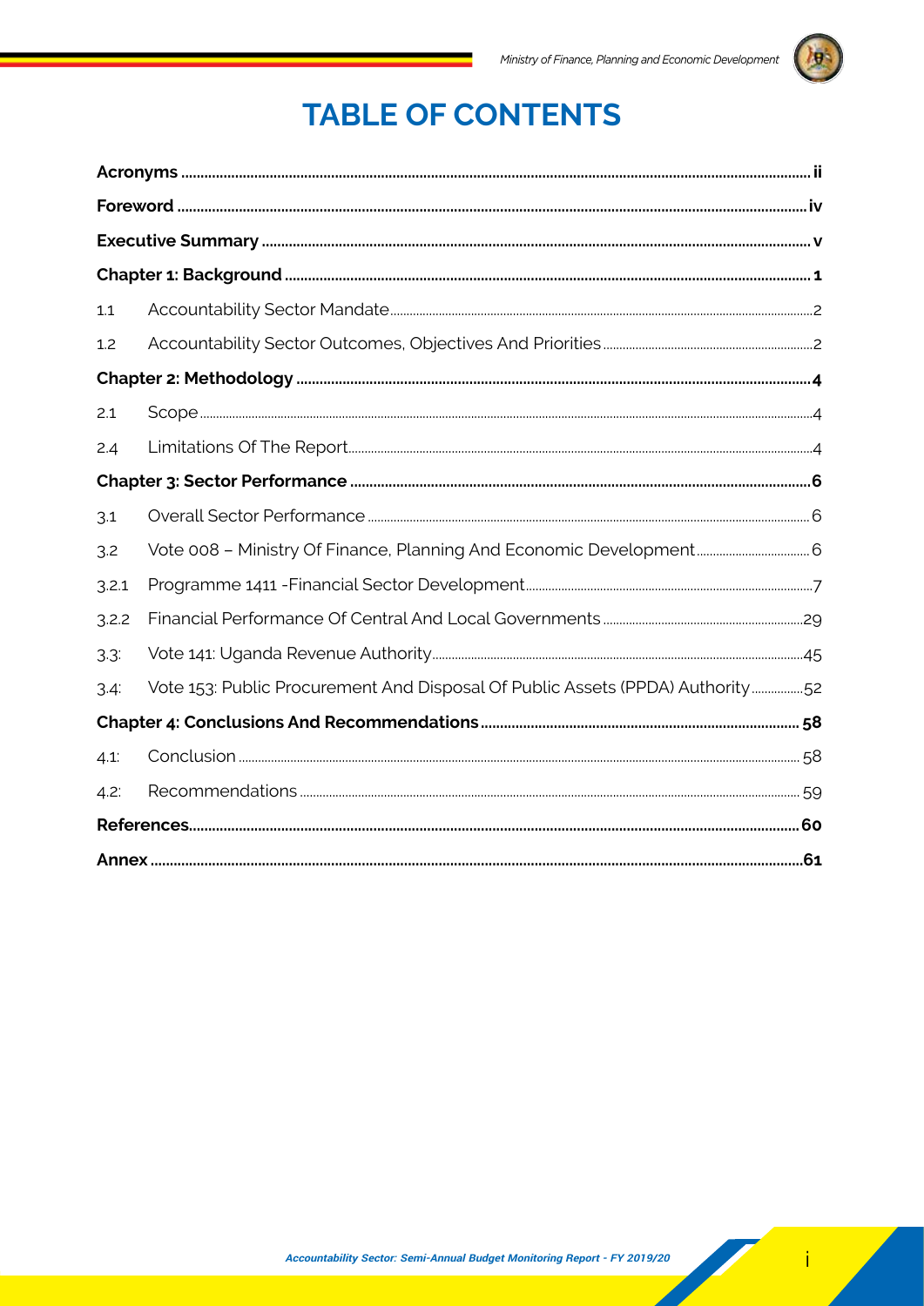# TABLE OF CONTENTS

| | | |
|---|---|---|
| **Acronyms** | | **ii** |
| **Foreword** | | **iv** |
| **Executive Summary** | | **v** |
| **Chapter 1: Background** | | **1** |
| 1.1 | Accountability Sector Mandate | 2 |
| 1.2 | Accountability Sector Outcomes, Objectives And Priorities | 2 |
| **Chapter 2: Methodology** | | **4** |
| 2.1 | Scope | 4 |
| 2.4 | Limitations Of The Report | 4 |
| **Chapter 3: Sector Performance** | | **6** |
| 3.1 | Overall Sector Performance | 6 |
| 3.2 | Vote 008 – Ministry Of Finance, Planning And Economic Development | 6 |
| 3.2.1 | Programme 1411 -Financial Sector Development | 7 |
| 3.2.2 | Financial Performance Of Central And Local Governments | 29 |
| 3.3: | Vote 141: Uganda Revenue Authority | 45 |
| 3.4: | Vote 153: Public Procurement And Disposal Of Public Assets (PPDA) Authority | 52 |
| **Chapter 4: Conclusions And Recommendations** | | **58** |
| 4.1: | Conclusion | 58 |
| 4.2: | Recommendations | 59 |
| **References** | | **60** |
| **Annex** | | **61** |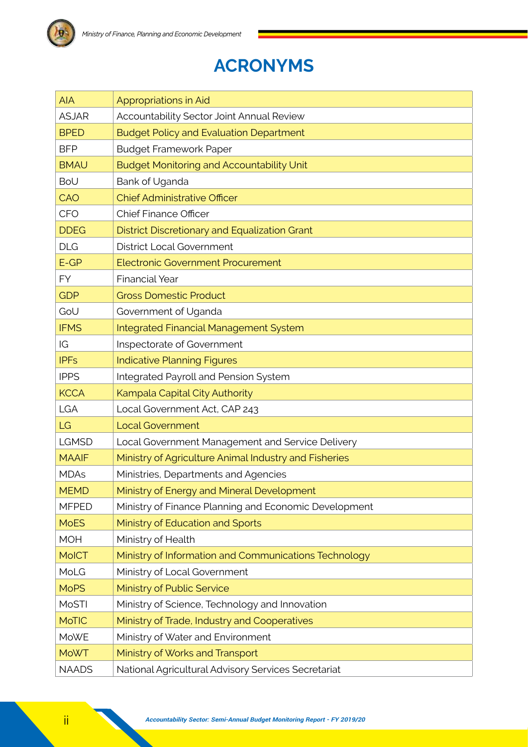# ACRONYMS

| | |
|---|---|
| AIA | Appropriations in Aid |
| ASJAR | Accountability Sector Joint Annual Review |
| BPED | Budget Policy and Evaluation Department |
| BFP | Budget Framework Paper |
| BMAU | Budget Monitoring and Accountability Unit |
| BoU | Bank of Uganda |
| CAO | Chief Administrative Officer |
| CFO | Chief Finance Officer |
| DDEG | District Discretionary and Equalization Grant |
| DLG | District Local Government |
| E-GP | Electronic Government Procurement |
| FY | Financial Year |
| GDP | Gross Domestic Product |
| GoU | Government of Uganda |
| IFMS | Integrated Financial Management System |
| IG | Inspectorate of Government |
| IPFs | Indicative Planning Figures |
| IPPS | Integrated Payroll and Pension System |
| KCCA | Kampala Capital City Authority |
| LGA | Local Government Act, CAP 243 |
| LG | Local Government |
| LGMSD | Local Government Management and Service Delivery |
| MAAIF | Ministry of Agriculture Animal Industry and Fisheries |
| MDAs | Ministries, Departments and Agencies |
| MEMD | Ministry of Energy and Mineral Development |
| MFPED | Ministry of Finance Planning and Economic Development |
| MoES | Ministry of Education and Sports |
| MOH | Ministry of Health |
| MoICT | Ministry of Information and Communications Technology |
| MoLG | Ministry of Local Government |
| MoPS | Ministry of Public Service |
| MoSTI | Ministry of Science, Technology and Innovation |
| MoTIC | Ministry of Trade, Industry and Cooperatives |
| MoWE | Ministry of Water and Environment |
| MoWT | Ministry of Works and Transport |
| NAADS | National Agricultural Advisory Services Secretariat |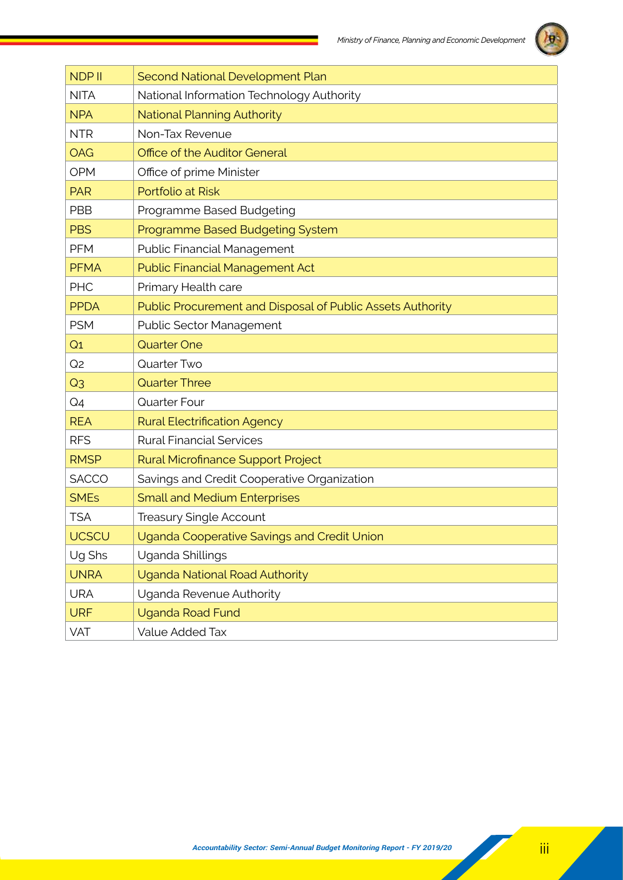| NDP II | Second National Development Plan |
|---|---|
| NITA | National Information Technology Authority |
| NPA | National Planning Authority |
| NTR | Non-Tax Revenue |
| OAG | Office of the Auditor General |
| OPM | Office of prime Minister |
| PAR | Portfolio at Risk |
| PBB | Programme Based Budgeting |
| PBS | Programme Based Budgeting System |
| PFM | Public Financial Management |
| PFMA | Public Financial Management Act |
| PHC | Primary Health care |
| PPDA | Public Procurement and Disposal of Public Assets Authority |
| PSM | Public Sector Management |
| Q1 | Quarter One |
| Q2 | Quarter Two |
| Q3 | Quarter Three |
| Q4 | Quarter Four |
| REA | Rural Electrification Agency |
| RFS | Rural Financial Services |
| RMSP | Rural Microfinance Support Project |
| SACCO | Savings and Credit Cooperative Organization |
| SMEs | Small and Medium Enterprises |
| TSA | Treasury Single Account |
| UCSCU | Uganda Cooperative Savings and Credit Union |
| Ug Shs | Uganda Shillings |
| UNRA | Uganda National Road Authority |
| URA | Uganda Revenue Authority |
| URF | Uganda Road Fund |
| VAT | Value Added Tax |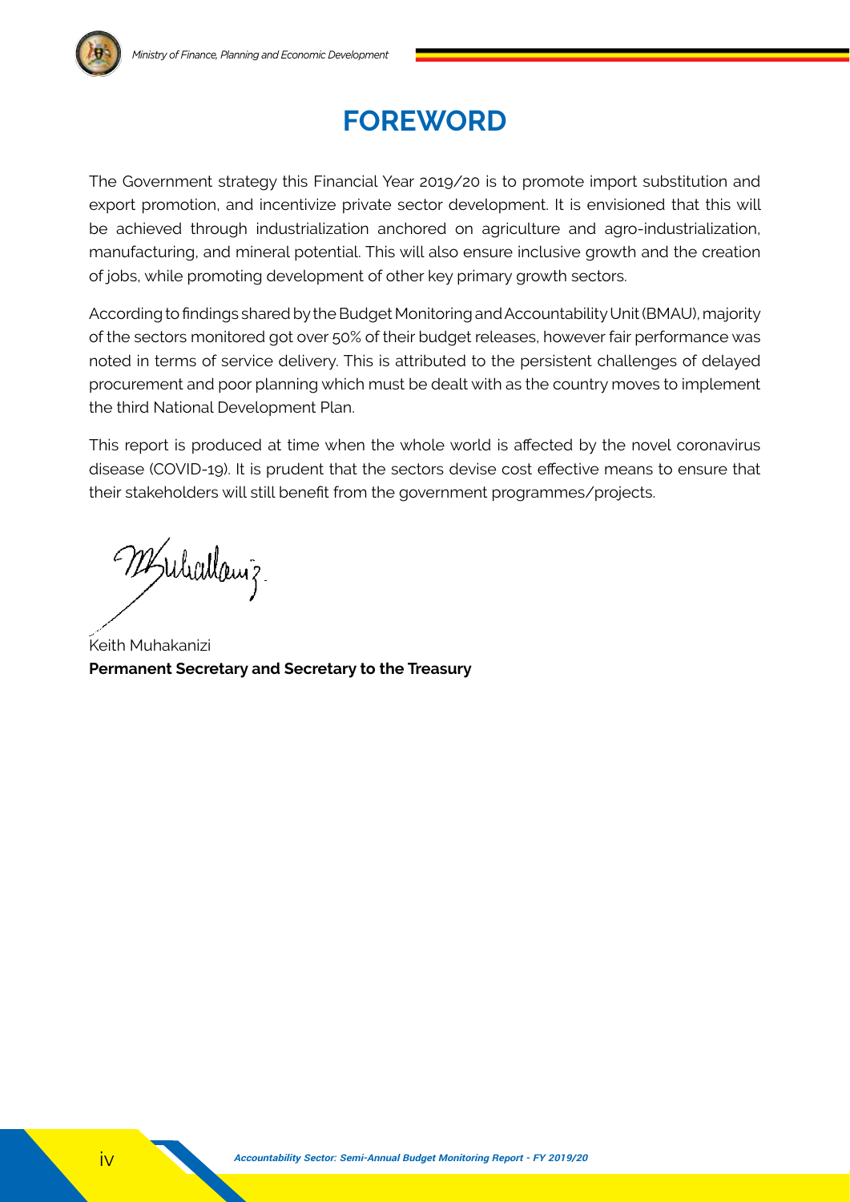# FOREWORD

The Government strategy this Financial Year 2019/20 is to promote import substitution and export promotion, and incentivize private sector development. It is envisioned that this will be achieved through industrialization anchored on agriculture and agro-industrialization, manufacturing, and mineral potential. This will also ensure inclusive growth and the creation of jobs, while promoting development of other key primary growth sectors.

According to findings shared by the Budget Monitoring and Accountability Unit (BMAU), majority of the sectors monitored got over 50% of their budget releases, however fair performance was noted in terms of service delivery. This is attributed to the persistent challenges of delayed procurement and poor planning which must be dealt with as the country moves to implement the third National Development Plan.

This report is produced at time when the whole world is affected by the novel coronavirus disease (COVID-19). It is prudent that the sectors devise cost effective means to ensure that their stakeholders will still benefit from the government programmes/projects.

Keith Muhakanizi
**Permanent Secretary and Secretary to the Treasury**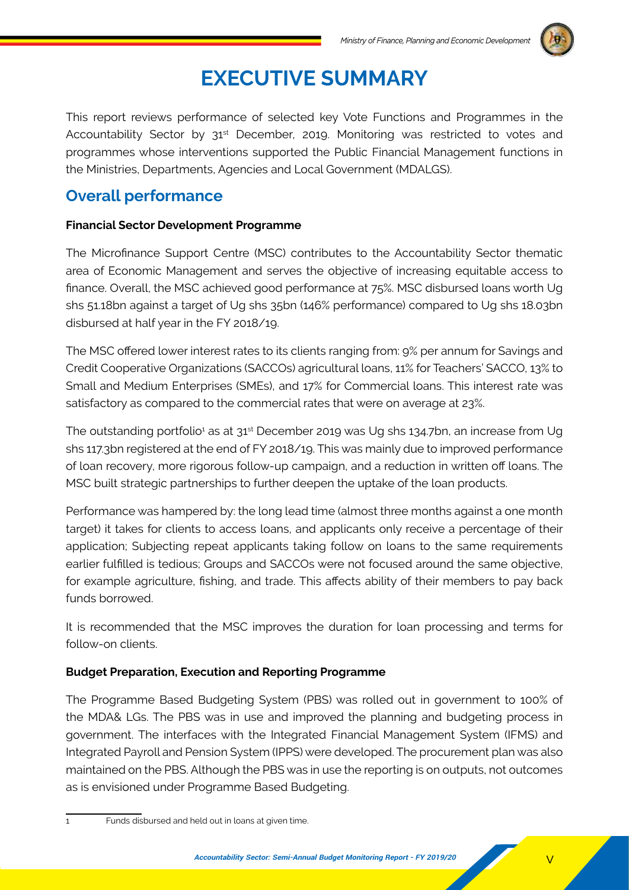# EXECUTIVE SUMMARY

This report reviews performance of selected key Vote Functions and Programmes in the Accountability Sector by 31st December, 2019. Monitoring was restricted to votes and programmes whose interventions supported the Public Financial Management functions in the Ministries, Departments, Agencies and Local Government (MDALGS).

## Overall performance

**Financial Sector Development Programme**

The Microfinance Support Centre (MSC) contributes to the Accountability Sector thematic area of Economic Management and serves the objective of increasing equitable access to finance. Overall, the MSC achieved good performance at 75%. MSC disbursed loans worth Ug shs 51.18bn against a target of Ug shs 35bn (146% performance) compared to Ug shs 18.03bn disbursed at half year in the FY 2018/19.

The MSC offered lower interest rates to its clients ranging from: 9% per annum for Savings and Credit Cooperative Organizations (SACCOs) agricultural loans, 11% for Teachers' SACCO, 13% to Small and Medium Enterprises (SMEs), and 17% for Commercial loans. This interest rate was satisfactory as compared to the commercial rates that were on average at 23%.

The outstanding portfolio[1] as at 31st December 2019 was Ug shs 134.7bn, an increase from Ug shs 117.3bn registered at the end of FY 2018/19. This was mainly due to improved performance of loan recovery, more rigorous follow-up campaign, and a reduction in written off loans. The MSC built strategic partnerships to further deepen the uptake of the loan products.

Performance was hampered by: the long lead time (almost three months against a one month target) it takes for clients to access loans, and applicants only receive a percentage of their application; Subjecting repeat applicants taking follow on loans to the same requirements earlier fulfilled is tedious; Groups and SACCOs were not focused around the same objective, for example agriculture, fishing, and trade. This affects ability of their members to pay back funds borrowed.

It is recommended that the MSC improves the duration for loan processing and terms for follow-on clients.

**Budget Preparation, Execution and Reporting Programme**

The Programme Based Budgeting System (PBS) was rolled out in government to 100% of the MDA& LGs. The PBS was in use and improved the planning and budgeting process in government. The interfaces with the Integrated Financial Management System (IFMS) and Integrated Payroll and Pension System (IPPS) were developed. The procurement plan was also maintained on the PBS. Although the PBS was in use the reporting is on outputs, not outcomes as is envisioned under Programme Based Budgeting.

---

[1] Funds disbursed and held out in loans at given time.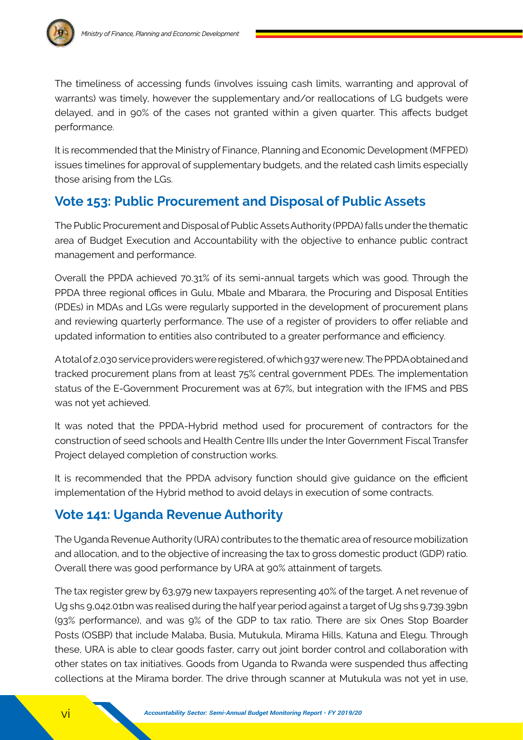The timeliness of accessing funds (involves issuing cash limits, warranting and approval of warrants) was timely, however the supplementary and/or reallocations of LG budgets were delayed, and in 90% of the cases not granted within a given quarter. This affects budget performance.

It is recommended that the Ministry of Finance, Planning and Economic Development (MFPED) issues timelines for approval of supplementary budgets, and the related cash limits especially those arising from the LGs.

## Vote 153: Public Procurement and Disposal of Public Assets

The Public Procurement and Disposal of Public Assets Authority (PPDA) falls under the thematic area of Budget Execution and Accountability with the objective to enhance public contract management and performance.

Overall the PPDA achieved 70.31% of its semi-annual targets which was good. Through the PPDA three regional offices in Gulu, Mbale and Mbarara, the Procuring and Disposal Entities (PDEs) in MDAs and LGs were regularly supported in the development of procurement plans and reviewing quarterly performance. The use of a register of providers to offer reliable and updated information to entities also contributed to a greater performance and efficiency.

A total of 2,030 service providers were registered, of which 937 were new. The PPDA obtained and tracked procurement plans from at least 75% central government PDEs. The implementation status of the E-Government Procurement was at 67%, but integration with the IFMS and PBS was not yet achieved.

It was noted that the PPDA-Hybrid method used for procurement of contractors for the construction of seed schools and Health Centre IIIs under the Inter Government Fiscal Transfer Project delayed completion of construction works.

It is recommended that the PPDA advisory function should give guidance on the efficient implementation of the Hybrid method to avoid delays in execution of some contracts.

## Vote 141: Uganda Revenue Authority

The Uganda Revenue Authority (URA) contributes to the thematic area of resource mobilization and allocation, and to the objective of increasing the tax to gross domestic product (GDP) ratio. Overall there was good performance by URA at 90% attainment of targets.

The tax register grew by 63,979 new taxpayers representing 40% of the target. A net revenue of Ug shs 9,042.01bn was realised during the half year period against a target of Ug shs 9,739.39bn (93% performance), and was 9% of the GDP to tax ratio. There are six Ones Stop Boarder Posts (OSBP) that include Malaba, Busia, Mutukula, Mirama Hills, Katuna and Elegu. Through these, URA is able to clear goods faster, carry out joint border control and collaboration with other states on tax initiatives. Goods from Uganda to Rwanda were suspended thus affecting collections at the Mirama border. The drive through scanner at Mutukula was not yet in use,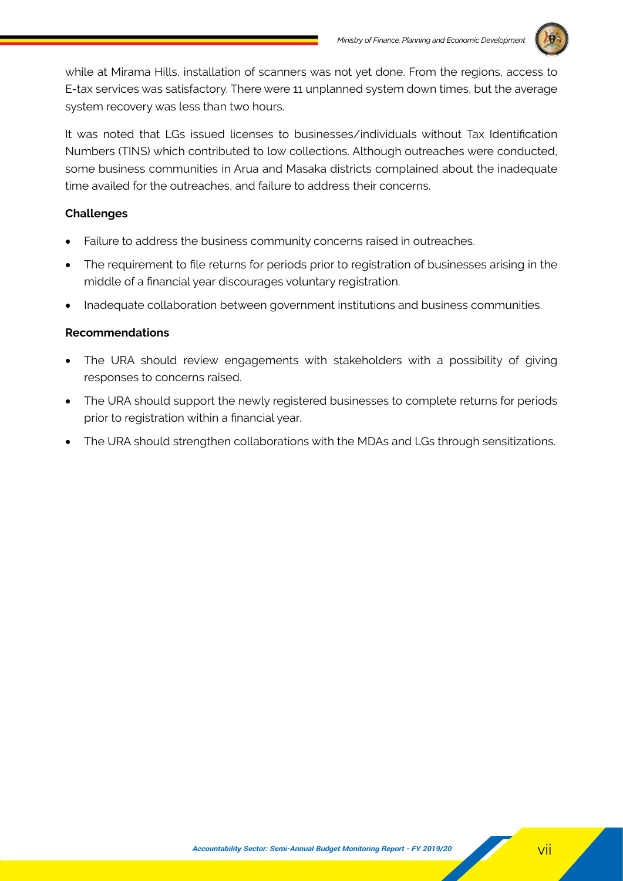while at Mirama Hills, installation of scanners was not yet done. From the regions, access to E-tax services was satisfactory. There were 11 unplanned system down times, but the average system recovery was less than two hours.

It was noted that LGs issued licenses to businesses/individuals without Tax Identification Numbers (TINS) which contributed to low collections. Although outreaches were conducted, some business communities in Arua and Masaka districts complained about the inadequate time availed for the outreaches, and failure to address their concerns.

**Challenges**

- Failure to address the business community concerns raised in outreaches.
- The requirement to file returns for periods prior to registration of businesses arising in the middle of a financial year discourages voluntary registration.
- Inadequate collaboration between government institutions and business communities.

**Recommendations**

- The URA should review engagements with stakeholders with a possibility of giving responses to concerns raised.
- The URA should support the newly registered businesses to complete returns for periods prior to registration within a financial year.
- The URA should strengthen collaborations with the MDAs and LGs through sensitizations.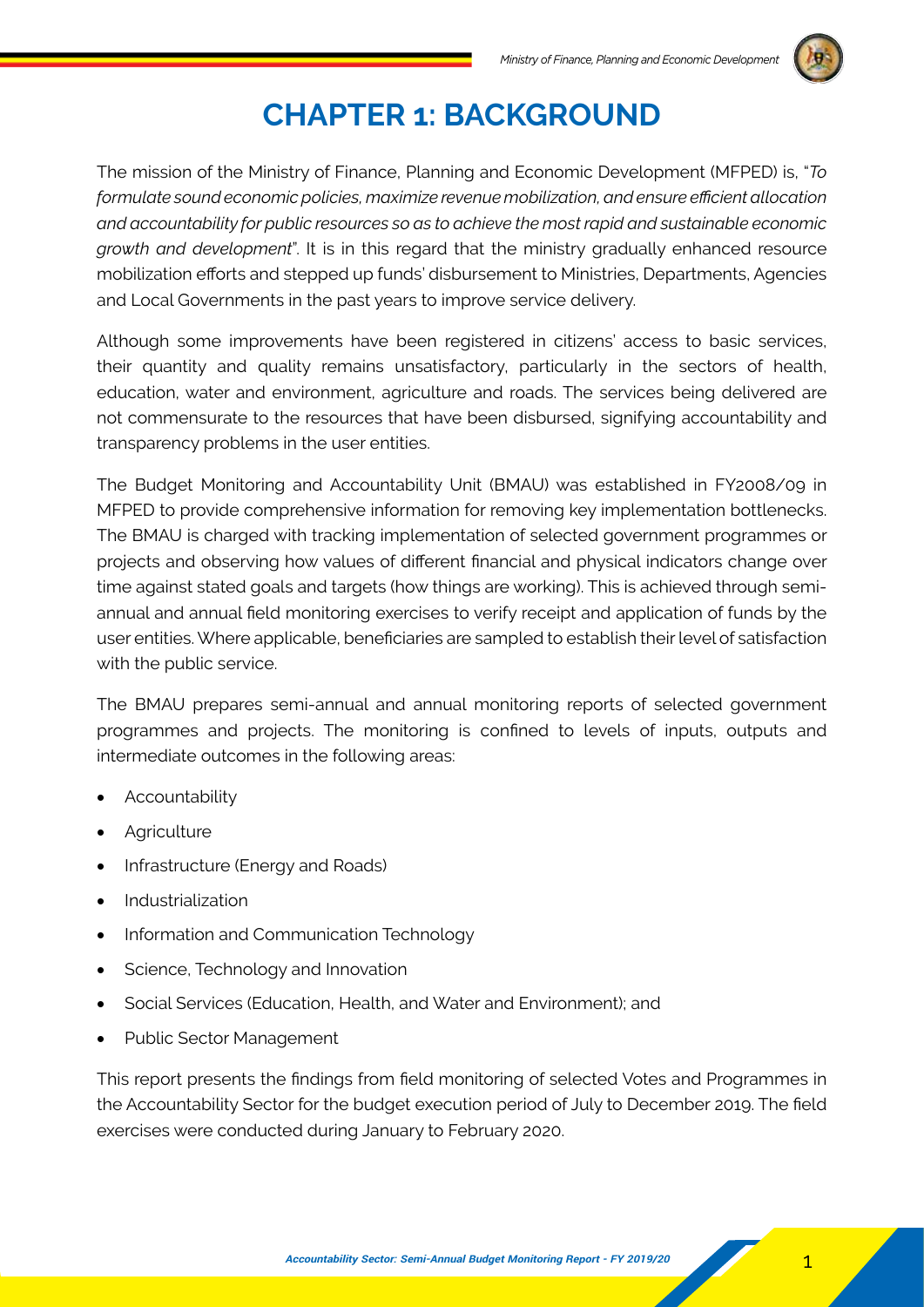# CHAPTER 1: BACKGROUND

The mission of the Ministry of Finance, Planning and Economic Development (MFPED) is, "*To formulate sound economic policies, maximize revenue mobilization, and ensure efficient allocation and accountability for public resources so as to achieve the most rapid and sustainable economic growth and development*". It is in this regard that the ministry gradually enhanced resource mobilization efforts and stepped up funds' disbursement to Ministries, Departments, Agencies and Local Governments in the past years to improve service delivery.

Although some improvements have been registered in citizens' access to basic services, their quantity and quality remains unsatisfactory, particularly in the sectors of health, education, water and environment, agriculture and roads. The services being delivered are not commensurate to the resources that have been disbursed, signifying accountability and transparency problems in the user entities.

The Budget Monitoring and Accountability Unit (BMAU) was established in FY2008/09 in MFPED to provide comprehensive information for removing key implementation bottlenecks. The BMAU is charged with tracking implementation of selected government programmes or projects and observing how values of different financial and physical indicators change over time against stated goals and targets (how things are working). This is achieved through semi-annual and annual field monitoring exercises to verify receipt and application of funds by the user entities. Where applicable, beneficiaries are sampled to establish their level of satisfaction with the public service.

The BMAU prepares semi-annual and annual monitoring reports of selected government programmes and projects. The monitoring is confined to levels of inputs, outputs and intermediate outcomes in the following areas:

- Accountability
- Agriculture
- Infrastructure (Energy and Roads)
- Industrialization
- Information and Communication Technology
- Science, Technology and Innovation
- Social Services (Education, Health, and Water and Environment); and
- Public Sector Management

This report presents the findings from field monitoring of selected Votes and Programmes in the Accountability Sector for the budget execution period of July to December 2019. The field exercises were conducted during January to February 2020.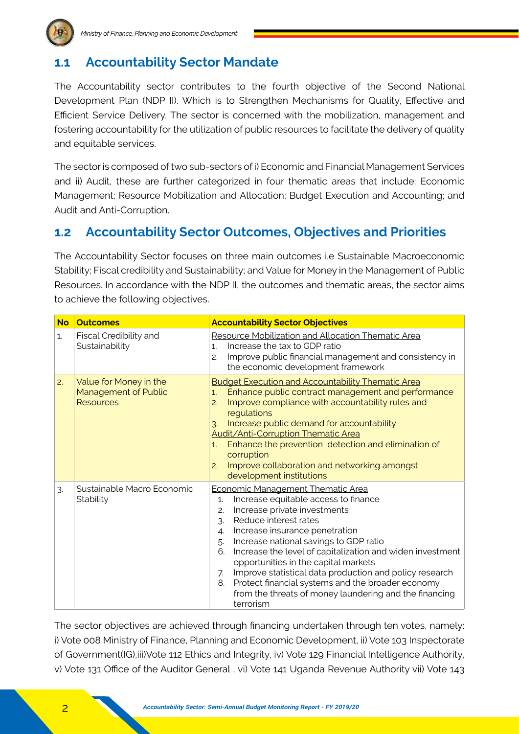## 1.1 Accountability Sector Mandate

The Accountability sector contributes to the fourth objective of the Second National Development Plan (NDP II). Which is to Strengthen Mechanisms for Quality, Effective and Efficient Service Delivery. The sector is concerned with the mobilization, management and fostering accountability for the utilization of public resources to facilitate the delivery of quality and equitable services.

The sector is composed of two sub-sectors of i) Economic and Financial Management Services and ii) Audit, these are further categorized in four thematic areas that include: Economic Management; Resource Mobilization and Allocation; Budget Execution and Accounting; and Audit and Anti-Corruption.

## 1.2 Accountability Sector Outcomes, Objectives and Priorities

The Accountability Sector focuses on three main outcomes i.e Sustainable Macroeconomic Stability; Fiscal credibility and Sustainability; and Value for Money in the Management of Public Resources. In accordance with the NDP II, the outcomes and thematic areas, the sector aims to achieve the following objectives.

| No | Outcomes | Accountability Sector Objectives |
|---|---|---|
| 1. | Fiscal Credibility and Sustainability | Resource Mobilization and Allocation Thematic Area<br>1. Increase the tax to GDP ratio<br>2. Improve public financial management and consistency in the economic development framework |
| 2. | Value for Money in the Management of Public Resources | Budget Execution and Accountability Thematic Area<br>1. Enhance public contract management and performance<br>2. Improve compliance with accountability rules and regulations<br>3. Increase public demand for accountability<br>Audit/Anti-Corruption Thematic Area<br>1. Enhance the prevention detection and elimination of corruption<br>2. Improve collaboration and networking amongst development institutions |
| 3. | Sustainable Macro Economic Stability | Economic Management Thematic Area<br>1. Increase equitable access to finance<br>2. Increase private investments<br>3. Reduce interest rates<br>4. Increase insurance penetration<br>5. Increase national savings to GDP ratio<br>6. Increase the level of capitalization and widen investment opportunities in the capital markets<br>7. Improve statistical data production and policy research<br>8. Protect financial systems and the broader economy from the threats of money laundering and the financing terrorism |

The sector objectives are achieved through financing undertaken through ten votes, namely: i) Vote 008 Ministry of Finance, Planning and Economic Development, ii) Vote 103 Inspectorate of Government(IG),iii)Vote 112 Ethics and Integrity, iv) Vote 129 Financial Intelligence Authority, v) Vote 131 Office of the Auditor General , vi) Vote 141 Uganda Revenue Authority vii) Vote 143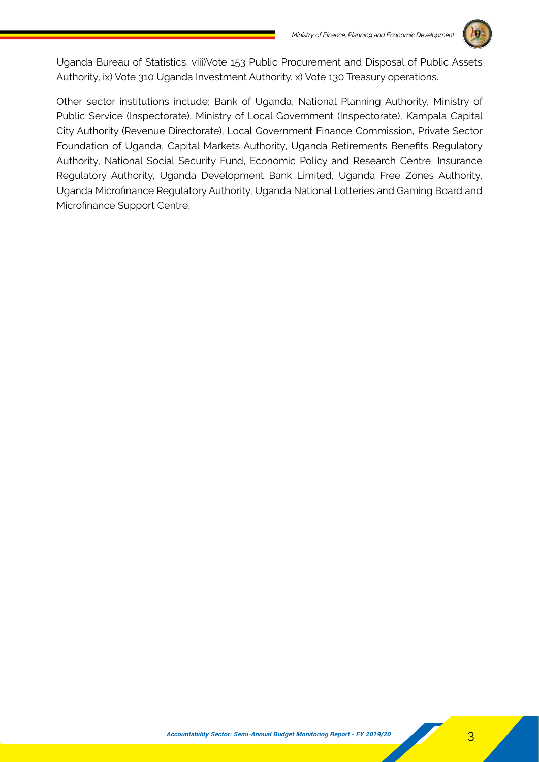Uganda Bureau of Statistics, viii)Vote 153 Public Procurement and Disposal of Public Assets Authority, ix) Vote 310 Uganda Investment Authority. x) Vote 130 Treasury operations.

Other sector institutions include; Bank of Uganda, National Planning Authority, Ministry of Public Service (Inspectorate), Ministry of Local Government (Inspectorate), Kampala Capital City Authority (Revenue Directorate), Local Government Finance Commission, Private Sector Foundation of Uganda, Capital Markets Authority, Uganda Retirements Benefits Regulatory Authority, National Social Security Fund, Economic Policy and Research Centre, Insurance Regulatory Authority, Uganda Development Bank Limited, Uganda Free Zones Authority, Uganda Microfinance Regulatory Authority, Uganda National Lotteries and Gaming Board and Microfinance Support Centre.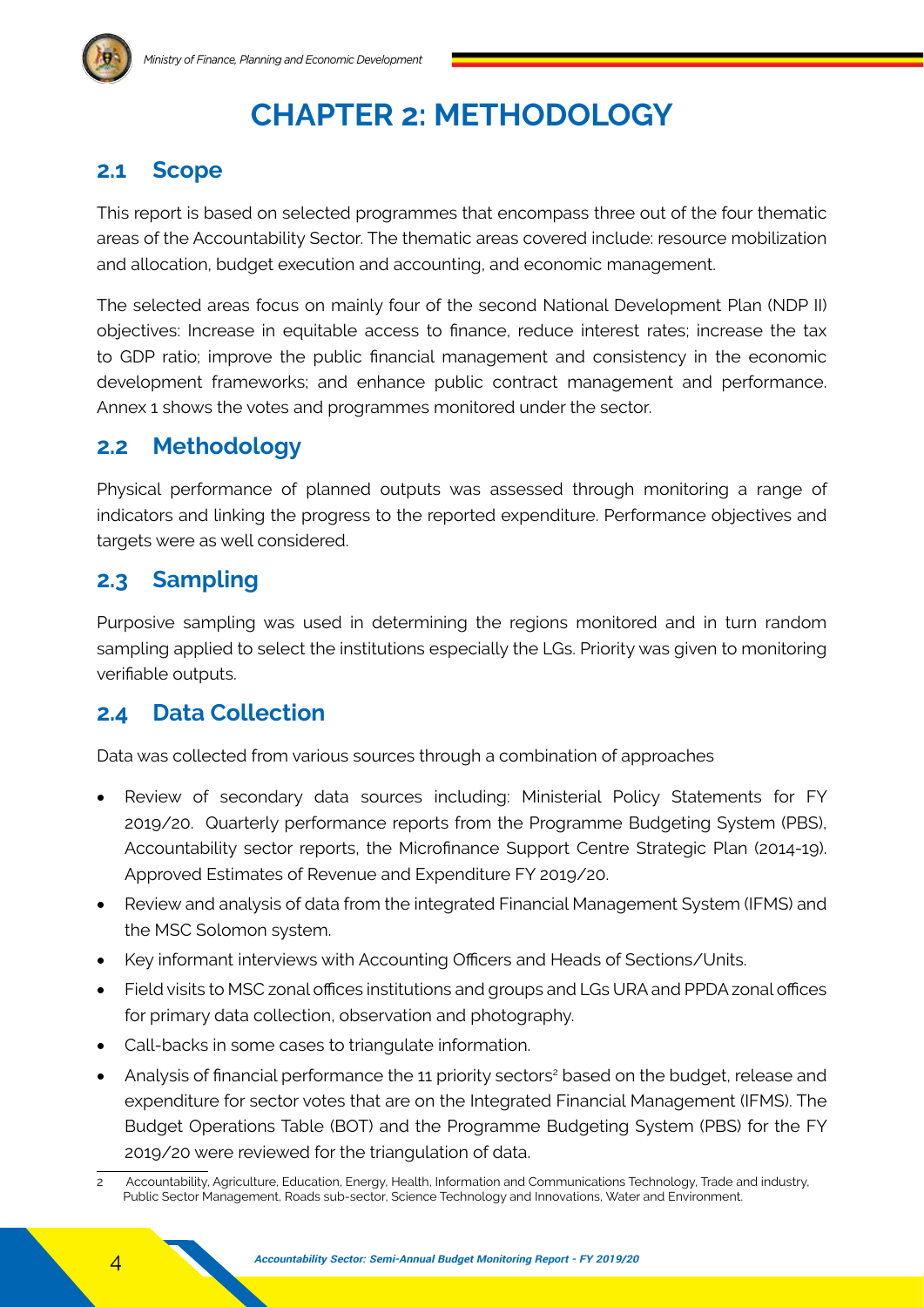# CHAPTER 2: METHODOLOGY

## 2.1 Scope

This report is based on selected programmes that encompass three out of the four thematic areas of the Accountability Sector. The thematic areas covered include: resource mobilization and allocation, budget execution and accounting, and economic management.

The selected areas focus on mainly four of the second National Development Plan (NDP II) objectives: Increase in equitable access to finance, reduce interest rates; increase the tax to GDP ratio; improve the public financial management and consistency in the economic development frameworks; and enhance public contract management and performance. Annex 1 shows the votes and programmes monitored under the sector.

## 2.2 Methodology

Physical performance of planned outputs was assessed through monitoring a range of indicators and linking the progress to the reported expenditure. Performance objectives and targets were as well considered.

## 2.3 Sampling

Purposive sampling was used in determining the regions monitored and in turn random sampling applied to select the institutions especially the LGs. Priority was given to monitoring verifiable outputs.

## 2.4 Data Collection

Data was collected from various sources through a combination of approaches

- Review of secondary data sources including: Ministerial Policy Statements for FY 2019/20. Quarterly performance reports from the Programme Budgeting System (PBS), Accountability sector reports, the Microfinance Support Centre Strategic Plan (2014-19). Approved Estimates of Revenue and Expenditure FY 2019/20.
- Review and analysis of data from the integrated Financial Management System (IFMS) and the MSC Solomon system.
- Key informant interviews with Accounting Officers and Heads of Sections/Units.
- Field visits to MSC zonal offices institutions and groups and LGs URA and PPDA zonal offices for primary data collection, observation and photography.
- Call-backs in some cases to triangulate information.
- Analysis of financial performance the 11 priority sectors[2] based on the budget, release and expenditure for sector votes that are on the Integrated Financial Management (IFMS). The Budget Operations Table (BOT) and the Programme Budgeting System (PBS) for the FY 2019/20 were reviewed for the triangulation of data.

---

[2] Accountability, Agriculture, Education, Energy, Health, Information and Communications Technology, Trade and industry, Public Sector Management, Roads sub-sector, Science Technology and Innovations, Water and Environment.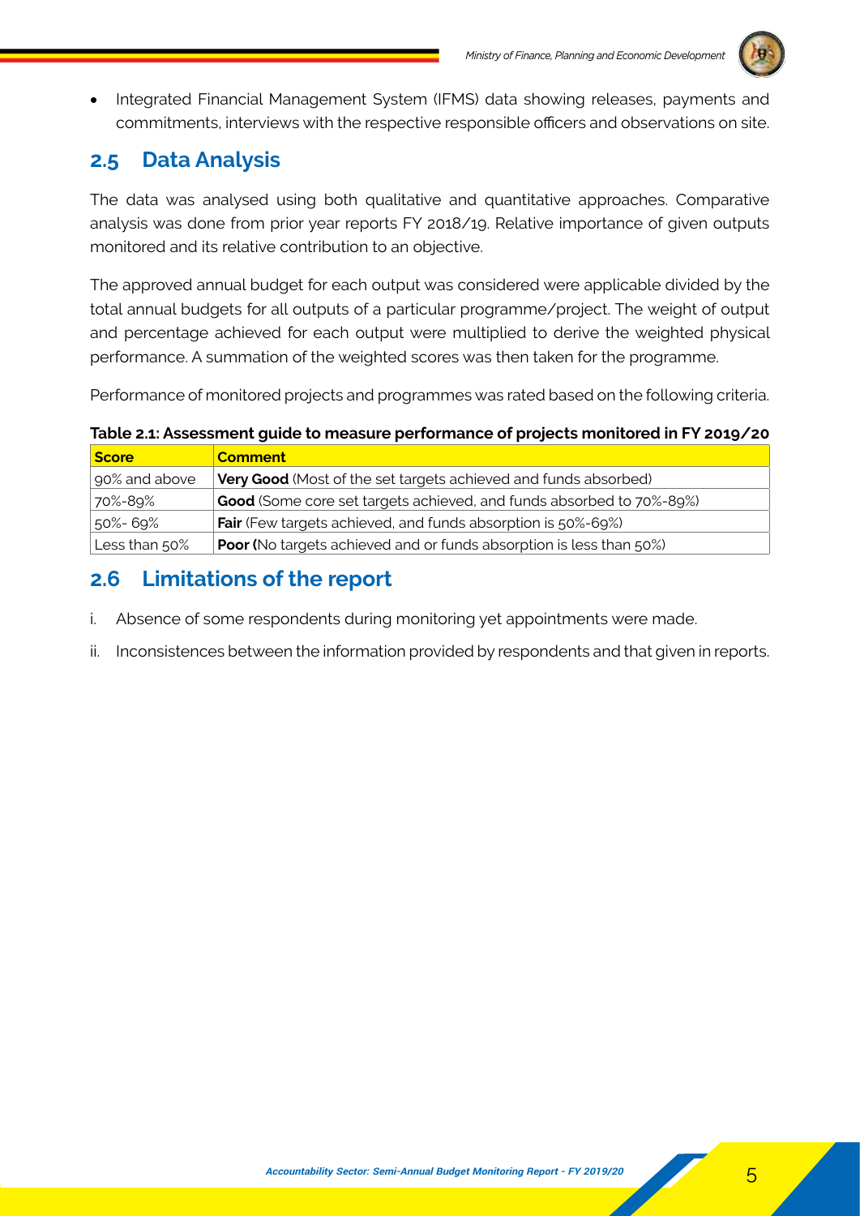- Integrated Financial Management System (IFMS) data showing releases, payments and commitments, interviews with the respective responsible officers and observations on site.

## 2.5 Data Analysis

The data was analysed using both qualitative and quantitative approaches. Comparative analysis was done from prior year reports FY 2018/19. Relative importance of given outputs monitored and its relative contribution to an objective.

The approved annual budget for each output was considered were applicable divided by the total annual budgets for all outputs of a particular programme/project. The weight of output and percentage achieved for each output were multiplied to derive the weighted physical performance. A summation of the weighted scores was then taken for the programme.

Performance of monitored projects and programmes was rated based on the following criteria.

**Table 2.1: Assessment guide to measure performance of projects monitored in FY 2019/20**

| Score | Comment |
|---|---|
| 90% and above | **Very Good** (Most of the set targets achieved and funds absorbed) |
| 70%-89% | **Good** (Some core set targets achieved, and funds absorbed to 70%-89%) |
| 50%- 69% | **Fair** (Few targets achieved, and funds absorption is 50%-69%) |
| Less than 50% | **Poor (**No targets achieved and or funds absorption is less than 50%) |

## 2.6 Limitations of the report

i. Absence of some respondents during monitoring yet appointments were made.

ii. Inconsistences between the information provided by respondents and that given in reports.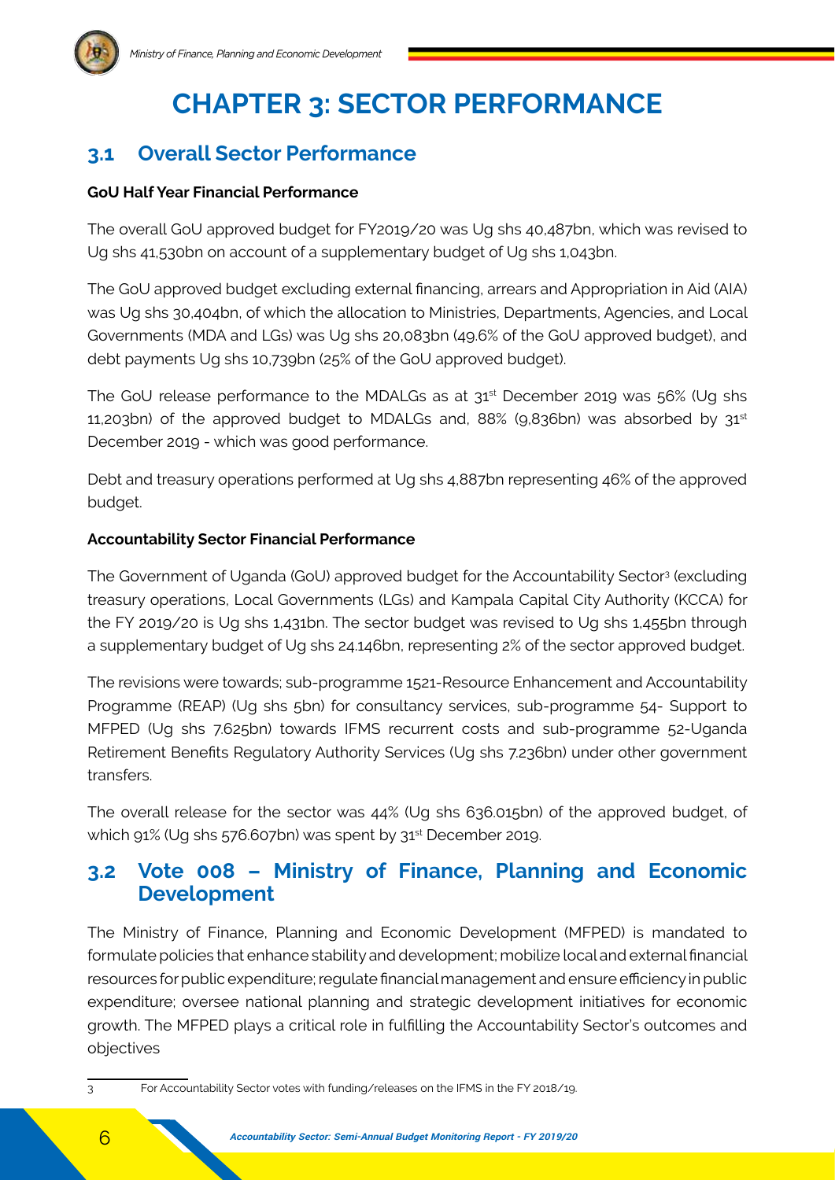# CHAPTER 3: SECTOR PERFORMANCE

## 3.1 Overall Sector Performance

**GoU Half Year Financial Performance**

The overall GoU approved budget for FY2019/20 was Ug shs 40,487bn, which was revised to Ug shs 41,530bn on account of a supplementary budget of Ug shs 1,043bn.

The GoU approved budget excluding external financing, arrears and Appropriation in Aid (AIA) was Ug shs 30,404bn, of which the allocation to Ministries, Departments, Agencies, and Local Governments (MDA and LGs) was Ug shs 20,083bn (49.6% of the GoU approved budget), and debt payments Ug shs 10,739bn (25% of the GoU approved budget).

The GoU release performance to the MDALGs as at 31st December 2019 was 56% (Ug shs 11,203bn) of the approved budget to MDALGs and, 88% (9,836bn) was absorbed by 31st December 2019 - which was good performance.

Debt and treasury operations performed at Ug shs 4,887bn representing 46% of the approved budget.

**Accountability Sector Financial Performance**

The Government of Uganda (GoU) approved budget for the Accountability Sector[3] (excluding treasury operations, Local Governments (LGs) and Kampala Capital City Authority (KCCA) for the FY 2019/20 is Ug shs 1,431bn. The sector budget was revised to Ug shs 1,455bn through a supplementary budget of Ug shs 24.146bn, representing 2% of the sector approved budget.

The revisions were towards; sub-programme 1521-Resource Enhancement and Accountability Programme (REAP) (Ug shs 5bn) for consultancy services, sub-programme 54- Support to MFPED (Ug shs 7.625bn) towards IFMS recurrent costs and sub-programme 52-Uganda Retirement Benefits Regulatory Authority Services (Ug shs 7.236bn) under other government transfers.

The overall release for the sector was 44% (Ug shs 636.015bn) of the approved budget, of which 91% (Ug shs 576.607bn) was spent by 31st December 2019.

## 3.2 Vote 008 – Ministry of Finance, Planning and Economic Development

The Ministry of Finance, Planning and Economic Development (MFPED) is mandated to formulate policies that enhance stability and development; mobilize local and external financial resources for public expenditure; regulate financial management and ensure efficiency in public expenditure; oversee national planning and strategic development initiatives for economic growth. The MFPED plays a critical role in fulfilling the Accountability Sector's outcomes and objectives

---

3 For Accountability Sector votes with funding/releases on the IFMS in the FY 2018/19.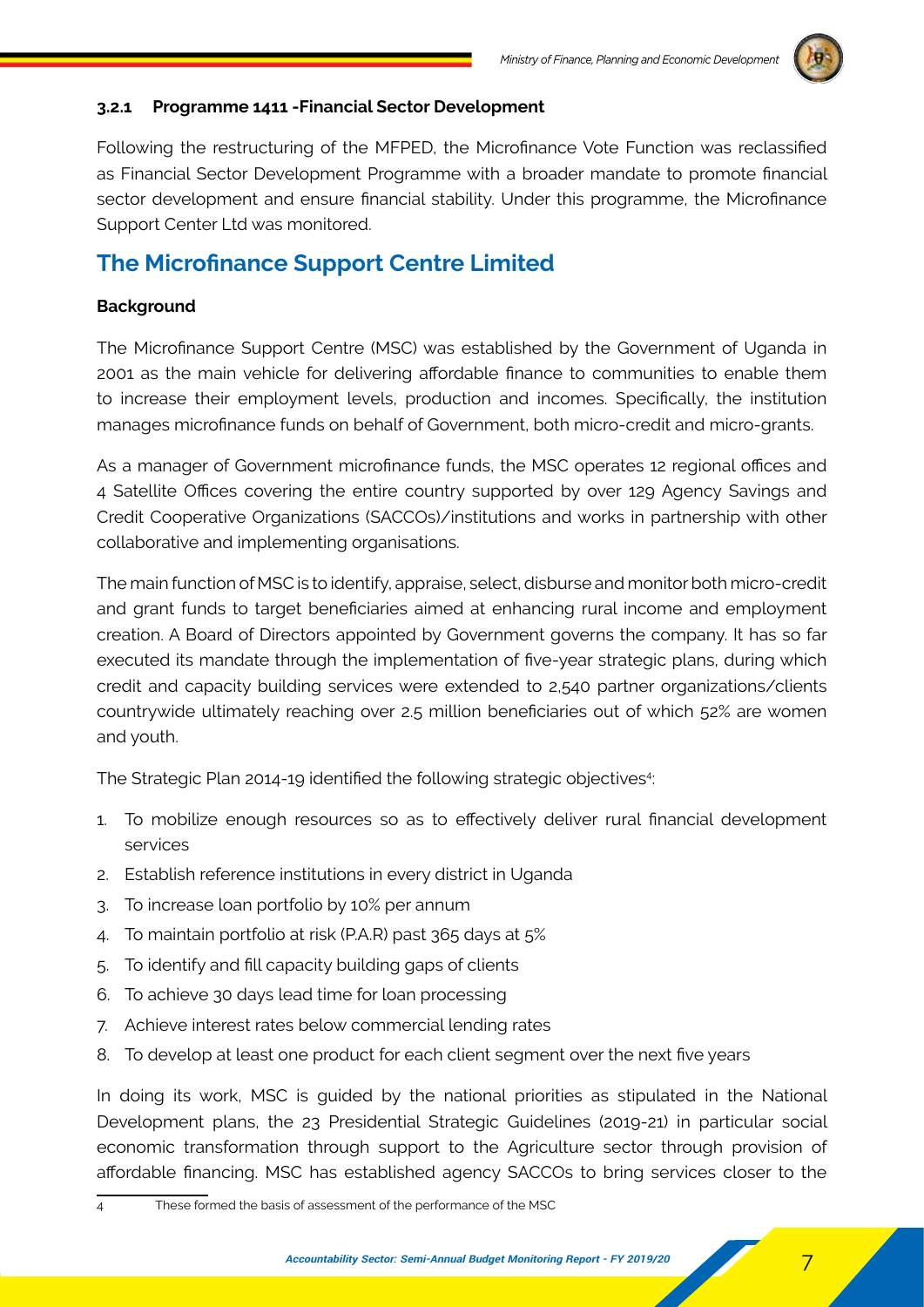### 3.2.1 Programme 1411 -Financial Sector Development

Following the restructuring of the MFPED, the Microfinance Vote Function was reclassified as Financial Sector Development Programme with a broader mandate to promote financial sector development and ensure financial stability. Under this programme, the Microfinance Support Center Ltd was monitored.

## The Microfinance Support Centre Limited

**Background**

The Microfinance Support Centre (MSC) was established by the Government of Uganda in 2001 as the main vehicle for delivering affordable finance to communities to enable them to increase their employment levels, production and incomes. Specifically, the institution manages microfinance funds on behalf of Government, both micro-credit and micro-grants.

As a manager of Government microfinance funds, the MSC operates 12 regional offices and 4 Satellite Offices covering the entire country supported by over 129 Agency Savings and Credit Cooperative Organizations (SACCOs)/institutions and works in partnership with other collaborative and implementing organisations.

The main function of MSC is to identify, appraise, select, disburse and monitor both micro-credit and grant funds to target beneficiaries aimed at enhancing rural income and employment creation. A Board of Directors appointed by Government governs the company. It has so far executed its mandate through the implementation of five-year strategic plans, during which credit and capacity building services were extended to 2,540 partner organizations/clients countrywide ultimately reaching over 2.5 million beneficiaries out of which 52% are women and youth.

The Strategic Plan 2014-19 identified the following strategic objectives[4]:

1. To mobilize enough resources so as to effectively deliver rural financial development services
2. Establish reference institutions in every district in Uganda
3. To increase loan portfolio by 10% per annum
4. To maintain portfolio at risk (P.A.R) past 365 days at 5%
5. To identify and fill capacity building gaps of clients
6. To achieve 30 days lead time for loan processing
7. Achieve interest rates below commercial lending rates
8. To develop at least one product for each client segment over the next five years

In doing its work, MSC is guided by the national priorities as stipulated in the National Development plans, the 23 Presidential Strategic Guidelines (2019-21) in particular social economic transformation through support to the Agriculture sector through provision of affordable financing. MSC has established agency SACCOs to bring services closer to the

[4] These formed the basis of assessment of the performance of the MSC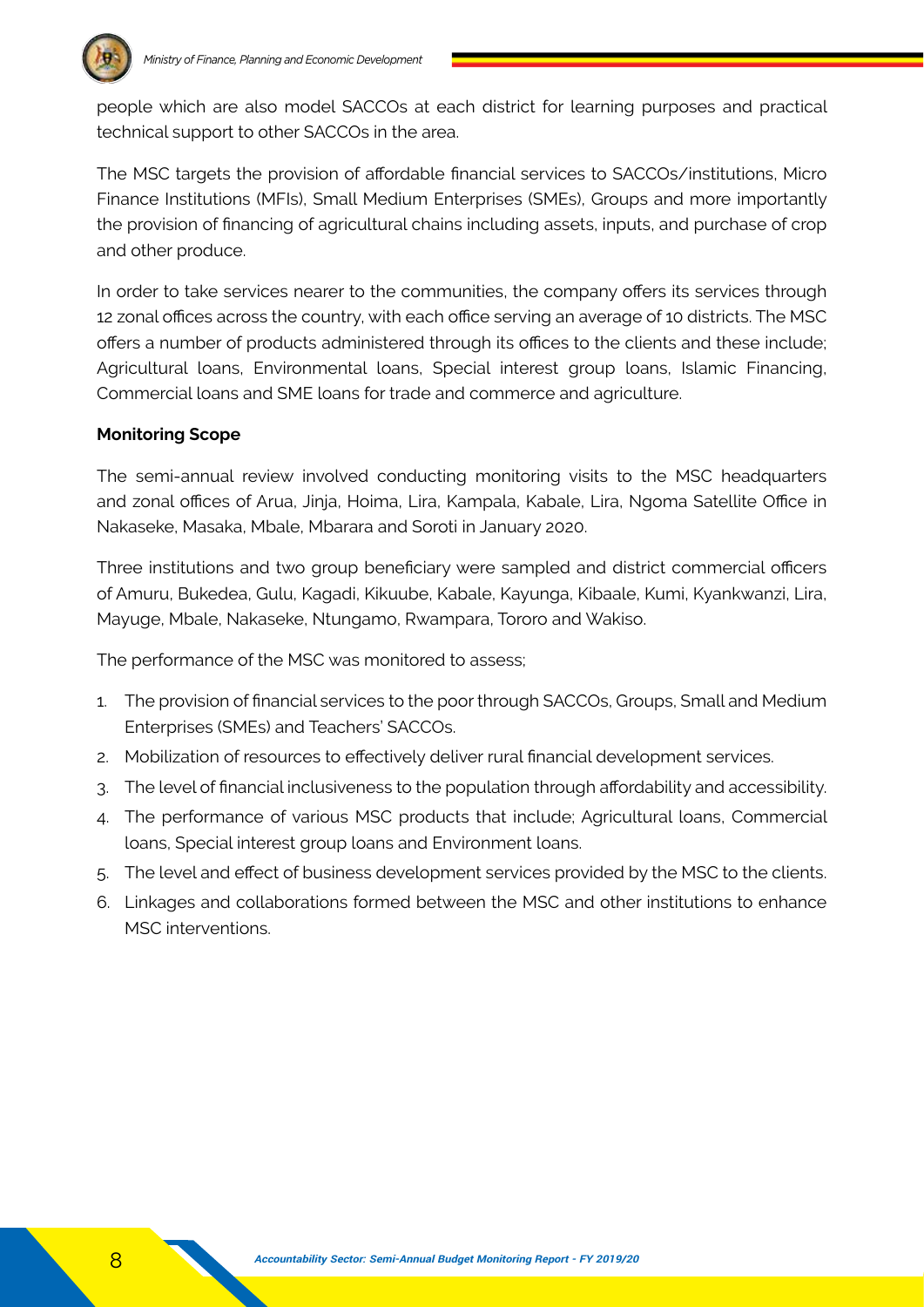people which are also model SACCOs at each district for learning purposes and practical technical support to other SACCOs in the area.

The MSC targets the provision of affordable financial services to SACCOs/institutions, Micro Finance Institutions (MFIs), Small Medium Enterprises (SMEs), Groups and more importantly the provision of financing of agricultural chains including assets, inputs, and purchase of crop and other produce.

In order to take services nearer to the communities, the company offers its services through 12 zonal offices across the country, with each office serving an average of 10 districts. The MSC offers a number of products administered through its offices to the clients and these include; Agricultural loans, Environmental loans, Special interest group loans, Islamic Financing, Commercial loans and SME loans for trade and commerce and agriculture.

**Monitoring Scope**

The semi-annual review involved conducting monitoring visits to the MSC headquarters and zonal offices of Arua, Jinja, Hoima, Lira, Kampala, Kabale, Lira, Ngoma Satellite Office in Nakaseke, Masaka, Mbale, Mbarara and Soroti in January 2020.

Three institutions and two group beneficiary were sampled and district commercial officers of Amuru, Bukedea, Gulu, Kagadi, Kikuube, Kabale, Kayunga, Kibaale, Kumi, Kyankwanzi, Lira, Mayuge, Mbale, Nakaseke, Ntungamo, Rwampara, Tororo and Wakiso.

The performance of the MSC was monitored to assess;

1. The provision of financial services to the poor through SACCOs, Groups, Small and Medium Enterprises (SMEs) and Teachers' SACCOs.
2. Mobilization of resources to effectively deliver rural financial development services.
3. The level of financial inclusiveness to the population through affordability and accessibility.
4. The performance of various MSC products that include; Agricultural loans, Commercial loans, Special interest group loans and Environment loans.
5. The level and effect of business development services provided by the MSC to the clients.
6. Linkages and collaborations formed between the MSC and other institutions to enhance MSC interventions.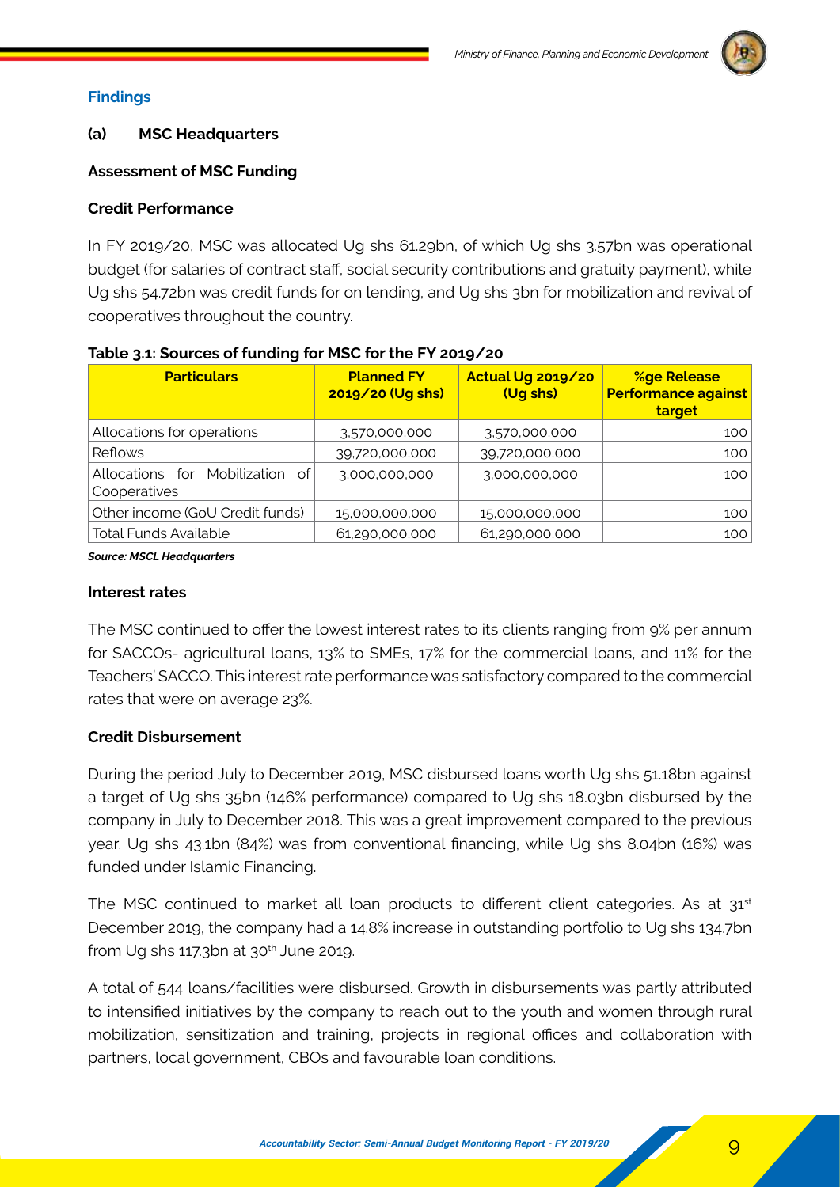## Findings

### (a) MSC Headquarters

**Assessment of MSC Funding**

**Credit Performance**

In FY 2019/20, MSC was allocated Ug shs 61.29bn, of which Ug shs 3.57bn was operational budget (for salaries of contract staff, social security contributions and gratuity payment), while Ug shs 54.72bn was credit funds for on lending, and Ug shs 3bn for mobilization and revival of cooperatives throughout the country.

**Table 3.1: Sources of funding for MSC for the FY 2019/20**

| Particulars | Planned FY 2019/20 (Ug shs) | Actual Ug 2019/20 (Ug shs) | %ge Release Performance against target |
|---|---|---|---|
| Allocations for operations | 3,570,000,000 | 3,570,000,000 | 100 |
| Reflows | 39,720,000,000 | 39,720,000,000 | 100 |
| Allocations for Mobilization of Cooperatives | 3,000,000,000 | 3,000,000,000 | 100 |
| Other income (GoU Credit funds) | 15,000,000,000 | 15,000,000,000 | 100 |
| Total Funds Available | 61,290,000,000 | 61,290,000,000 | 100 |

***Source: MSCL Headquarters***

**Interest rates**

The MSC continued to offer the lowest interest rates to its clients ranging from 9% per annum for SACCOs- agricultural loans, 13% to SMEs, 17% for the commercial loans, and 11% for the Teachers' SACCO. This interest rate performance was satisfactory compared to the commercial rates that were on average 23%.

**Credit Disbursement**

During the period July to December 2019, MSC disbursed loans worth Ug shs 51.18bn against a target of Ug shs 35bn (146% performance) compared to Ug shs 18.03bn disbursed by the company in July to December 2018. This was a great improvement compared to the previous year. Ug shs 43.1bn (84%) was from conventional financing, while Ug shs 8.04bn (16%) was funded under Islamic Financing.

The MSC continued to market all loan products to different client categories. As at 31st December 2019, the company had a 14.8% increase in outstanding portfolio to Ug shs 134.7bn from Ug shs 117.3bn at 30th June 2019.

A total of 544 loans/facilities were disbursed. Growth in disbursements was partly attributed to intensified initiatives by the company to reach out to the youth and women through rural mobilization, sensitization and training, projects in regional offices and collaboration with partners, local government, CBOs and favourable loan conditions.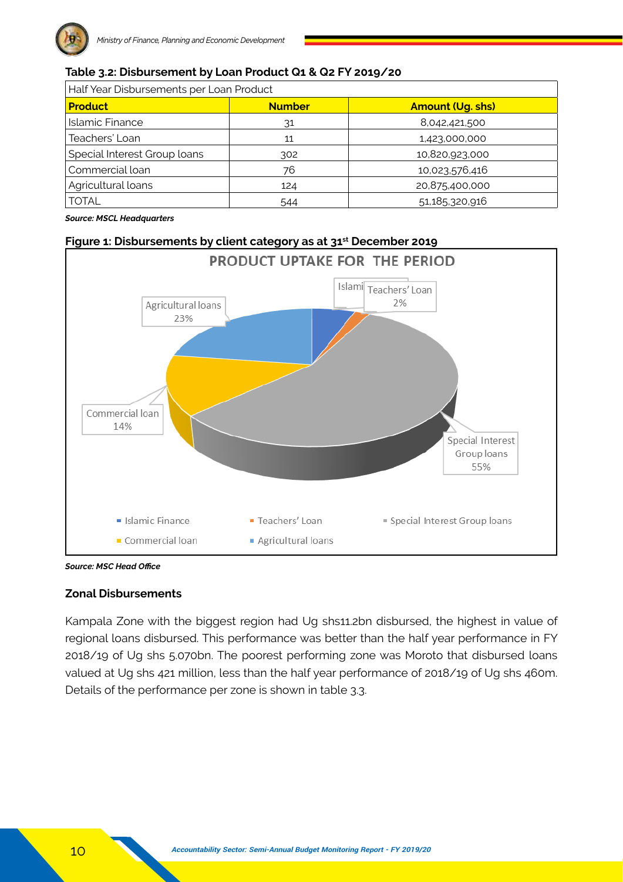**Table 3.2: Disbursement by Loan Product Q1 & Q2 FY 2019/20**

| Half Year Disbursements per Loan Product | | |
|---|---|---|
| **Product** | **Number** | **Amount (Ug. shs)** |
| Islamic Finance | 31 | 8,042,421,500 |
| Teachers' Loan | 11 | 1,423,000,000 |
| Special Interest Group loans | 302 | 10,820,923,000 |
| Commercial loan | 76 | 10,023,576,416 |
| Agricultural loans | 124 | 20,875,400,000 |
| TOTAL | 544 | 51,185,320,916 |

***Source: MSCL Headquarters***

**Figure 1: Disbursements by client category as at 31st December 2019**

PRODUCT UPTAKE FOR THE PERIOD

Islami | Teachers' Loan 2% | Agricultural loans 23% | Commercial loan 14% | Special Interest Group loans 55%

Legend: Islamic Finance, Teachers' Loan, Special Interest Group loans, Commercial loan, Agricultural loans

***Source: MSC Head Office***

### Zonal Disbursements

Kampala Zone with the biggest region had Ug shs11.2bn disbursed, the highest in value of regional loans disbursed. This performance was better than the half year performance in FY 2018/19 of Ug shs 5.070bn. The poorest performing zone was Moroto that disbursed loans valued at Ug shs 421 million, less than the half year performance of 2018/19 of Ug shs 460m. Details of the performance per zone is shown in table 3.3.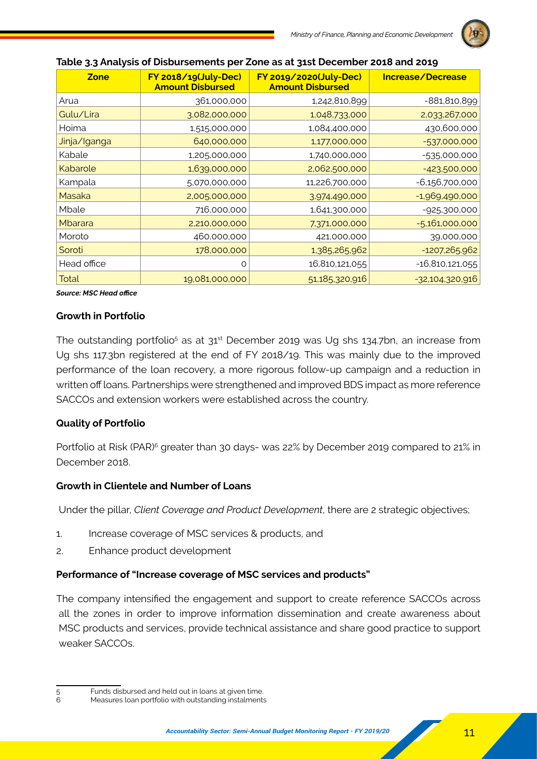**Table 3.3 Analysis of Disbursements per Zone as at 31st December 2018 and 2019**

| Zone | FY 2018/19(July-Dec) Amount Disbursed | FY 2019/2020(July-Dec) Amount Disbursed | Increase/Decrease |
|---|---|---|---|
| Arua | 361,000,000 | 1,242,810,899 | -881,810,899 |
| Gulu/Lira | 3,082,000,000 | 1,048,733,000 | 2,033,267,000 |
| Hoima | 1,515,000,000 | 1,084,400,000 | 430,600,000 |
| Jinja/Iganga | 640,000,000 | 1,177,000,000 | -537,000,000 |
| Kabale | 1,205,000,000 | 1,740,000,000 | -535,000,000 |
| Kabarole | 1,639,000,000 | 2,062,500,000 | -423,500,000 |
| Kampala | 5,070,000,000 | 11,226,700,000 | -6,156,700,000 |
| Masaka | 2,005,000,000 | 3,974,490,000 | -1,969,490,000 |
| Mbale | 716,000,000 | 1,641,300,000 | -925,300,000 |
| Mbarara | 2,210,000,000 | 7,371,000,000 | -5,161,000,000 |
| Moroto | 460,000,000 | 421,000,000 | 39,000,000 |
| Soroti | 178,000,000 | 1,385,265,962 | -1207,265,962 |
| Head office | 0 | 16,810,121,055 | -16,810,121,055 |
| Total | 19,081,000,000 | 51,185,320,916 | -32,104,320,916 |

***Source: MSC Head office***

**Growth in Portfolio**

The outstanding portfolio[5] as at 31st December 2019 was Ug shs 134.7bn, an increase from Ug shs 117.3bn registered at the end of FY 2018/19. This was mainly due to the improved performance of the loan recovery, a more rigorous follow-up campaign and a reduction in written off loans. Partnerships were strengthened and improved BDS impact as more reference SACCOs and extension workers were established across the country.

**Quality of Portfolio**

Portfolio at Risk (PAR)[6] greater than 30 days- was 22% by December 2019 compared to 21% in December 2018.

**Growth in Clientele and Number of Loans**

Under the pillar, *Client Coverage and Product Development*, there are 2 strategic objectives;

1. Increase coverage of MSC services & products, and
2. Enhance product development

**Performance of "Increase coverage of MSC services and products"**

The company intensified the engagement and support to create reference SACCOs across all the zones in order to improve information dissemination and create awareness about MSC products and services, provide technical assistance and share good practice to support weaker SACCOs.

---

5 Funds disbursed and held out in loans at given time.

6 Measures loan portfolio with outstanding instalments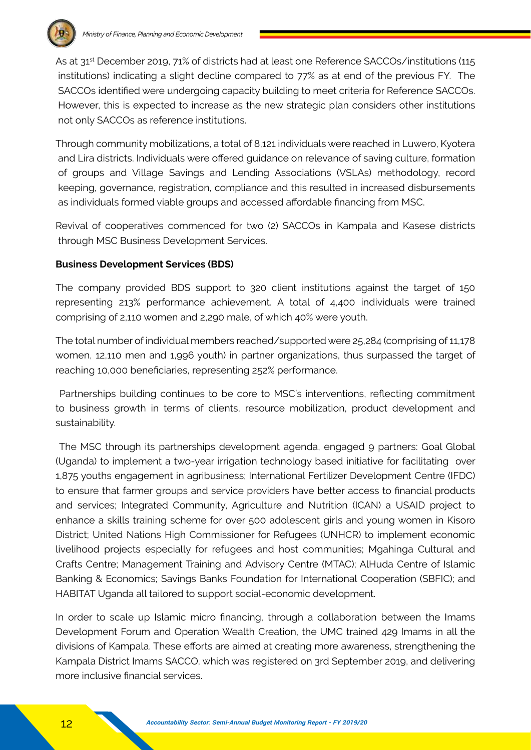As at 31st December 2019, 71% of districts had at least one Reference SACCOs/institutions (115 institutions) indicating a slight decline compared to 77% as at end of the previous FY. The SACCOs identified were undergoing capacity building to meet criteria for Reference SACCOs. However, this is expected to increase as the new strategic plan considers other institutions not only SACCOs as reference institutions.

Through community mobilizations, a total of 8,121 individuals were reached in Luwero, Kyotera and Lira districts. Individuals were offered guidance on relevance of saving culture, formation of groups and Village Savings and Lending Associations (VSLAs) methodology, record keeping, governance, registration, compliance and this resulted in increased disbursements as individuals formed viable groups and accessed affordable financing from MSC.

Revival of cooperatives commenced for two (2) SACCOs in Kampala and Kasese districts through MSC Business Development Services.

**Business Development Services (BDS)**

The company provided BDS support to 320 client institutions against the target of 150 representing 213% performance achievement. A total of 4,400 individuals were trained comprising of 2,110 women and 2,290 male, of which 40% were youth.

The total number of individual members reached/supported were 25,284 (comprising of 11,178 women, 12,110 men and 1,996 youth) in partner organizations, thus surpassed the target of reaching 10,000 beneficiaries, representing 252% performance.

Partnerships building continues to be core to MSC's interventions, reflecting commitment to business growth in terms of clients, resource mobilization, product development and sustainability.

The MSC through its partnerships development agenda, engaged 9 partners: Goal Global (Uganda) to implement a two-year irrigation technology based initiative for facilitating over 1,875 youths engagement in agribusiness; International Fertilizer Development Centre (IFDC) to ensure that farmer groups and service providers have better access to financial products and services; Integrated Community, Agriculture and Nutrition (ICAN) a USAID project to enhance a skills training scheme for over 500 adolescent girls and young women in Kisoro District; United Nations High Commissioner for Refugees (UNHCR) to implement economic livelihood projects especially for refugees and host communities; Mgahinga Cultural and Crafts Centre; Management Training and Advisory Centre (MTAC); AlHuda Centre of Islamic Banking & Economics; Savings Banks Foundation for International Cooperation (SBFIC); and HABITAT Uganda all tailored to support social-economic development.

In order to scale up Islamic micro financing, through a collaboration between the Imams Development Forum and Operation Wealth Creation, the UMC trained 429 Imams in all the divisions of Kampala. These efforts are aimed at creating more awareness, strengthening the Kampala District Imams SACCO, which was registered on 3rd September 2019, and delivering more inclusive financial services.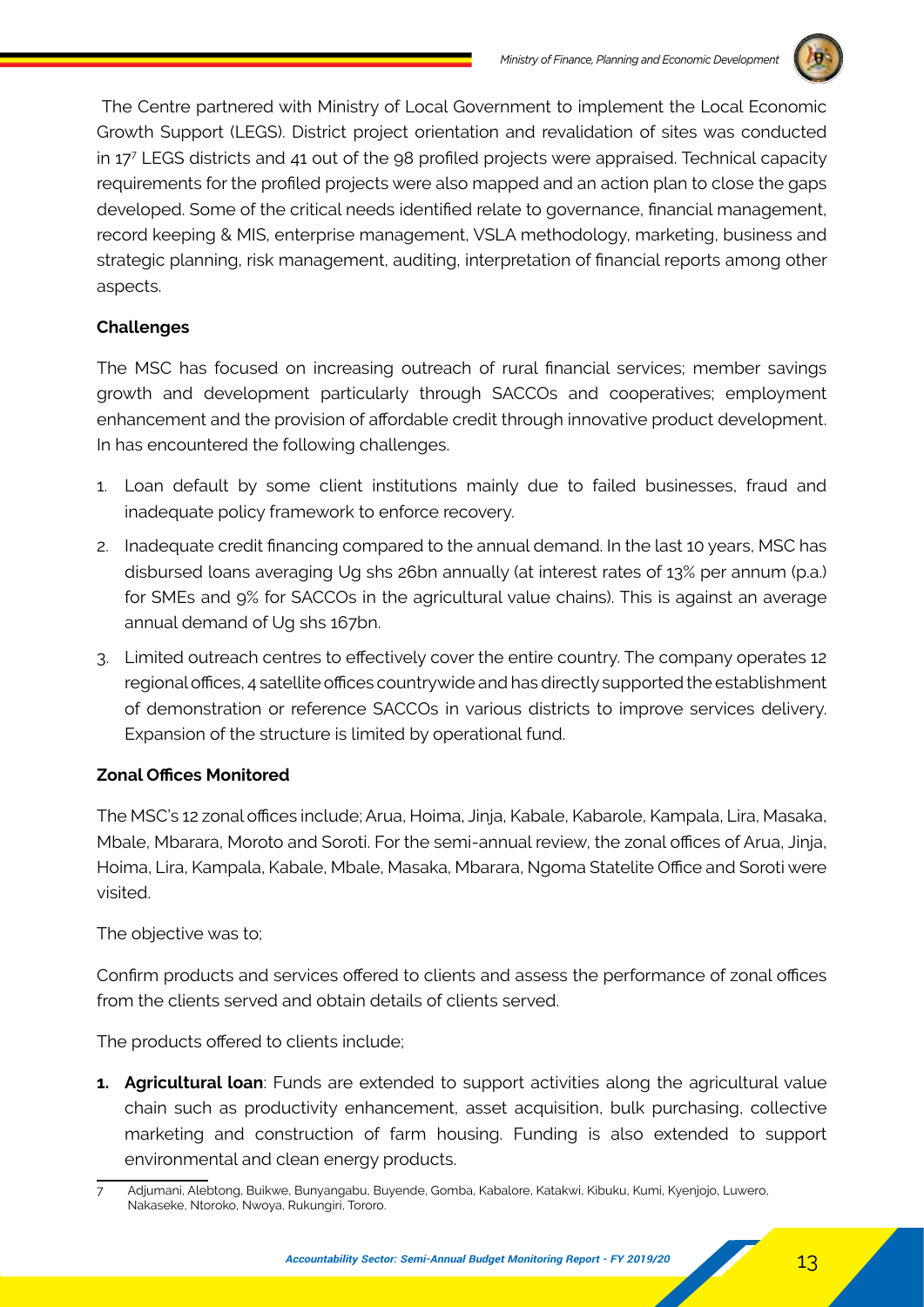The Centre partnered with Ministry of Local Government to implement the Local Economic Growth Support (LEGS). District project orientation and revalidation of sites was conducted in 17[7] LEGS districts and 41 out of the 98 profiled projects were appraised. Technical capacity requirements for the profiled projects were also mapped and an action plan to close the gaps developed. Some of the critical needs identified relate to governance, financial management, record keeping & MIS, enterprise management, VSLA methodology, marketing, business and strategic planning, risk management, auditing, interpretation of financial reports among other aspects.

**Challenges**

The MSC has focused on increasing outreach of rural financial services; member savings growth and development particularly through SACCOs and cooperatives; employment enhancement and the provision of affordable credit through innovative product development. In has encountered the following challenges.

1. Loan default by some client institutions mainly due to failed businesses, fraud and inadequate policy framework to enforce recovery.
2. Inadequate credit financing compared to the annual demand. In the last 10 years, MSC has disbursed loans averaging Ug shs 26bn annually (at interest rates of 13% per annum (p.a.) for SMEs and 9% for SACCOs in the agricultural value chains). This is against an average annual demand of Ug shs 167bn.
3. Limited outreach centres to effectively cover the entire country. The company operates 12 regional offices, 4 satellite offices countrywide and has directly supported the establishment of demonstration or reference SACCOs in various districts to improve services delivery. Expansion of the structure is limited by operational fund.

**Zonal Offices Monitored**

The MSC's 12 zonal offices include; Arua, Hoima, Jinja, Kabale, Kabarole, Kampala, Lira, Masaka, Mbale, Mbarara, Moroto and Soroti. For the semi-annual review, the zonal offices of Arua, Jinja, Hoima, Lira, Kampala, Kabale, Mbale, Masaka, Mbarara, Ngoma Statelite Office and Soroti were visited.

The objective was to;

Confirm products and services offered to clients and assess the performance of zonal offices from the clients served and obtain details of clients served.

The products offered to clients include;

1. **Agricultural loan**: Funds are extended to support activities along the agricultural value chain such as productivity enhancement, asset acquisition, bulk purchasing, collective marketing and construction of farm housing. Funding is also extended to support environmental and clean energy products.

---

7 Adjumani, Alebtong, Buikwe, Bunyangabu, Buyende, Gomba, Kabalore, Katakwi, Kibuku, Kumi, Kyenjojo, Luwero, Nakaseke, Ntoroko, Nwoya, Rukungiri, Tororo.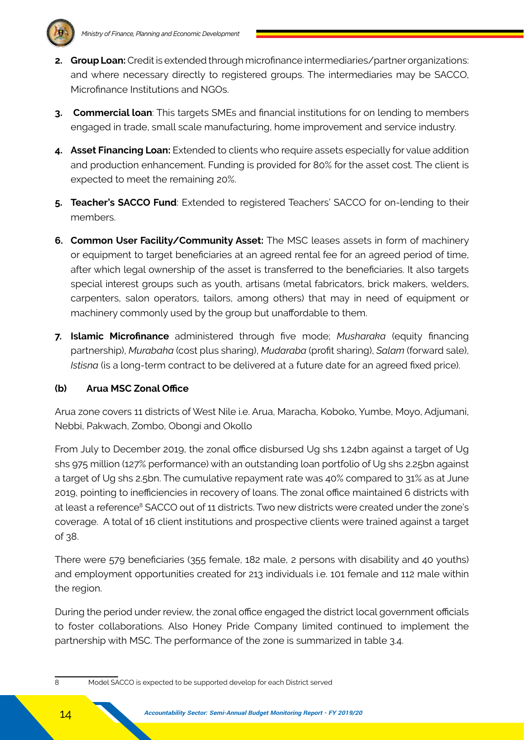2. **Group Loan:** Credit is extended through microfinance intermediaries/partner organizations: and where necessary directly to registered groups. The intermediaries may be SACCO, Microfinance Institutions and NGOs.

3. **Commercial loan**: This targets SMEs and financial institutions for on lending to members engaged in trade, small scale manufacturing, home improvement and service industry.

4. **Asset Financing Loan:** Extended to clients who require assets especially for value addition and production enhancement. Funding is provided for 80% for the asset cost. The client is expected to meet the remaining 20%.

5. **Teacher's SACCO Fund**: Extended to registered Teachers' SACCO for on-lending to their members.

6. **Common User Facility/Community Asset:** The MSC leases assets in form of machinery or equipment to target beneficiaries at an agreed rental fee for an agreed period of time, after which legal ownership of the asset is transferred to the beneficiaries. It also targets special interest groups such as youth, artisans (metal fabricators, brick makers, welders, carpenters, salon operators, tailors, among others) that may in need of equipment or machinery commonly used by the group but unaffordable to them.

7. **Islamic Microfinance** administered through five mode; *Musharaka* (equity financing partnership), *Murabaha* (cost plus sharing), *Mudaraba* (profit sharing), *Salam* (forward sale), *Istisna* (is a long-term contract to be delivered at a future date for an agreed fixed price).

#### (b) Arua MSC Zonal Office

Arua zone covers 11 districts of West Nile i.e. Arua, Maracha, Koboko, Yumbe, Moyo, Adjumani, Nebbi, Pakwach, Zombo, Obongi and Okollo

From July to December 2019, the zonal office disbursed Ug shs 1.24bn against a target of Ug shs 975 million (127% performance) with an outstanding loan portfolio of Ug shs 2.25bn against a target of Ug shs 2.5bn. The cumulative repayment rate was 40% compared to 31% as at June 2019, pointing to inefficiencies in recovery of loans. The zonal office maintained 6 districts with at least a reference[8] SACCO out of 11 districts. Two new districts were created under the zone's coverage. A total of 16 client institutions and prospective clients were trained against a target of 38.

There were 579 beneficiaries (355 female, 182 male, 2 persons with disability and 40 youths) and employment opportunities created for 213 individuals i.e. 101 female and 112 male within the region.

During the period under review, the zonal office engaged the district local government officials to foster collaborations. Also Honey Pride Company limited continued to implement the partnership with MSC. The performance of the zone is summarized in table 3.4.

[8] Model SACCO is expected to be supported develop for each District served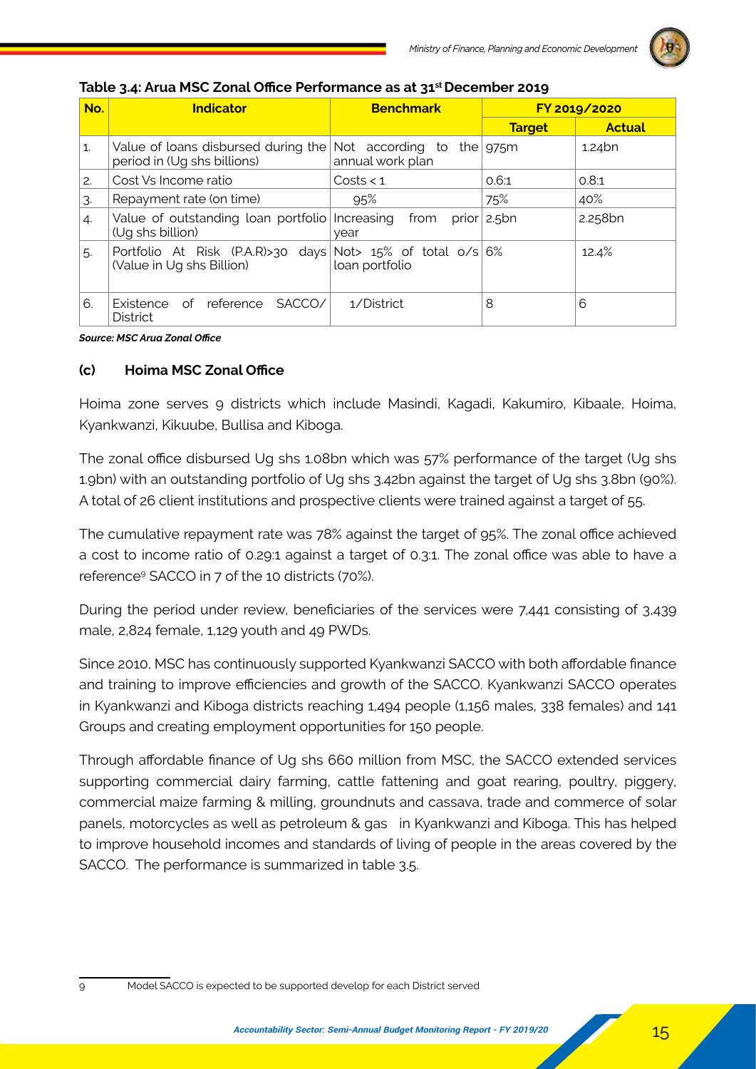**Table 3.4: Arua MSC Zonal Office Performance as at 31st December 2019**

| No. | Indicator | Benchmark | FY 2019/2020 | |
|---|---|---|---|---|
| | | | Target | Actual |
| 1. | Value of loans disbursed during the period in (Ug shs billions) | Not according to the annual work plan | 975m | 1.24bn |
| 2. | Cost Vs Income ratio | Costs < 1 | 0.6:1 | 0.8:1 |
| 3. | Repayment rate (on time) | 95% | 75% | 40% |
| 4. | Value of outstanding loan portfolio (Ug shs billion) | Increasing from prior year | 2.5bn | 2.258bn |
| 5. | Portfolio At Risk (P.A.R)>30 days (Value in Ug shs Billion) | Not> 15% of total o/s loan portfolio | 6% | 12.4% |
| 6. | Existence of reference SACCO/ District | 1/District | 8 | 6 |

***Source: MSC Arua Zonal Office***

### (c) Hoima MSC Zonal Office

Hoima zone serves 9 districts which include Masindi, Kagadi, Kakumiro, Kibaale, Hoima, Kyankwanzi, Kikuube, Bullisa and Kiboga.

The zonal office disbursed Ug shs 1.08bn which was 57% performance of the target (Ug shs 1.9bn) with an outstanding portfolio of Ug shs 3.42bn against the target of Ug shs 3.8bn (90%). A total of 26 client institutions and prospective clients were trained against a target of 55.

The cumulative repayment rate was 78% against the target of 95%. The zonal office achieved a cost to income ratio of 0.29:1 against a target of 0.3:1. The zonal office was able to have a reference[9] SACCO in 7 of the 10 districts (70%).

During the period under review, beneficiaries of the services were 7,441 consisting of 3,439 male, 2,824 female, 1,129 youth and 49 PWDs.

Since 2010, MSC has continuously supported Kyankwanzi SACCO with both affordable finance and training to improve efficiencies and growth of the SACCO. Kyankwanzi SACCO operates in Kyankwanzi and Kiboga districts reaching 1,494 people (1,156 males, 338 females) and 141 Groups and creating employment opportunities for 150 people.

Through affordable finance of Ug shs 660 million from MSC, the SACCO extended services supporting commercial dairy farming, cattle fattening and goat rearing, poultry, piggery, commercial maize farming & milling, groundnuts and cassava, trade and commerce of solar panels, motorcycles as well as petroleum & gas in Kyankwanzi and Kiboga. This has helped to improve household incomes and standards of living of people in the areas covered by the SACCO. The performance is summarized in table 3.5.

---

[9] Model SACCO is expected to be supported develop for each District served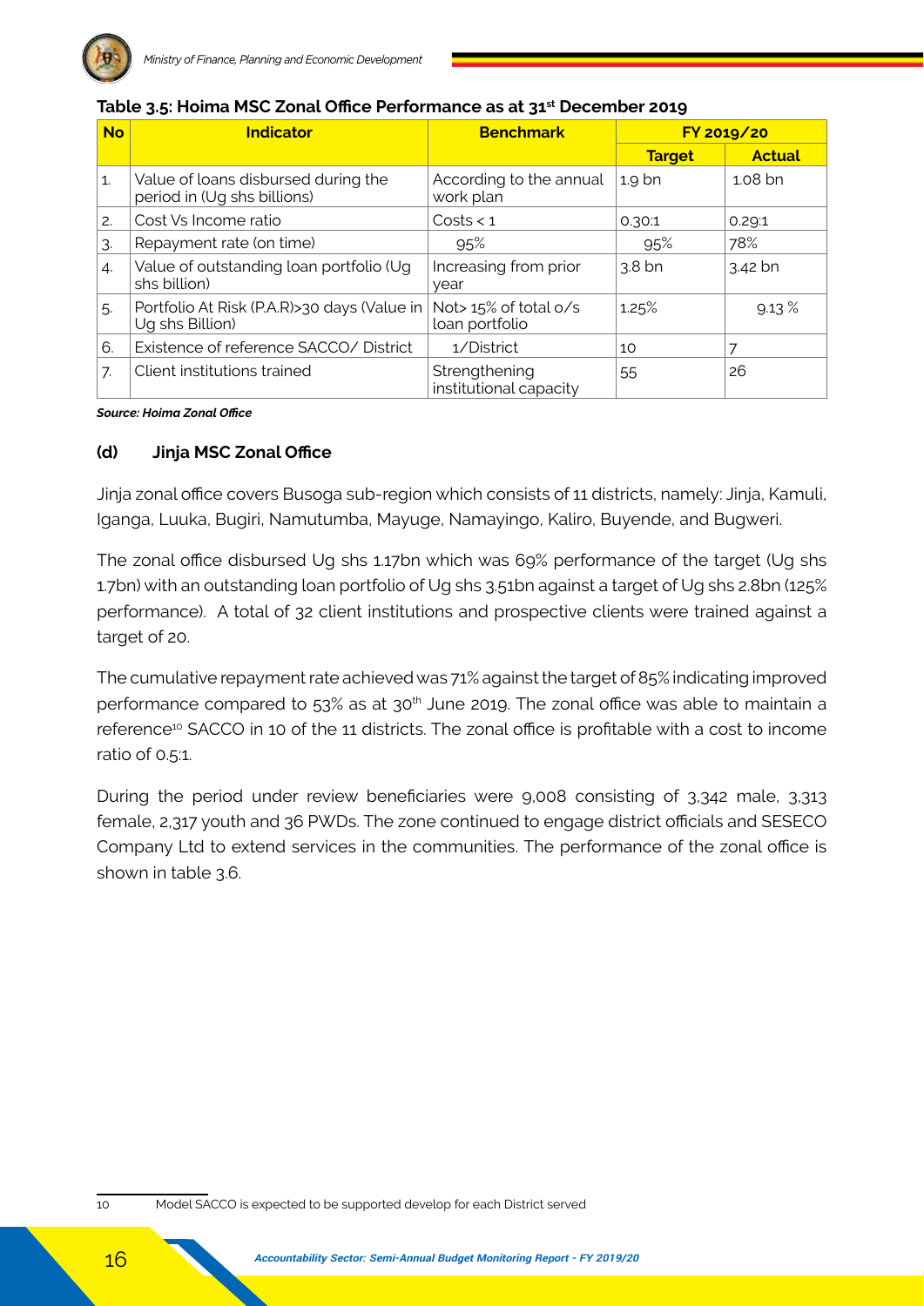**Table 3.5: Hoima MSC Zonal Office Performance as at 31st December 2019**

| No | Indicator | Benchmark | FY 2019/20 | |
|---|---|---|---|---|
| | | | Target | Actual |
| 1. | Value of loans disbursed during the period in (Ug shs billions) | According to the annual work plan | 1.9 bn | 1.08 bn |
| 2. | Cost Vs Income ratio | Costs < 1 | 0.30:1 | 0.29:1 |
| 3. | Repayment rate (on time) | 95% | 95% | 78% |
| 4. | Value of outstanding loan portfolio (Ug shs billion) | Increasing from prior year | 3.8 bn | 3.42 bn |
| 5. | Portfolio At Risk (P.A.R)>30 days (Value in Ug shs Billion) | Not> 15% of total o/s loan portfolio | 1.25% | 9.13 % |
| 6. | Existence of reference SACCO/ District | 1/District | 10 | 7 |
| 7. | Client institutions trained | Strengthening institutional capacity | 55 | 26 |

***Source: Hoima Zonal Office***

### (d) Jinja MSC Zonal Office

Jinja zonal office covers Busoga sub-region which consists of 11 districts, namely: Jinja, Kamuli, Iganga, Luuka, Bugiri, Namutumba, Mayuge, Namayingo, Kaliro, Buyende, and Bugweri.

The zonal office disbursed Ug shs 1.17bn which was 69% performance of the target (Ug shs 1.7bn) with an outstanding loan portfolio of Ug shs 3.51bn against a target of Ug shs 2.8bn (125% performance). A total of 32 client institutions and prospective clients were trained against a target of 20.

The cumulative repayment rate achieved was 71% against the target of 85% indicating improved performance compared to 53% as at 30th June 2019. The zonal office was able to maintain a reference[10] SACCO in 10 of the 11 districts. The zonal office is profitable with a cost to income ratio of 0.5:1.

During the period under review beneficiaries were 9,008 consisting of 3,342 male, 3,313 female, 2,317 youth and 36 PWDs. The zone continued to engage district officials and SESECO Company Ltd to extend services in the communities. The performance of the zonal office is shown in table 3.6.

10 Model SACCO is expected to be supported develop for each District served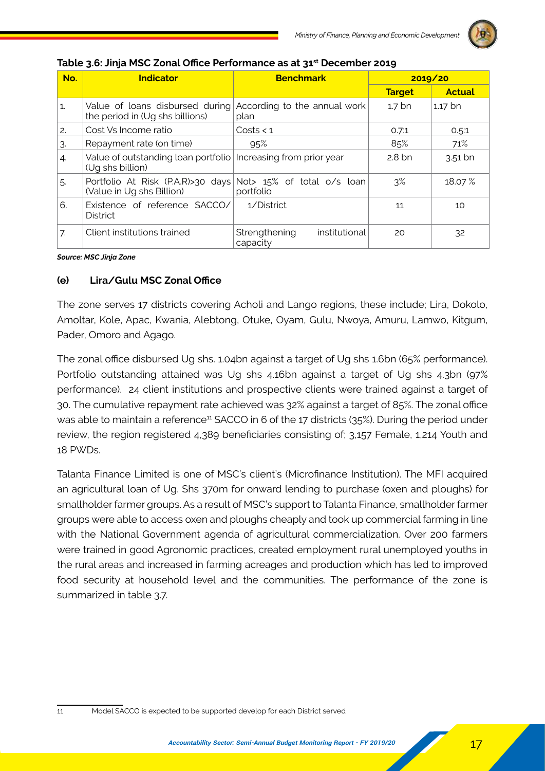**Table 3.6: Jinja MSC Zonal Office Performance as at 31st December 2019**

| No. | Indicator | Benchmark | 2019/20 | |
|---|---|---|---|---|
| | | | Target | Actual |
| 1. | Value of loans disbursed during the period in (Ug shs billions) | According to the annual work plan | 1.7 bn | 1.17 bn |
| 2. | Cost Vs Income ratio | Costs < 1 | 0.7:1 | 0.5:1 |
| 3. | Repayment rate (on time) | 95% | 85% | 71% |
| 4. | Value of outstanding loan portfolio (Ug shs billion) | Increasing from prior year | 2.8 bn | 3.51 bn |
| 5. | Portfolio At Risk (P.A.R)>30 days (Value in Ug shs Billion) | Not> 15% of total o/s loan portfolio | 3% | 18.07 % |
| 6. | Existence of reference SACCO/ District | 1/District | 11 | 10 |
| 7. | Client institutions trained | Strengthening institutional capacity | 20 | 32 |

***Source: MSC Jinja Zone***

**(e) Lira/Gulu MSC Zonal Office**

The zone serves 17 districts covering Acholi and Lango regions, these include; Lira, Dokolo, Amoltar, Kole, Apac, Kwania, Alebtong, Otuke, Oyam, Gulu, Nwoya, Amuru, Lamwo, Kitgum, Pader, Omoro and Agago.

The zonal office disbursed Ug shs. 1.04bn against a target of Ug shs 1.6bn (65% performance). Portfolio outstanding attained was Ug shs 4.16bn against a target of Ug shs 4.3bn (97% performance). 24 client institutions and prospective clients were trained against a target of 30. The cumulative repayment rate achieved was 32% against a target of 85%. The zonal office was able to maintain a reference[11] SACCO in 6 of the 17 districts (35%). During the period under review, the region registered 4,389 beneficiaries consisting of; 3,157 Female, 1,214 Youth and 18 PWDs.

Talanta Finance Limited is one of MSC's client's (Microfinance Institution). The MFI acquired an agricultural loan of Ug. Shs 370m for onward lending to purchase (oxen and ploughs) for smallholder farmer groups. As a result of MSC's support to Talanta Finance, smallholder farmer groups were able to access oxen and ploughs cheaply and took up commercial farming in line with the National Government agenda of agricultural commercialization. Over 200 farmers were trained in good Agronomic practices, created employment rural unemployed youths in the rural areas and increased in farming acreages and production which has led to improved food security at household level and the communities. The performance of the zone is summarized in table 3.7.

---

[11] Model SACCO is expected to be supported develop for each District served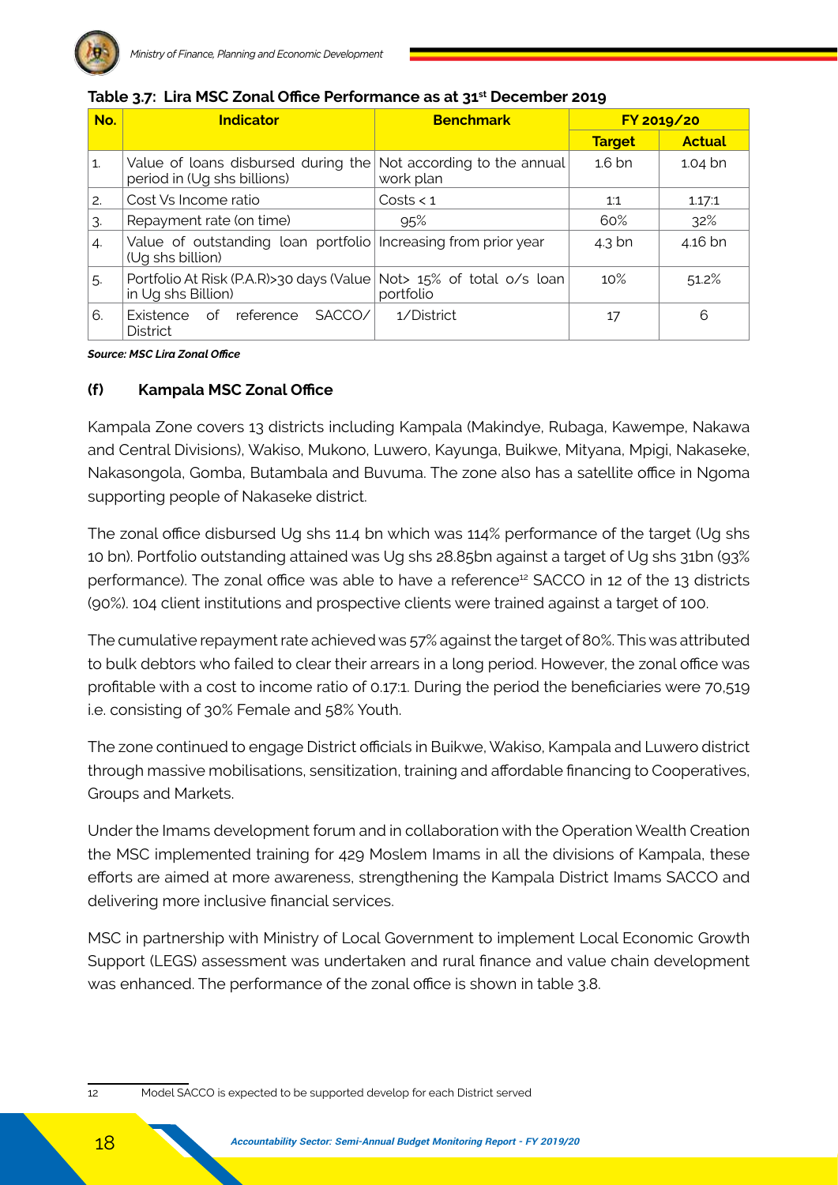**Table 3.7: Lira MSC Zonal Office Performance as at 31st December 2019**

| No. | Indicator | Benchmark | FY 2019/20 | |
|---|---|---|---|---|
| | | | **Target** | **Actual** |
| 1. | Value of loans disbursed during the period in (Ug shs billions) | Not according to the annual work plan | 1.6 bn | 1.04 bn |
| 2. | Cost Vs Income ratio | Costs < 1 | 1:1 | 1.17:1 |
| 3. | Repayment rate (on time) | 95% | 60% | 32% |
| 4. | Value of outstanding loan portfolio (Ug shs billion) | Increasing from prior year | 4.3 bn | 4.16 bn |
| 5. | Portfolio At Risk (P.A.R)>30 days (Value in Ug shs Billion) | Not> 15% of total o/s loan portfolio | 10% | 51.2% |
| 6. | Existence of reference SACCO/ District | 1/District | 17 | 6 |

***Source: MSC Lira Zonal Office***

### (f) Kampala MSC Zonal Office

Kampala Zone covers 13 districts including Kampala (Makindye, Rubaga, Kawempe, Nakawa and Central Divisions), Wakiso, Mukono, Luwero, Kayunga, Buikwe, Mityana, Mpigi, Nakaseke, Nakasongola, Gomba, Butambala and Buvuma. The zone also has a satellite office in Ngoma supporting people of Nakaseke district.

The zonal office disbursed Ug shs 11.4 bn which was 114% performance of the target (Ug shs 10 bn). Portfolio outstanding attained was Ug shs 28.85bn against a target of Ug shs 31bn (93% performance). The zonal office was able to have a reference[12] SACCO in 12 of the 13 districts (90%). 104 client institutions and prospective clients were trained against a target of 100.

The cumulative repayment rate achieved was 57% against the target of 80%. This was attributed to bulk debtors who failed to clear their arrears in a long period. However, the zonal office was profitable with a cost to income ratio of 0.17:1. During the period the beneficiaries were 70,519 i.e. consisting of 30% Female and 58% Youth.

The zone continued to engage District officials in Buikwe, Wakiso, Kampala and Luwero district through massive mobilisations, sensitization, training and affordable financing to Cooperatives, Groups and Markets.

Under the Imams development forum and in collaboration with the Operation Wealth Creation the MSC implemented training for 429 Moslem Imams in all the divisions of Kampala, these efforts are aimed at more awareness, strengthening the Kampala District Imams SACCO and delivering more inclusive financial services.

MSC in partnership with Ministry of Local Government to implement Local Economic Growth Support (LEGS) assessment was undertaken and rural finance and value chain development was enhanced. The performance of the zonal office is shown in table 3.8.

---

[12] Model SACCO is expected to be supported develop for each District served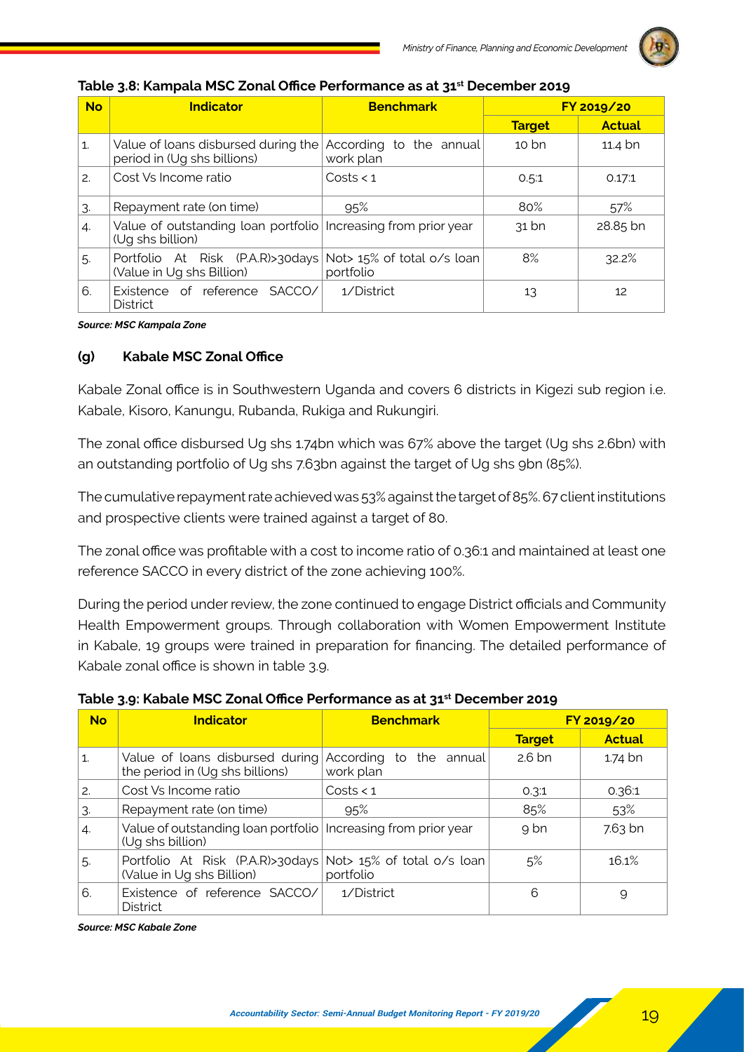**Table 3.8: Kampala MSC Zonal Office Performance as at 31st December 2019**

| No | Indicator | Benchmark | FY 2019/20 | |
|---|---|---|---|---|
| | | | Target | Actual |
| 1. | Value of loans disbursed during the period in (Ug shs billions) | According to the annual work plan | 10 bn | 11.4 bn |
| 2. | Cost Vs Income ratio | Costs < 1 | 0.5:1 | 0.17:1 |
| 3. | Repayment rate (on time) | 95% | 80% | 57% |
| 4. | Value of outstanding loan portfolio (Ug shs billion) | Increasing from prior year | 31 bn | 28.85 bn |
| 5. | Portfolio At Risk (P.A.R)>30days (Value in Ug shs Billion) | Not> 15% of total o/s loan portfolio | 8% | 32.2% |
| 6. | Existence of reference SACCO/ District | 1/District | 13 | 12 |

***Source: MSC Kampala Zone***

### (g) Kabale MSC Zonal Office

Kabale Zonal office is in Southwestern Uganda and covers 6 districts in Kigezi sub region i.e. Kabale, Kisoro, Kanungu, Rubanda, Rukiga and Rukungiri.

The zonal office disbursed Ug shs 1.74bn which was 67% above the target (Ug shs 2.6bn) with an outstanding portfolio of Ug shs 7.63bn against the target of Ug shs 9bn (85%).

The cumulative repayment rate achieved was 53% against the target of 85%. 67 client institutions and prospective clients were trained against a target of 80.

The zonal office was profitable with a cost to income ratio of 0.36:1 and maintained at least one reference SACCO in every district of the zone achieving 100%.

During the period under review, the zone continued to engage District officials and Community Health Empowerment groups. Through collaboration with Women Empowerment Institute in Kabale, 19 groups were trained in preparation for financing. The detailed performance of Kabale zonal office is shown in table 3.9.

**Table 3.9: Kabale MSC Zonal Office Performance as at 31st December 2019**

| No | Indicator | Benchmark | FY 2019/20 | |
|---|---|---|---|---|
| | | | Target | Actual |
| 1. | Value of loans disbursed during the period in (Ug shs billions) | According to the annual work plan | 2.6 bn | 1.74 bn |
| 2. | Cost Vs Income ratio | Costs < 1 | 0.3:1 | 0.36:1 |
| 3. | Repayment rate (on time) | 95% | 85% | 53% |
| 4. | Value of outstanding loan portfolio (Ug shs billion) | Increasing from prior year | 9 bn | 7.63 bn |
| 5. | Portfolio At Risk (P.A.R)>30days (Value in Ug shs Billion) | Not> 15% of total o/s loan portfolio | 5% | 16.1% |
| 6. | Existence of reference SACCO/ District | 1/District | 6 | 9 |

***Source: MSC Kabale Zone***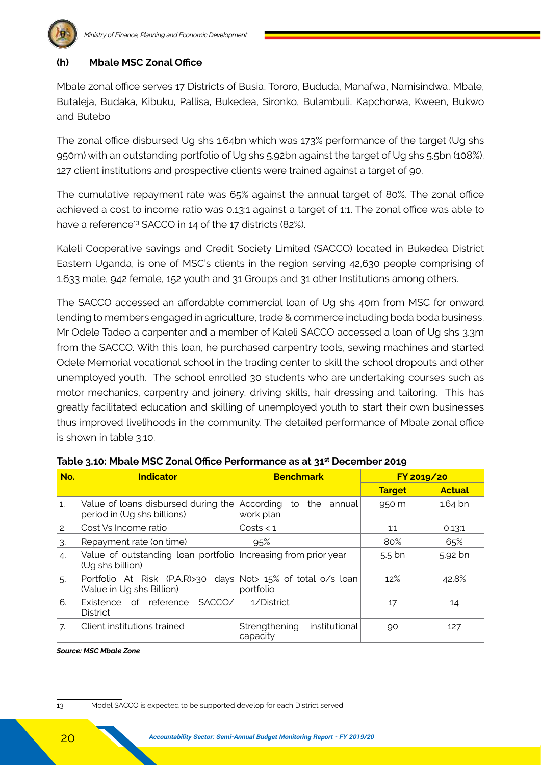### (h) Mbale MSC Zonal Office

Mbale zonal office serves 17 Districts of Busia, Tororo, Bududa, Manafwa, Namisindwa, Mbale, Butaleja, Budaka, Kibuku, Pallisa, Bukedea, Sironko, Bulambuli, Kapchorwa, Kween, Bukwo and Butebo

The zonal office disbursed Ug shs 1.64bn which was 173% performance of the target (Ug shs 950m) with an outstanding portfolio of Ug shs 5.92bn against the target of Ug shs 5.5bn (108%). 127 client institutions and prospective clients were trained against a target of 90.

The cumulative repayment rate was 65% against the annual target of 80%. The zonal office achieved a cost to income ratio was 0.13:1 against a target of 1:1. The zonal office was able to have a reference[13] SACCO in 14 of the 17 districts (82%).

Kaleli Cooperative savings and Credit Society Limited (SACCO) located in Bukedea District Eastern Uganda, is one of MSC's clients in the region serving 42,630 people comprising of 1,633 male, 942 female, 152 youth and 31 Groups and 31 other Institutions among others.

The SACCO accessed an affordable commercial loan of Ug shs 40m from MSC for onward lending to members engaged in agriculture, trade & commerce including boda boda business. Mr Odele Tadeo a carpenter and a member of Kaleli SACCO accessed a loan of Ug shs 3.3m from the SACCO. With this loan, he purchased carpentry tools, sewing machines and started Odele Memorial vocational school in the trading center to skill the school dropouts and other unemployed youth. The school enrolled 30 students who are undertaking courses such as motor mechanics, carpentry and joinery, driving skills, hair dressing and tailoring. This has greatly facilitated education and skilling of unemployed youth to start their own businesses thus improved livelihoods in the community. The detailed performance of Mbale zonal office is shown in table 3.10.

**Table 3.10: Mbale MSC Zonal Office Performance as at 31st December 2019**

| No. | Indicator | Benchmark | FY 2019/20 | |
|---|---|---|---|---|
| | | | Target | Actual |
| 1. | Value of loans disbursed during the period in (Ug shs billions) | According to the annual work plan | 950 m | 1.64 bn |
| 2. | Cost Vs Income ratio | Costs < 1 | 1:1 | 0.13:1 |
| 3. | Repayment rate (on time) | 95% | 80% | 65% |
| 4. | Value of outstanding loan portfolio (Ug shs billion) | Increasing from prior year | 5.5 bn | 5.92 bn |
| 5. | Portfolio At Risk (P.A.R)>30 days (Value in Ug shs Billion) | Not> 15% of total o/s loan portfolio | 12% | 42.8% |
| 6. | Existence of reference SACCO/District | 1/District | 17 | 14 |
| 7. | Client institutions trained | Strengthening institutional capacity | 90 | 127 |

***Source: MSC Mbale Zone***

[13] Model SACCO is expected to be supported develop for each District served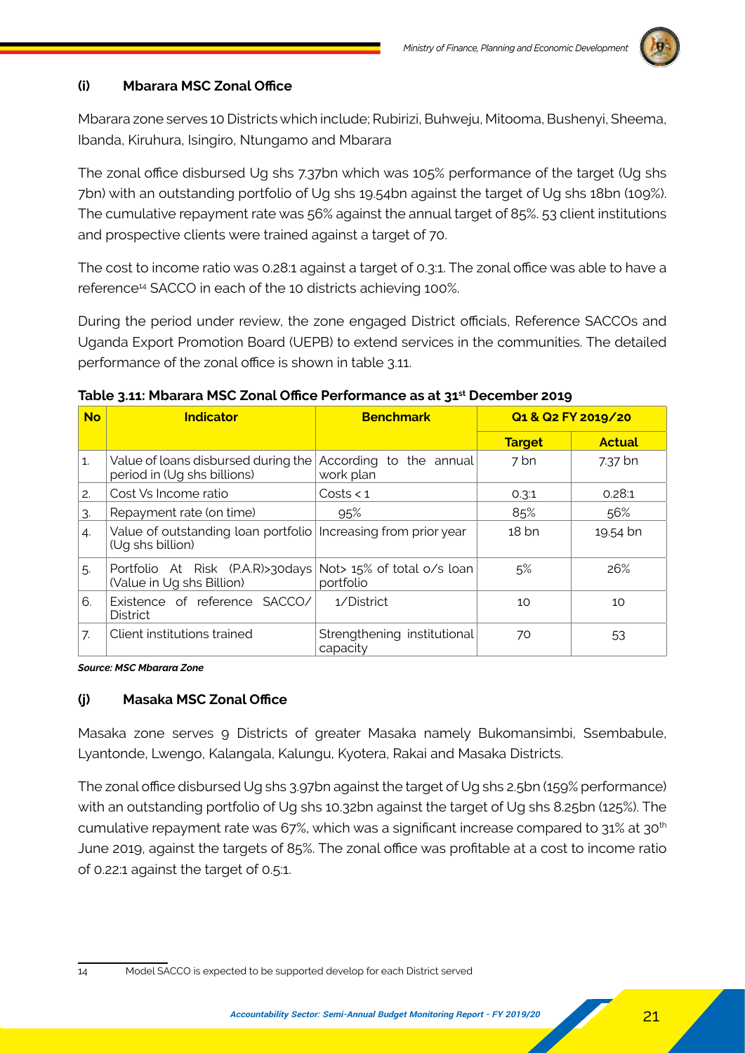### (i) Mbarara MSC Zonal Office

Mbarara zone serves 10 Districts which include; Rubirizi, Buhweju, Mitooma, Bushenyi, Sheema, Ibanda, Kiruhura, Isingiro, Ntungamo and Mbarara

The zonal office disbursed Ug shs 7.37bn which was 105% performance of the target (Ug shs 7bn) with an outstanding portfolio of Ug shs 19.54bn against the target of Ug shs 18bn (109%). The cumulative repayment rate was 56% against the annual target of 85%. 53 client institutions and prospective clients were trained against a target of 70.

The cost to income ratio was 0.28:1 against a target of 0.3:1. The zonal office was able to have a reference[14] SACCO in each of the 10 districts achieving 100%.

During the period under review, the zone engaged District officials, Reference SACCOs and Uganda Export Promotion Board (UEPB) to extend services in the communities. The detailed performance of the zonal office is shown in table 3.11.

**Table 3.11: Mbarara MSC Zonal Office Performance as at 31st December 2019**

| No | Indicator | Benchmark | Q1 & Q2 FY 2019/20 | |
|---|---|---|---|---|
| | | | Target | Actual |
| 1. | Value of loans disbursed during the period in (Ug shs billions) | According to the annual work plan | 7 bn | 7.37 bn |
| 2. | Cost Vs Income ratio | Costs < 1 | 0.3:1 | 0.28:1 |
| 3. | Repayment rate (on time) | 95% | 85% | 56% |
| 4. | Value of outstanding loan portfolio (Ug shs billion) | Increasing from prior year | 18 bn | 19.54 bn |
| 5. | Portfolio At Risk (P.A.R)>30days (Value in Ug shs Billion) | Not> 15% of total o/s loan portfolio | 5% | 26% |
| 6. | Existence of reference SACCO/ District | 1/District | 10 | 10 |
| 7. | Client institutions trained | Strengthening institutional capacity | 70 | 53 |

*Source: MSC Mbarara Zone*

### (j) Masaka MSC Zonal Office

Masaka zone serves 9 Districts of greater Masaka namely Bukomansimbi, Ssembabule, Lyantonde, Lwengo, Kalangala, Kalungu, Kyotera, Rakai and Masaka Districts.

The zonal office disbursed Ug shs 3.97bn against the target of Ug shs 2.5bn (159% performance) with an outstanding portfolio of Ug shs 10.32bn against the target of Ug shs 8.25bn (125%). The cumulative repayment rate was 67%, which was a significant increase compared to 31% at 30th June 2019, against the targets of 85%. The zonal office was profitable at a cost to income ratio of 0.22:1 against the target of 0.5:1.

---

14 Model SACCO is expected to be supported develop for each District served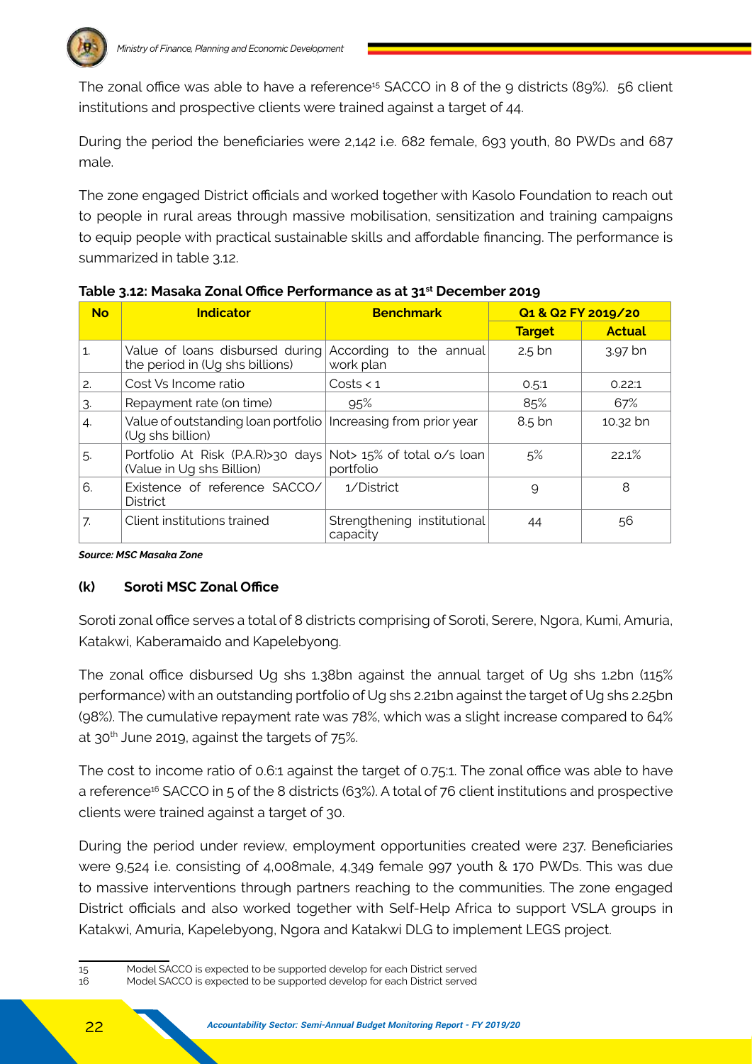The zonal office was able to have a reference[15] SACCO in 8 of the 9 districts (89%). 56 client institutions and prospective clients were trained against a target of 44.

During the period the beneficiaries were 2,142 i.e. 682 female, 693 youth, 80 PWDs and 687 male.

The zone engaged District officials and worked together with Kasolo Foundation to reach out to people in rural areas through massive mobilisation, sensitization and training campaigns to equip people with practical sustainable skills and affordable financing. The performance is summarized in table 3.12.

**Table 3.12: Masaka Zonal Office Performance as at 31st December 2019**

| No | Indicator | Benchmark | Q1 & Q2 FY 2019/20 | |
|---|---|---|---|---|
| | | | Target | Actual |
| 1. | Value of loans disbursed during the period in (Ug shs billions) | According to the annual work plan | 2.5 bn | 3.97 bn |
| 2. | Cost Vs Income ratio | Costs < 1 | 0.5:1 | 0.22:1 |
| 3. | Repayment rate (on time) | 95% | 85% | 67% |
| 4. | Value of outstanding loan portfolio (Ug shs billion) | Increasing from prior year | 8.5 bn | 10.32 bn |
| 5. | Portfolio At Risk (P.A.R)>30 days (Value in Ug shs Billion) | Not> 15% of total o/s loan portfolio | 5% | 22.1% |
| 6. | Existence of reference SACCO/ District | 1/District | 9 | 8 |
| 7. | Client institutions trained | Strengthening institutional capacity | 44 | 56 |

***Source: MSC Masaka Zone***

### (k) Soroti MSC Zonal Office

Soroti zonal office serves a total of 8 districts comprising of Soroti, Serere, Ngora, Kumi, Amuria, Katakwi, Kaberamaido and Kapelebyong.

The zonal office disbursed Ug shs 1.38bn against the annual target of Ug shs 1.2bn (115% performance) with an outstanding portfolio of Ug shs 2.21bn against the target of Ug shs 2.25bn (98%). The cumulative repayment rate was 78%, which was a slight increase compared to 64% at 30th June 2019, against the targets of 75%.

The cost to income ratio of 0.6:1 against the target of 0.75:1. The zonal office was able to have a reference[16] SACCO in 5 of the 8 districts (63%). A total of 76 client institutions and prospective clients were trained against a target of 30.

During the period under review, employment opportunities created were 237. Beneficiaries were 9,524 i.e. consisting of 4,008male, 4,349 female 997 youth & 170 PWDs. This was due to massive interventions through partners reaching to the communities. The zone engaged District officials and also worked together with Self-Help Africa to support VSLA groups in Katakwi, Amuria, Kapelebyong, Ngora and Katakwi DLG to implement LEGS project.

---

15 Model SACCO is expected to be supported develop for each District served

16 Model SACCO is expected to be supported develop for each District served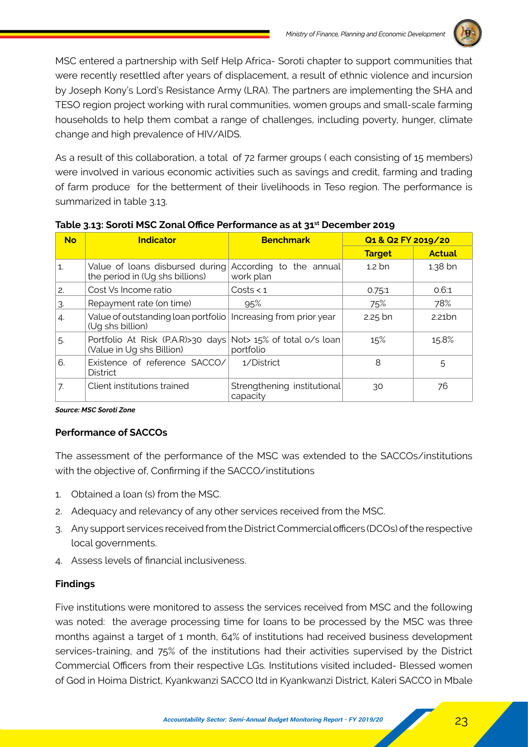MSC entered a partnership with Self Help Africa- Soroti chapter to support communities that were recently resettled after years of displacement, a result of ethnic violence and incursion by Joseph Kony's Lord's Resistance Army (LRA). The partners are implementing the SHA and TESO region project working with rural communities, women groups and small-scale farming households to help them combat a range of challenges, including poverty, hunger, climate change and high prevalence of HIV/AIDS.

As a result of this collaboration, a total of 72 farmer groups ( each consisting of 15 members) were involved in various economic activities such as savings and credit, farming and trading of farm produce for the betterment of their livelihoods in Teso region. The performance is summarized in table 3.13.

**Table 3.13: Soroti MSC Zonal Office Performance as at 31st December 2019**

| No | Indicator | Benchmark | Q1 & Q2 FY 2019/20 | |
|---|---|---|---|---|
| | | | Target | Actual |
| 1. | Value of loans disbursed during the period in (Ug shs billions) | According to the annual work plan | 1.2 bn | 1.38 bn |
| 2. | Cost Vs Income ratio | Costs < 1 | 0.75:1 | 0.6:1 |
| 3. | Repayment rate (on time) | 95% | 75% | 78% |
| 4. | Value of outstanding loan portfolio (Ug shs billion) | Increasing from prior year | 2.25 bn | 2.21bn |
| 5. | Portfolio At Risk (P.A.R)>30 days (Value in Ug shs Billion) | Not> 15% of total o/s loan portfolio | 15% | 15.8% |
| 6. | Existence of reference SACCO/ District | 1/District | 8 | 5 |
| 7. | Client institutions trained | Strengthening institutional capacity | 30 | 76 |

***Source: MSC Soroti Zone***

**Performance of SACCOs**

The assessment of the performance of the MSC was extended to the SACCOs/institutions with the objective of, Confirming if the SACCO/institutions

1. Obtained a loan (s) from the MSC.
2. Adequacy and relevancy of any other services received from the MSC.
3. Any support services received from the District Commercial officers (DCOs) of the respective local governments.
4. Assess levels of financial inclusiveness.

**Findings**

Five institutions were monitored to assess the services received from MSC and the following was noted: the average processing time for loans to be processed by the MSC was three months against a target of 1 month, 64% of institutions had received business development services-training, and 75% of the institutions had their activities supervised by the District Commercial Officers from their respective LGs. Institutions visited included- Blessed women of God in Hoima District, Kyankwanzi SACCO ltd in Kyankwanzi District, Kaleri SACCO in Mbale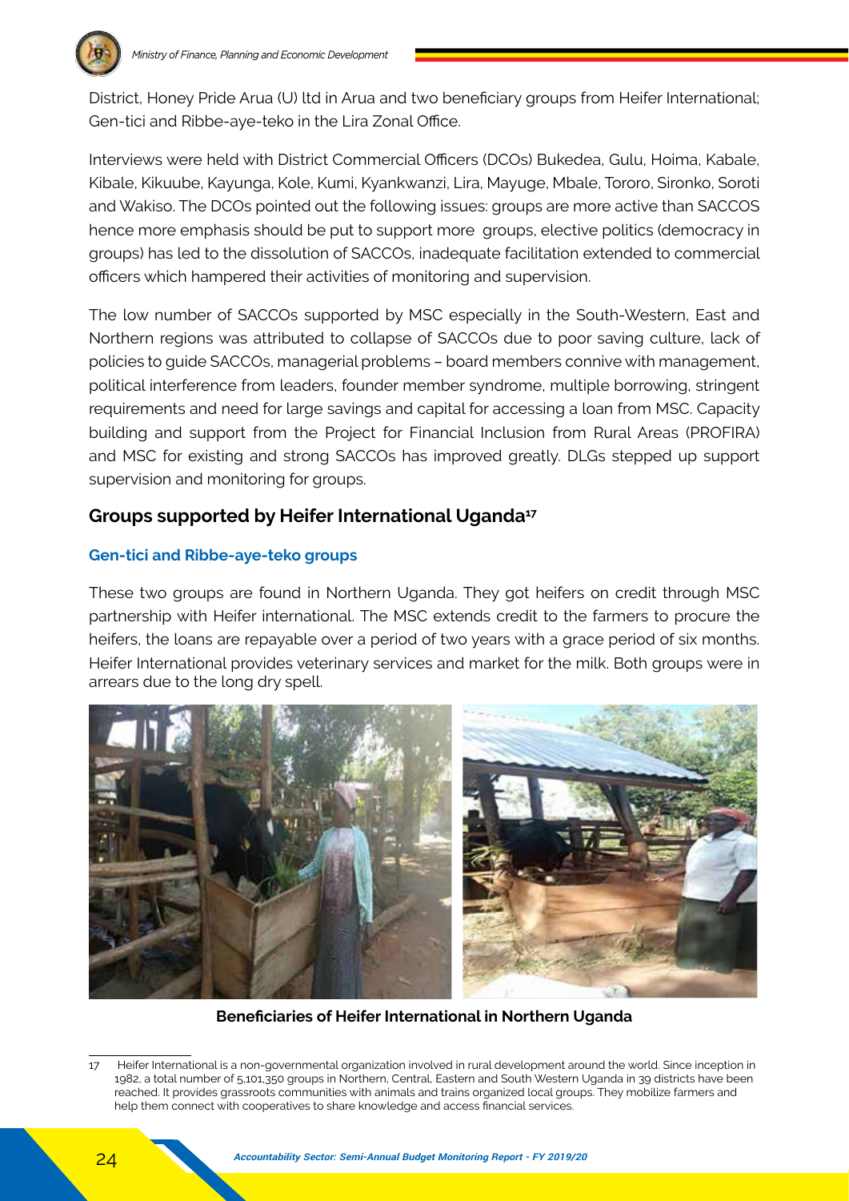District, Honey Pride Arua (U) ltd in Arua and two beneficiary groups from Heifer International; Gen-tici and Ribbe-aye-teko in the Lira Zonal Office.

Interviews were held with District Commercial Officers (DCOs) Bukedea, Gulu, Hoima, Kabale, Kibale, Kikuube, Kayunga, Kole, Kumi, Kyankwanzi, Lira, Mayuge, Mbale, Tororo, Sironko, Soroti and Wakiso. The DCOs pointed out the following issues: groups are more active than SACCOS hence more emphasis should be put to support more groups, elective politics (democracy in groups) has led to the dissolution of SACCOs, inadequate facilitation extended to commercial officers which hampered their activities of monitoring and supervision.

The low number of SACCOs supported by MSC especially in the South-Western, East and Northern regions was attributed to collapse of SACCOs due to poor saving culture, lack of policies to guide SACCOs, managerial problems – board members connive with management, political interference from leaders, founder member syndrome, multiple borrowing, stringent requirements and need for large savings and capital for accessing a loan from MSC. Capacity building and support from the Project for Financial Inclusion from Rural Areas (PROFIRA) and MSC for existing and strong SACCOs has improved greatly. DLGs stepped up support supervision and monitoring for groups.

## Groups supported by Heifer International Uganda[17]

### Gen-tici and Ribbe-aye-teko groups

These two groups are found in Northern Uganda. They got heifers on credit through MSC partnership with Heifer international. The MSC extends credit to the farmers to procure the heifers, the loans are repayable over a period of two years with a grace period of six months. Heifer International provides veterinary services and market for the milk. Both groups were in arrears due to the long dry spell.

**Beneficiaries of Heifer International in Northern Uganda**

17 Heifer International is a non-governmental organization involved in rural development around the world. Since inception in 1982, a total number of 5,101,350 groups in Northern, Central, Eastern and South Western Uganda in 39 districts have been reached. It provides grassroots communities with animals and trains organized local groups. They mobilize farmers and help them connect with cooperatives to share knowledge and access financial services.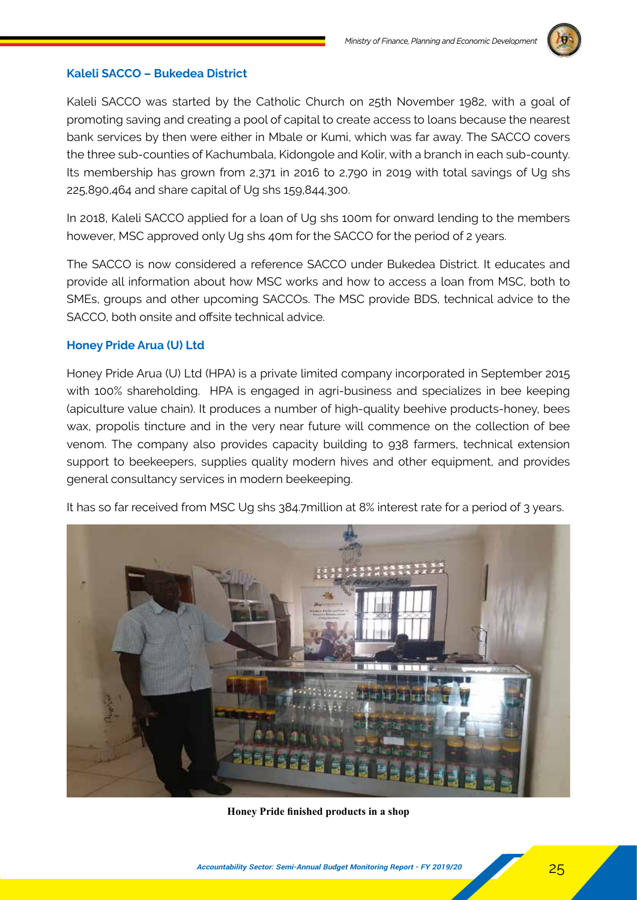### Kaleli SACCO – Bukedea District

Kaleli SACCO was started by the Catholic Church on 25th November 1982, with a goal of promoting saving and creating a pool of capital to create access to loans because the nearest bank services by then were either in Mbale or Kumi, which was far away. The SACCO covers the three sub-counties of Kachumbala, Kidongole and Kolir, with a branch in each sub-county. Its membership has grown from 2,371 in 2016 to 2,790 in 2019 with total savings of Ug shs 225,890,464 and share capital of Ug shs 159,844,300.

In 2018, Kaleli SACCO applied for a loan of Ug shs 100m for onward lending to the members however, MSC approved only Ug shs 40m for the SACCO for the period of 2 years.

The SACCO is now considered a reference SACCO under Bukedea District. It educates and provide all information about how MSC works and how to access a loan from MSC, both to SMEs, groups and other upcoming SACCOs. The MSC provide BDS, technical advice to the SACCO, both onsite and offsite technical advice.

### Honey Pride Arua (U) Ltd

Honey Pride Arua (U) Ltd (HPA) is a private limited company incorporated in September 2015 with 100% shareholding. HPA is engaged in agri-business and specializes in bee keeping (apiculture value chain). It produces a number of high-quality beehive products-honey, bees wax, propolis tincture and in the very near future will commence on the collection of bee venom. The company also provides capacity building to 938 farmers, technical extension support to beekeepers, supplies quality modern hives and other equipment, and provides general consultancy services in modern beekeeping.

It has so far received from MSC Ug shs 384.7million at 8% interest rate for a period of 3 years.

**Honey Pride finished products in a shop**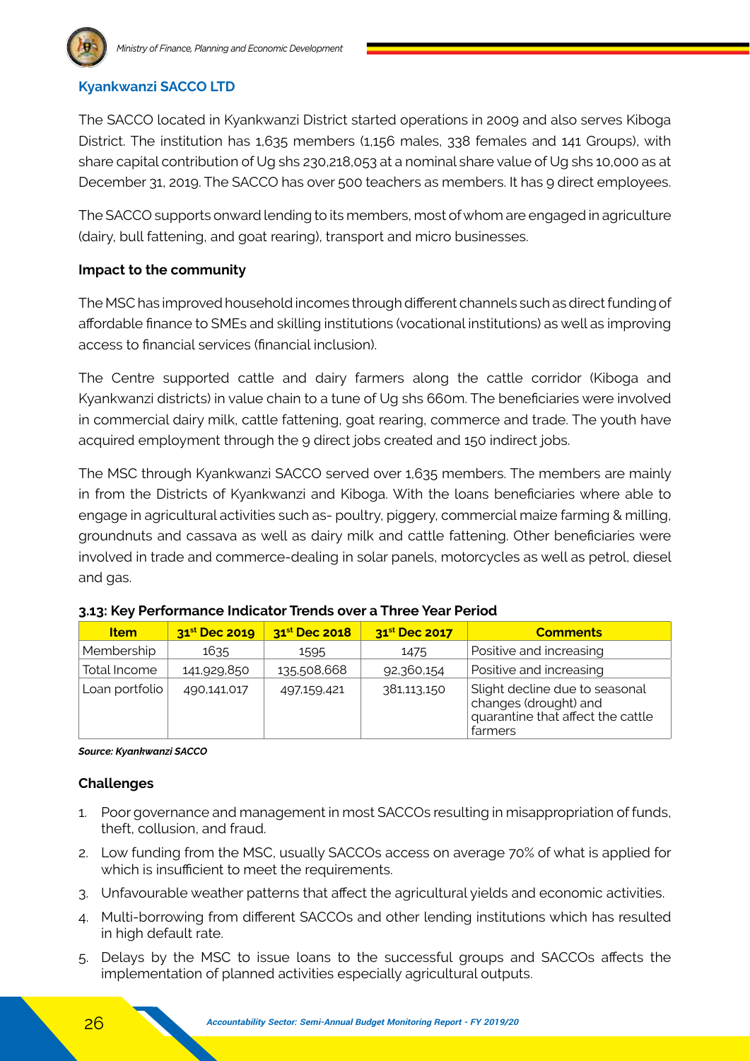### Kyankwanzi SACCO LTD

The SACCO located in Kyankwanzi District started operations in 2009 and also serves Kiboga District. The institution has 1,635 members (1,156 males, 338 females and 141 Groups), with share capital contribution of Ug shs 230,218,053 at a nominal share value of Ug shs 10,000 as at December 31, 2019. The SACCO has over 500 teachers as members. It has 9 direct employees.

The SACCO supports onward lending to its members, most of whom are engaged in agriculture (dairy, bull fattening, and goat rearing), transport and micro businesses.

**Impact to the community**

The MSC has improved household incomes through different channels such as direct funding of affordable finance to SMEs and skilling institutions (vocational institutions) as well as improving access to financial services (financial inclusion).

The Centre supported cattle and dairy farmers along the cattle corridor (Kiboga and Kyankwanzi districts) in value chain to a tune of Ug shs 660m. The beneficiaries were involved in commercial dairy milk, cattle fattening, goat rearing, commerce and trade. The youth have acquired employment through the 9 direct jobs created and 150 indirect jobs.

The MSC through Kyankwanzi SACCO served over 1,635 members. The members are mainly in from the Districts of Kyankwanzi and Kiboga. With the loans beneficiaries where able to engage in agricultural activities such as- poultry, piggery, commercial maize farming & milling, groundnuts and cassava as well as dairy milk and cattle fattening. Other beneficiaries were involved in trade and commerce-dealing in solar panels, motorcycles as well as petrol, diesel and gas.

**3.13: Key Performance Indicator Trends over a Three Year Period**

| Item | 31st Dec 2019 | 31st Dec 2018 | 31st Dec 2017 | Comments |
|---|---|---|---|---|
| Membership | 1635 | 1595 | 1475 | Positive and increasing |
| Total Income | 141,929,850 | 135,508,668 | 92,360,154 | Positive and increasing |
| Loan portfolio | 490,141,017 | 497,159,421 | 381,113,150 | Slight decline due to seasonal changes (drought) and quarantine that affect the cattle farmers |

*Source: Kyankwanzi SACCO*

**Challenges**

1. Poor governance and management in most SACCOs resulting in misappropriation of funds, theft, collusion, and fraud.
2. Low funding from the MSC, usually SACCOs access on average 70% of what is applied for which is insufficient to meet the requirements.
3. Unfavourable weather patterns that affect the agricultural yields and economic activities.
4. Multi-borrowing from different SACCOs and other lending institutions which has resulted in high default rate.
5. Delays by the MSC to issue loans to the successful groups and SACCOs affects the implementation of planned activities especially agricultural outputs.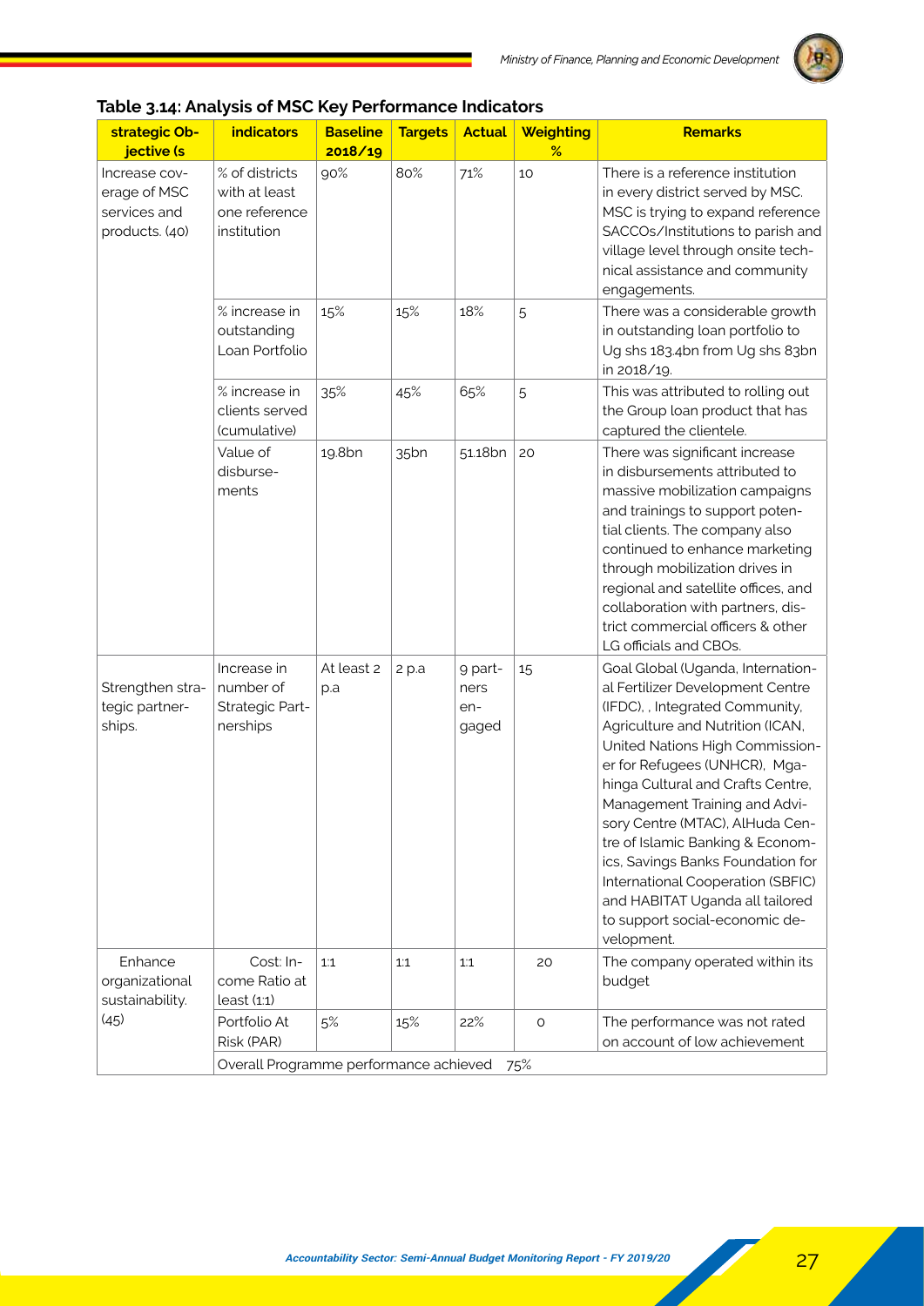### Table 3.14: Analysis of MSC Key Performance Indicators

| strategic Objective (s | indicators | Baseline 2018/19 | Targets | Actual | Weighting % | Remarks |
|---|---|---|---|---|---|---|
| Increase coverage of MSC services and products. (40) | % of districts with at least one reference institution | 90% | 80% | 71% | 10 | There is a reference institution in every district served by MSC. MSC is trying to expand reference SACCOs/Institutions to parish and village level through onsite technical assistance and community engagements. |
| | % increase in outstanding Loan Portfolio | 15% | 15% | 18% | 5 | There was a considerable growth in outstanding loan portfolio to Ug shs 183.4bn from Ug shs 83bn in 2018/19. |
| | % increase in clients served (cumulative) | 35% | 45% | 65% | 5 | This was attributed to rolling out the Group loan product that has captured the clientele. |
| | Value of disbursements | 19.8bn | 35bn | 51.18bn | 20 | There was significant increase in disbursements attributed to massive mobilization campaigns and trainings to support potential clients. The company also continued to enhance marketing through mobilization drives in regional and satellite offices, and collaboration with partners, district commercial officers & other LG officials and CBOs. |
| Strengthen strategic partnerships. | Increase in number of Strategic Partnerships | At least 2 p.a | 2 p.a | 9 partners engaged | 15 | Goal Global (Uganda, International Fertilizer Development Centre (IFDC), , Integrated Community, Agriculture and Nutrition (ICAN, United Nations High Commissioner for Refugees (UNHCR), Mgahinga Cultural and Crafts Centre, Management Training and Advisory Centre (MTAC), AlHuda Centre of Islamic Banking & Economics, Savings Banks Foundation for International Cooperation (SBFIC) and HABITAT Uganda all tailored to support social-economic development. |
| Enhance organizational sustainability. (45) | Cost: Income Ratio at least (1:1) | 1:1 | 1:1 | 1:1 | 20 | The company operated within its budget |
| | Portfolio At Risk (PAR) | 5% | 15% | 22% | 0 | The performance was not rated on account of low achievement |
| | Overall Programme performance achieved | | | | 75% | |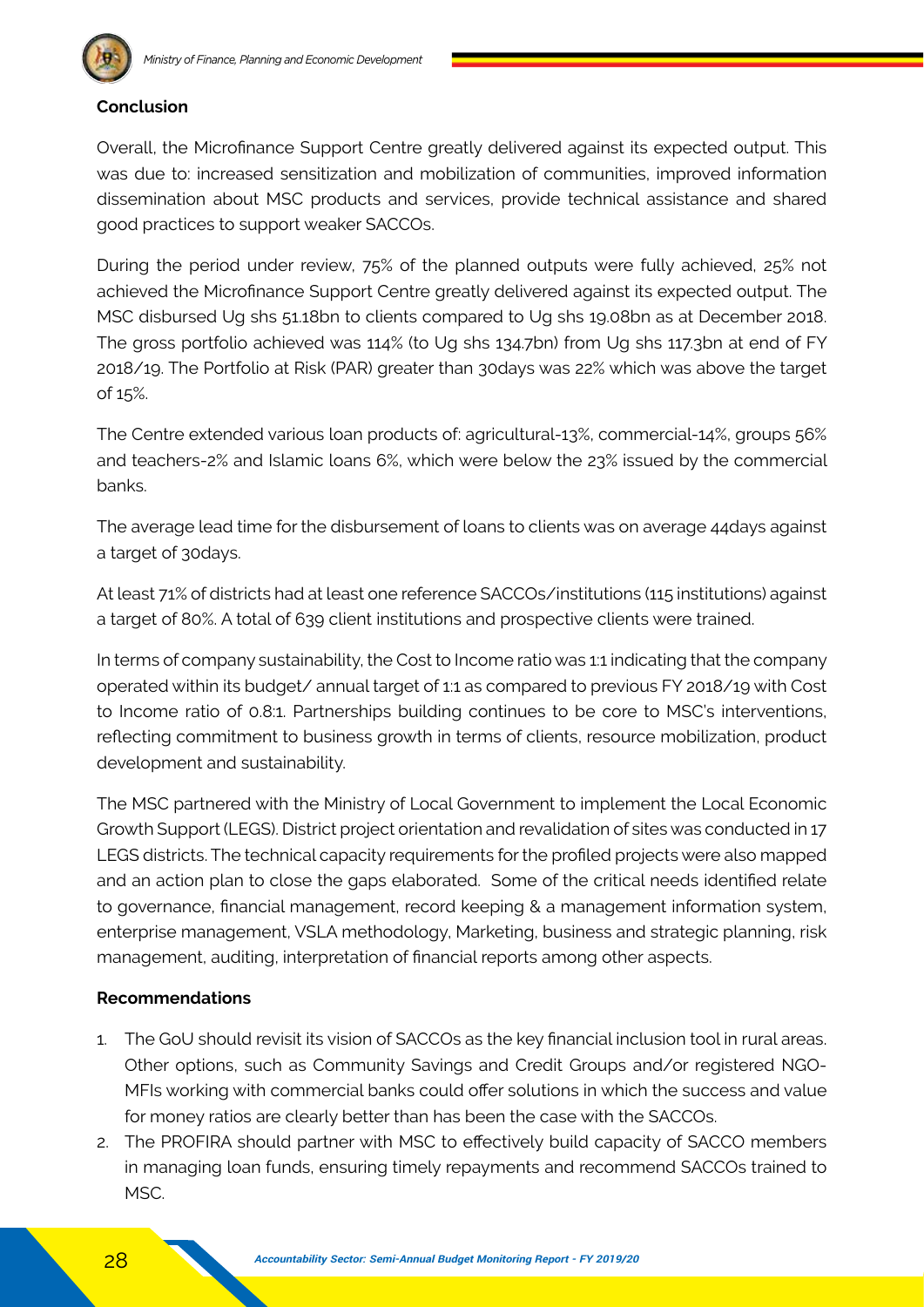**Conclusion**

Overall, the Microfinance Support Centre greatly delivered against its expected output. This was due to: increased sensitization and mobilization of communities, improved information dissemination about MSC products and services, provide technical assistance and shared good practices to support weaker SACCOs.

During the period under review, 75% of the planned outputs were fully achieved, 25% not achieved the Microfinance Support Centre greatly delivered against its expected output. The MSC disbursed Ug shs 51.18bn to clients compared to Ug shs 19.08bn as at December 2018. The gross portfolio achieved was 114% (to Ug shs 134.7bn) from Ug shs 117.3bn at end of FY 2018/19. The Portfolio at Risk (PAR) greater than 30days was 22% which was above the target of 15%.

The Centre extended various loan products of: agricultural-13%, commercial-14%, groups 56% and teachers-2% and Islamic loans 6%, which were below the 23% issued by the commercial banks.

The average lead time for the disbursement of loans to clients was on average 44days against a target of 30days.

At least 71% of districts had at least one reference SACCOs/institutions (115 institutions) against a target of 80%. A total of 639 client institutions and prospective clients were trained.

In terms of company sustainability, the Cost to Income ratio was 1:1 indicating that the company operated within its budget/ annual target of 1:1 as compared to previous FY 2018/19 with Cost to Income ratio of 0.8:1. Partnerships building continues to be core to MSC's interventions, reflecting commitment to business growth in terms of clients, resource mobilization, product development and sustainability.

The MSC partnered with the Ministry of Local Government to implement the Local Economic Growth Support (LEGS). District project orientation and revalidation of sites was conducted in 17 LEGS districts. The technical capacity requirements for the profiled projects were also mapped and an action plan to close the gaps elaborated. Some of the critical needs identified relate to governance, financial management, record keeping & a management information system, enterprise management, VSLA methodology, Marketing, business and strategic planning, risk management, auditing, interpretation of financial reports among other aspects.

**Recommendations**

1. The GoU should revisit its vision of SACCOs as the key financial inclusion tool in rural areas. Other options, such as Community Savings and Credit Groups and/or registered NGO-MFIs working with commercial banks could offer solutions in which the success and value for money ratios are clearly better than has been the case with the SACCOs.
2. The PROFIRA should partner with MSC to effectively build capacity of SACCO members in managing loan funds, ensuring timely repayments and recommend SACCOs trained to MSC.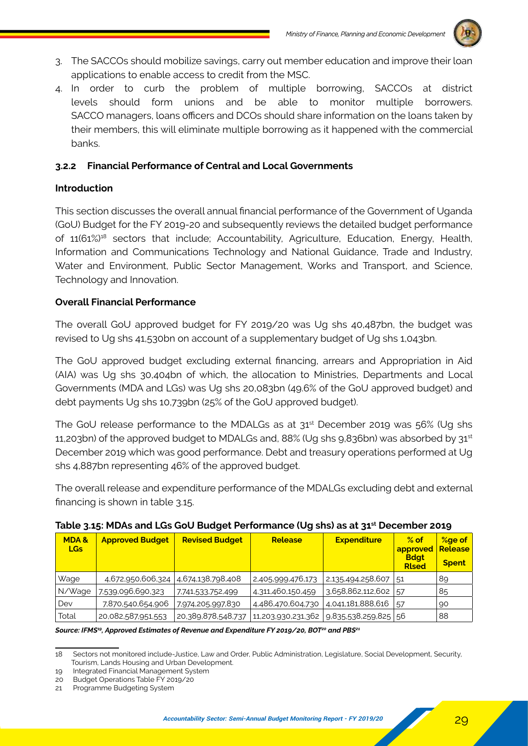3. The SACCOs should mobilize savings, carry out member education and improve their loan applications to enable access to credit from the MSC.
4. In order to curb the problem of multiple borrowing, SACCOs at district levels should form unions and be able to monitor multiple borrowers. SACCO managers, loans officers and DCOs should share information on the loans taken by their members, this will eliminate multiple borrowing as it happened with the commercial banks.

### 3.2.2 Financial Performance of Central and Local Governments

**Introduction**

This section discusses the overall annual financial performance of the Government of Uganda (GoU) Budget for the FY 2019-20 and subsequently reviews the detailed budget performance of 11(61%)[18] sectors that include; Accountability, Agriculture, Education, Energy, Health, Information and Communications Technology and National Guidance, Trade and Industry, Water and Environment, Public Sector Management, Works and Transport, and Science, Technology and Innovation.

**Overall Financial Performance**

The overall GoU approved budget for FY 2019/20 was Ug shs 40,487bn, the budget was revised to Ug shs 41,530bn on account of a supplementary budget of Ug shs 1,043bn.

The GoU approved budget excluding external financing, arrears and Appropriation in Aid (AIA) was Ug shs 30,404bn of which, the allocation to Ministries, Departments and Local Governments (MDA and LGs) was Ug shs 20,083bn (49.6% of the GoU approved budget) and debt payments Ug shs 10,739bn (25% of the GoU approved budget).

The GoU release performance to the MDALGs as at 31st December 2019 was 56% (Ug shs 11,203bn) of the approved budget to MDALGs and, 88% (Ug shs 9,836bn) was absorbed by 31st December 2019 which was good performance. Debt and treasury operations performed at Ug shs 4,887bn representing 46% of the approved budget.

The overall release and expenditure performance of the MDALGs excluding debt and external financing is shown in table 3.15.

**Table 3.15: MDAs and LGs GoU Budget Performance (Ug shs) as at 31st December 2019**

| MDA & LGs | Approved Budget | Revised Budget | Release | Expenditure | % of approved Bdgt Rlsed | %ge of Release Spent |
|---|---|---|---|---|---|---|
| Wage | 4,672,950,606,324 | 4,674,138,798,408 | 2,405,999,476,173 | 2,135,494,258,607 | 51 | 89 |
| N/Wage | 7,539,096,690,323 | 7,741,533,752,499 | 4,311,460,150,459 | 3,658,862,112,602 | 57 | 85 |
| Dev | 7,870,540,654,906 | 7,974,205,997,830 | 4,486,470,604,730 | 4,041,181,888,616 | 57 | 90 |
| Total | 20,082,587,951,553 | 20,389,878,548,737 | 11,203,930,231,362 | 9,835,538,259,825 | 56 | 88 |

*Source: IFMS[19], Approved Estimates of Revenue and Expenditure FY 2019/20, BOT[20] and PBS[21]*

---

18 Sectors not monitored include-Justice, Law and Order, Public Administration, Legislature, Social Development, Security, Tourism, Lands Housing and Urban Development.

19 Integrated Financial Management System

20 Budget Operations Table FY 2019/20

21 Programme Budgeting System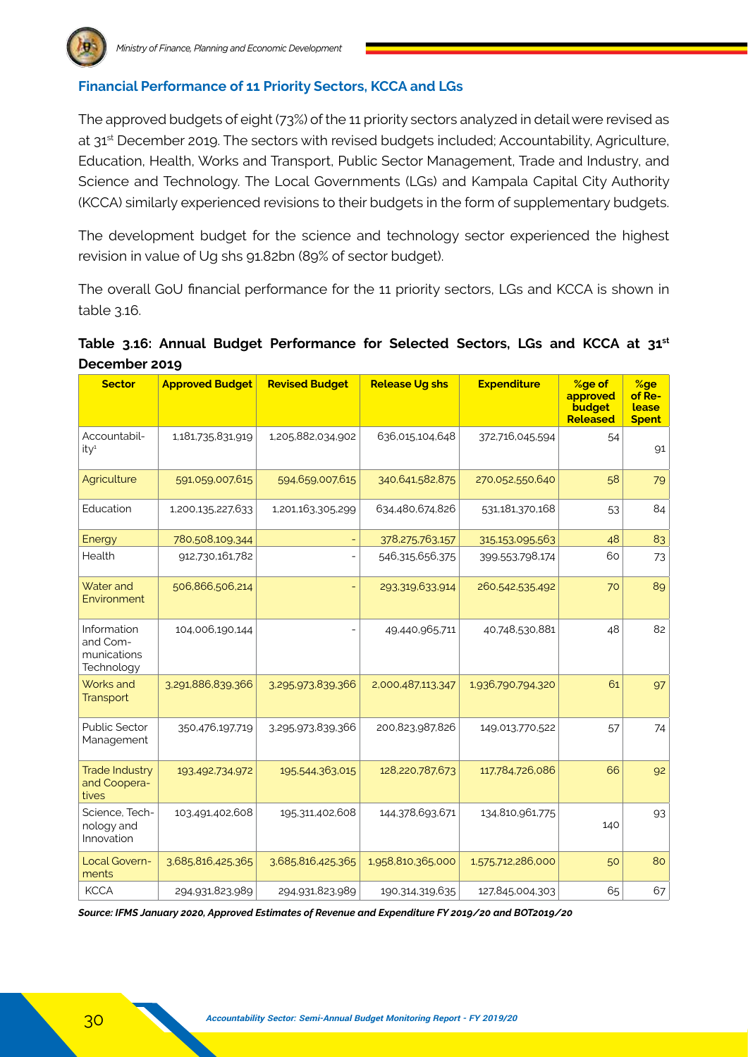### Financial Performance of 11 Priority Sectors, KCCA and LGs

The approved budgets of eight (73%) of the 11 priority sectors analyzed in detail were revised as at 31st December 2019. The sectors with revised budgets included; Accountability, Agriculture, Education, Health, Works and Transport, Public Sector Management, Trade and Industry, and Science and Technology. The Local Governments (LGs) and Kampala Capital City Authority (KCCA) similarly experienced revisions to their budgets in the form of supplementary budgets.

The development budget for the science and technology sector experienced the highest revision in value of Ug shs 91.82bn (89% of sector budget).

The overall GoU financial performance for the 11 priority sectors, LGs and KCCA is shown in table 3.16.

**Table 3.16: Annual Budget Performance for Selected Sectors, LGs and KCCA at 31st December 2019**

| Sector | Approved Budget | Revised Budget | Release Ug shs | Expenditure | %ge of approved budget Released | %ge of Release Spent |
|---|---|---|---|---|---|---|
| Accountability[1] | 1,181,735,831,919 | 1,205,882,034,902 | 636,015,104,648 | 372,716,045,594 | 54 | 91 |
| Agriculture | 591,059,007,615 | 594,659,007,615 | 340,641,582,875 | 270,052,550,640 | 58 | 79 |
| Education | 1,200,135,227,633 | 1,201,163,305,299 | 634,480,674,826 | 531,181,370,168 | 53 | 84 |
| Energy | 780,508,109,344 | - | 378,275,763,157 | 315,153,095,563 | 48 | 83 |
| Health | 912,730,161,782 | - | 546,315,656,375 | 399,553,798,174 | 60 | 73 |
| Water and Environment | 506,866,506,214 | - | 293,319,633,914 | 260,542,535,492 | 70 | 89 |
| Information and Communications Technology | 104,006,190,144 | - | 49,440,965,711 | 40,748,530,881 | 48 | 82 |
| Works and Transport | 3,291,886,839,366 | 3,295,973,839,366 | 2,000,487,113,347 | 1,936,790,794,320 | 61 | 97 |
| Public Sector Management | 350,476,197,719 | 3,295,973,839,366 | 200,823,987,826 | 149,013,770,522 | 57 | 74 |
| Trade Industry and Cooperatives | 193,492,734,972 | 195,544,363,015 | 128,220,787,673 | 117,784,726,086 | 66 | 92 |
| Science, Technology and Innovation | 103,491,402,608 | 195,311,402,608 | 144,378,693,671 | 134,810,961,775 | 140 | 93 |
| Local Governments | 3,685,816,425,365 | 3,685,816,425,365 | 1,958,810,365,000 | 1,575,712,286,000 | 50 | 80 |
| KCCA | 294,931,823,989 | 294,931,823,989 | 190,314,319,635 | 127,845,004,303 | 65 | 67 |

***Source: IFMS January 2020, Approved Estimates of Revenue and Expenditure FY 2019/20 and BOT2019/20***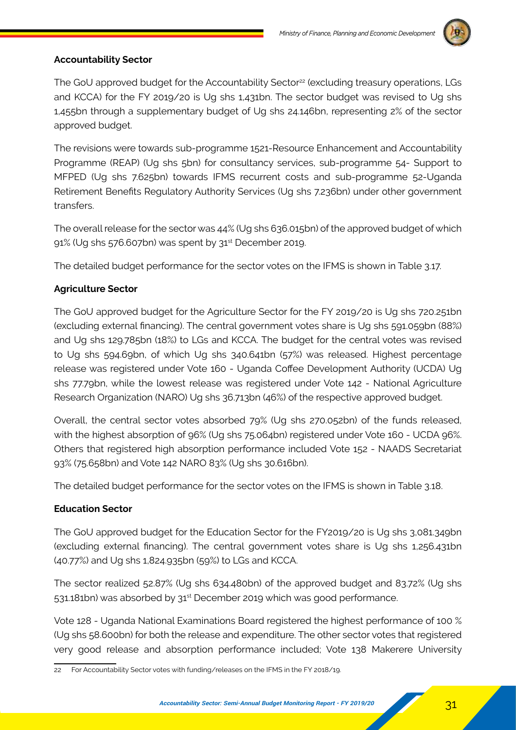**Accountability Sector**

The GoU approved budget for the Accountability Sector[22] (excluding treasury operations, LGs and KCCA) for the FY 2019/20 is Ug shs 1,431bn. The sector budget was revised to Ug shs 1,455bn through a supplementary budget of Ug shs 24.146bn, representing 2% of the sector approved budget.

The revisions were towards sub-programme 1521-Resource Enhancement and Accountability Programme (REAP) (Ug shs 5bn) for consultancy services, sub-programme 54- Support to MFPED (Ug shs 7.625bn) towards IFMS recurrent costs and sub-programme 52-Uganda Retirement Benefits Regulatory Authority Services (Ug shs 7.236bn) under other government transfers.

The overall release for the sector was 44% (Ug shs 636.015bn) of the approved budget of which 91% (Ug shs 576.607bn) was spent by 31st December 2019.

The detailed budget performance for the sector votes on the IFMS is shown in Table 3.17.

**Agriculture Sector**

The GoU approved budget for the Agriculture Sector for the FY 2019/20 is Ug shs 720.251bn (excluding external financing). The central government votes share is Ug shs 591.059bn (88%) and Ug shs 129.785bn (18%) to LGs and KCCA. The budget for the central votes was revised to Ug shs 594.69bn, of which Ug shs 340.641bn (57%) was released. Highest percentage release was registered under Vote 160 - Uganda Coffee Development Authority (UCDA) Ug shs 77.79bn, while the lowest release was registered under Vote 142 - National Agriculture Research Organization (NARO) Ug shs 36.713bn (46%) of the respective approved budget.

Overall, the central sector votes absorbed 79% (Ug shs 270.052bn) of the funds released, with the highest absorption of 96% (Ug shs 75.064bn) registered under Vote 160 - UCDA 96%. Others that registered high absorption performance included Vote 152 - NAADS Secretariat 93% (75.658bn) and Vote 142 NARO 83% (Ug shs 30.616bn).

The detailed budget performance for the sector votes on the IFMS is shown in Table 3.18.

**Education Sector**

The GoU approved budget for the Education Sector for the FY2019/20 is Ug shs 3,081.349bn (excluding external financing). The central government votes share is Ug shs 1,256.431bn (40.77%) and Ug shs 1,824.935bn (59%) to LGs and KCCA.

The sector realized 52.87% (Ug shs 634.480bn) of the approved budget and 83.72% (Ug shs 531.181bn) was absorbed by 31st December 2019 which was good performance.

Vote 128 - Uganda National Examinations Board registered the highest performance of 100 % (Ug shs 58.600bn) for both the release and expenditure. The other sector votes that registered very good release and absorption performance included; Vote 138 Makerere University

---

22 For Accountability Sector votes with funding/releases on the IFMS in the FY 2018/19.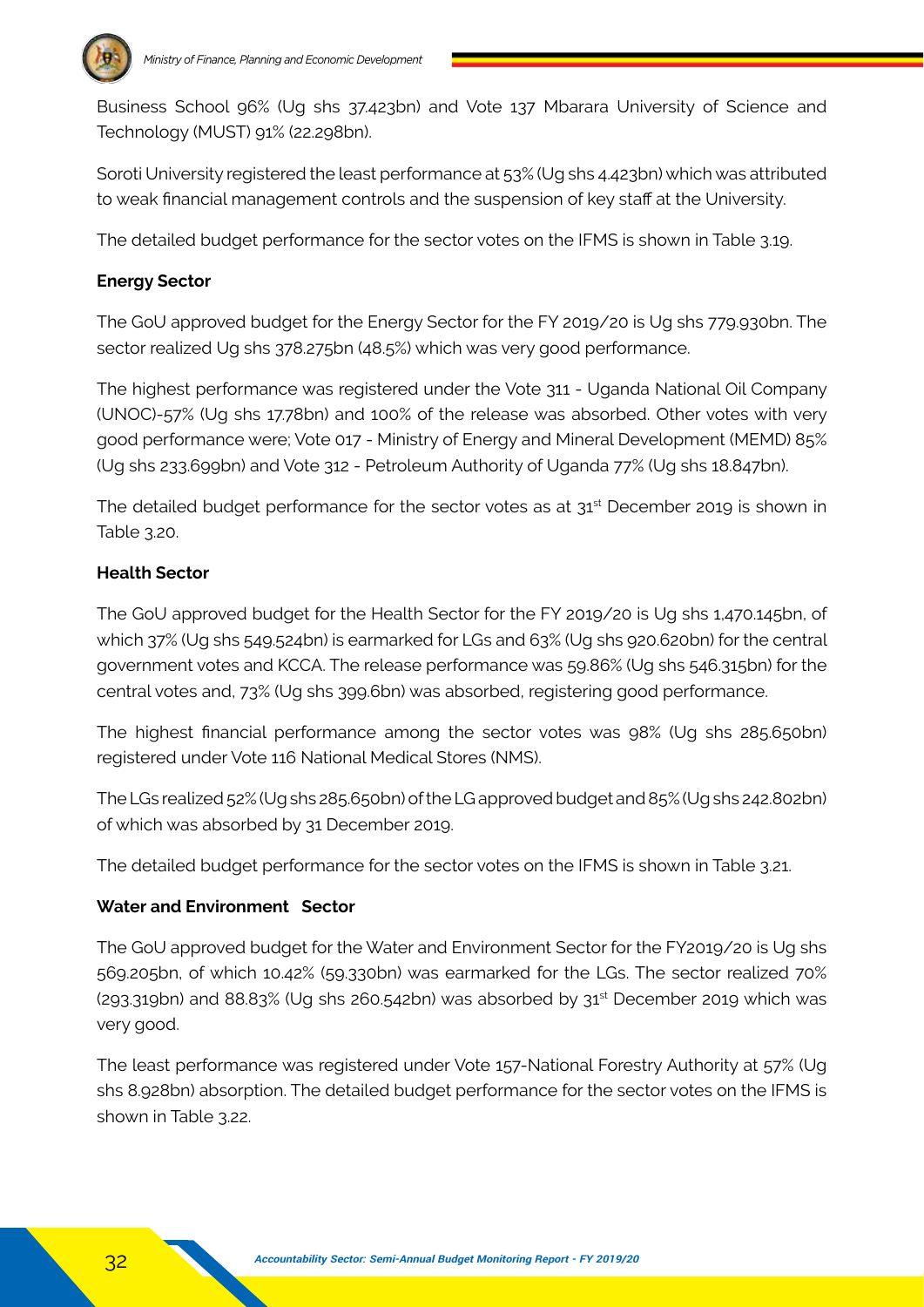Business School 96% (Ug shs 37.423bn) and Vote 137 Mbarara University of Science and Technology (MUST) 91% (22.298bn).

Soroti University registered the least performance at 53% (Ug shs 4.423bn) which was attributed to weak financial management controls and the suspension of key staff at the University.

The detailed budget performance for the sector votes on the IFMS is shown in Table 3.19.

**Energy Sector**

The GoU approved budget for the Energy Sector for the FY 2019/20 is Ug shs 779.930bn. The sector realized Ug shs 378.275bn (48.5%) which was very good performance.

The highest performance was registered under the Vote 311 - Uganda National Oil Company (UNOC)-57% (Ug shs 17.78bn) and 100% of the release was absorbed. Other votes with very good performance were; Vote 017 - Ministry of Energy and Mineral Development (MEMD) 85% (Ug shs 233.699bn) and Vote 312 - Petroleum Authority of Uganda 77% (Ug shs 18.847bn).

The detailed budget performance for the sector votes as at 31st December 2019 is shown in Table 3.20.

**Health Sector**

The GoU approved budget for the Health Sector for the FY 2019/20 is Ug shs 1,470.145bn, of which 37% (Ug shs 549.524bn) is earmarked for LGs and 63% (Ug shs 920.620bn) for the central government votes and KCCA. The release performance was 59.86% (Ug shs 546.315bn) for the central votes and, 73% (Ug shs 399.6bn) was absorbed, registering good performance.

The highest financial performance among the sector votes was 98% (Ug shs 285.650bn) registered under Vote 116 National Medical Stores (NMS).

The LGs realized 52% (Ug shs 285.650bn) of the LG approved budget and 85% (Ug shs 242.802bn) of which was absorbed by 31 December 2019.

The detailed budget performance for the sector votes on the IFMS is shown in Table 3.21.

**Water and Environment Sector**

The GoU approved budget for the Water and Environment Sector for the FY2019/20 is Ug shs 569.205bn, of which 10.42% (59.330bn) was earmarked for the LGs. The sector realized 70% (293.319bn) and 88.83% (Ug shs 260.542bn) was absorbed by 31st December 2019 which was very good.

The least performance was registered under Vote 157-National Forestry Authority at 57% (Ug shs 8.928bn) absorption. The detailed budget performance for the sector votes on the IFMS is shown in Table 3.22.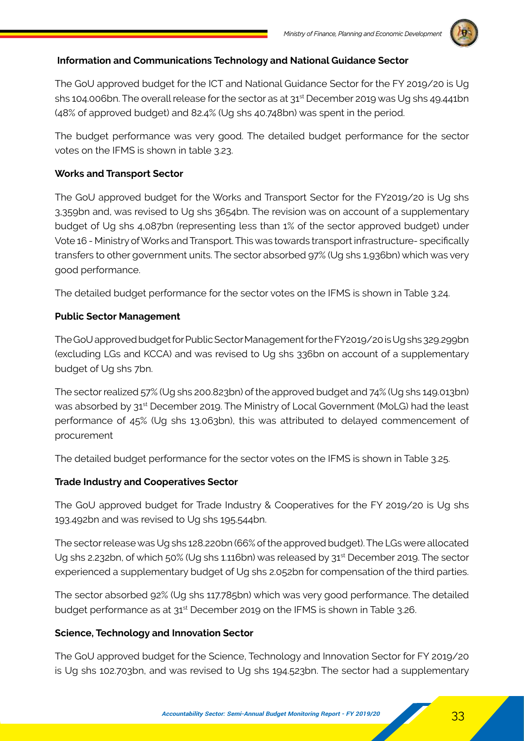**Information and Communications Technology and National Guidance Sector**

The GoU approved budget for the ICT and National Guidance Sector for the FY 2019/20 is Ug shs 104.006bn. The overall release for the sector as at 31st December 2019 was Ug shs 49.441bn (48% of approved budget) and 82.4% (Ug shs 40.748bn) was spent in the period.

The budget performance was very good. The detailed budget performance for the sector votes on the IFMS is shown in table 3.23.

**Works and Transport Sector**

The GoU approved budget for the Works and Transport Sector for the FY2019/20 is Ug shs 3,359bn and, was revised to Ug shs 3654bn. The revision was on account of a supplementary budget of Ug shs 4,087bn (representing less than 1% of the sector approved budget) under Vote 16 - Ministry of Works and Transport. This was towards transport infrastructure- specifically transfers to other government units. The sector absorbed 97% (Ug shs 1,936bn) which was very good performance.

The detailed budget performance for the sector votes on the IFMS is shown in Table 3.24.

**Public Sector Management**

The GoU approved budget for Public Sector Management for the FY2019/20 is Ug shs 329.299bn (excluding LGs and KCCA) and was revised to Ug shs 336bn on account of a supplementary budget of Ug shs 7bn.

The sector realized 57% (Ug shs 200.823bn) of the approved budget and 74% (Ug shs 149.013bn) was absorbed by 31st December 2019. The Ministry of Local Government (MoLG) had the least performance of 45% (Ug shs 13.063bn), this was attributed to delayed commencement of procurement

The detailed budget performance for the sector votes on the IFMS is shown in Table 3.25.

**Trade Industry and Cooperatives Sector**

The GoU approved budget for Trade Industry & Cooperatives for the FY 2019/20 is Ug shs 193.492bn and was revised to Ug shs 195.544bn.

The sector release was Ug shs 128.220bn (66% of the approved budget). The LGs were allocated Ug shs 2.232bn, of which 50% (Ug shs 1.116bn) was released by 31st December 2019. The sector experienced a supplementary budget of Ug shs 2.052bn for compensation of the third parties.

The sector absorbed 92% (Ug shs 117.785bn) which was very good performance. The detailed budget performance as at 31st December 2019 on the IFMS is shown in Table 3.26.

**Science, Technology and Innovation Sector**

The GoU approved budget for the Science, Technology and Innovation Sector for FY 2019/20 is Ug shs 102.703bn, and was revised to Ug shs 194.523bn. The sector had a supplementary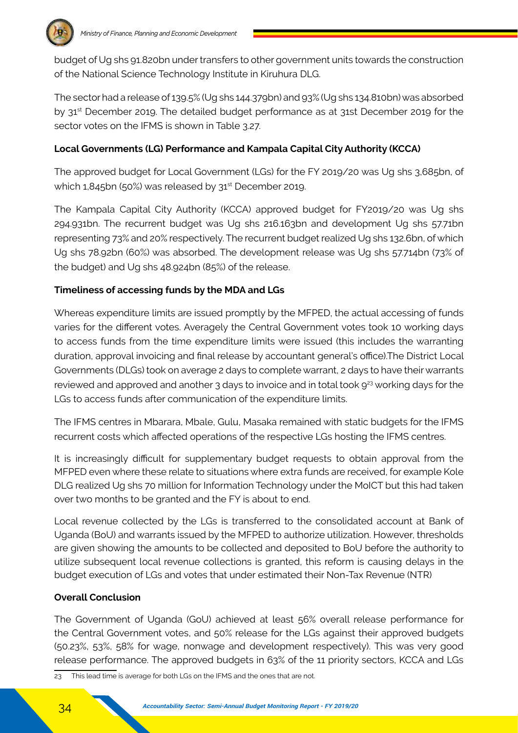budget of Ug shs 91.820bn under transfers to other government units towards the construction of the National Science Technology Institute in Kiruhura DLG.

The sector had a release of 139.5% (Ug shs 144.379bn) and 93% (Ug shs 134.810bn) was absorbed by 31st December 2019. The detailed budget performance as at 31st December 2019 for the sector votes on the IFMS is shown in Table 3.27.

**Local Governments (LG) Performance and Kampala Capital City Authority (KCCA)**

The approved budget for Local Government (LGs) for the FY 2019/20 was Ug shs 3,685bn, of which 1,845bn (50%) was released by 31st December 2019.

The Kampala Capital City Authority (KCCA) approved budget for FY2019/20 was Ug shs 294.931bn. The recurrent budget was Ug shs 216.163bn and development Ug shs 57.71bn representing 73% and 20% respectively. The recurrent budget realized Ug shs 132.6bn, of which Ug shs 78.92bn (60%) was absorbed. The development release was Ug shs 57.714bn (73% of the budget) and Ug shs 48.924bn (85%) of the release.

**Timeliness of accessing funds by the MDA and LGs**

Whereas expenditure limits are issued promptly by the MFPED, the actual accessing of funds varies for the different votes. Averagely the Central Government votes took 10 working days to access funds from the time expenditure limits were issued (this includes the warranting duration, approval invoicing and final release by accountant general's office).The District Local Governments (DLGs) took on average 2 days to complete warrant, 2 days to have their warrants reviewed and approved and another 3 days to invoice and in total took 9[23] working days for the LGs to access funds after communication of the expenditure limits.

The IFMS centres in Mbarara, Mbale, Gulu, Masaka remained with static budgets for the IFMS recurrent costs which affected operations of the respective LGs hosting the IFMS centres.

It is increasingly difficult for supplementary budget requests to obtain approval from the MFPED even where these relate to situations where extra funds are received, for example Kole DLG realized Ug shs 70 million for Information Technology under the MoICT but this had taken over two months to be granted and the FY is about to end.

Local revenue collected by the LGs is transferred to the consolidated account at Bank of Uganda (BoU) and warrants issued by the MFPED to authorize utilization. However, thresholds are given showing the amounts to be collected and deposited to BoU before the authority to utilize subsequent local revenue collections is granted, this reform is causing delays in the budget execution of LGs and votes that under estimated their Non-Tax Revenue (NTR)

**Overall Conclusion**

The Government of Uganda (GoU) achieved at least 56% overall release performance for the Central Government votes, and 50% release for the LGs against their approved budgets (50.23%, 53%, 58% for wage, nonwage and development respectively). This was very good release performance. The approved budgets in 63% of the 11 priority sectors, KCCA and LGs

[23] This lead time is average for both LGs on the IFMS and the ones that are not.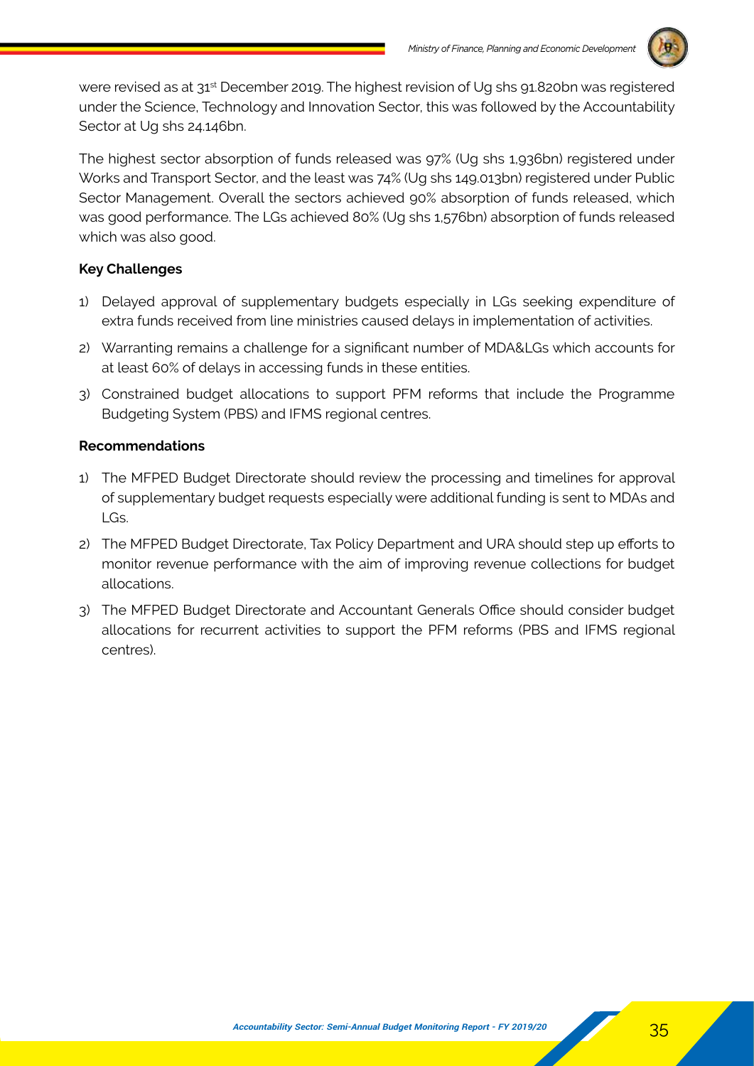were revised as at 31st December 2019. The highest revision of Ug shs 91.820bn was registered under the Science, Technology and Innovation Sector, this was followed by the Accountability Sector at Ug shs 24.146bn.

The highest sector absorption of funds released was 97% (Ug shs 1,936bn) registered under Works and Transport Sector, and the least was 74% (Ug shs 149.013bn) registered under Public Sector Management. Overall the sectors achieved 90% absorption of funds released, which was good performance. The LGs achieved 80% (Ug shs 1,576bn) absorption of funds released which was also good.

**Key Challenges**

1) Delayed approval of supplementary budgets especially in LGs seeking expenditure of extra funds received from line ministries caused delays in implementation of activities.
2) Warranting remains a challenge for a significant number of MDA&LGs which accounts for at least 60% of delays in accessing funds in these entities.
3) Constrained budget allocations to support PFM reforms that include the Programme Budgeting System (PBS) and IFMS regional centres.

**Recommendations**

1) The MFPED Budget Directorate should review the processing and timelines for approval of supplementary budget requests especially were additional funding is sent to MDAs and LGs.
2) The MFPED Budget Directorate, Tax Policy Department and URA should step up efforts to monitor revenue performance with the aim of improving revenue collections for budget allocations.
3) The MFPED Budget Directorate and Accountant Generals Office should consider budget allocations for recurrent activities to support the PFM reforms (PBS and IFMS regional centres).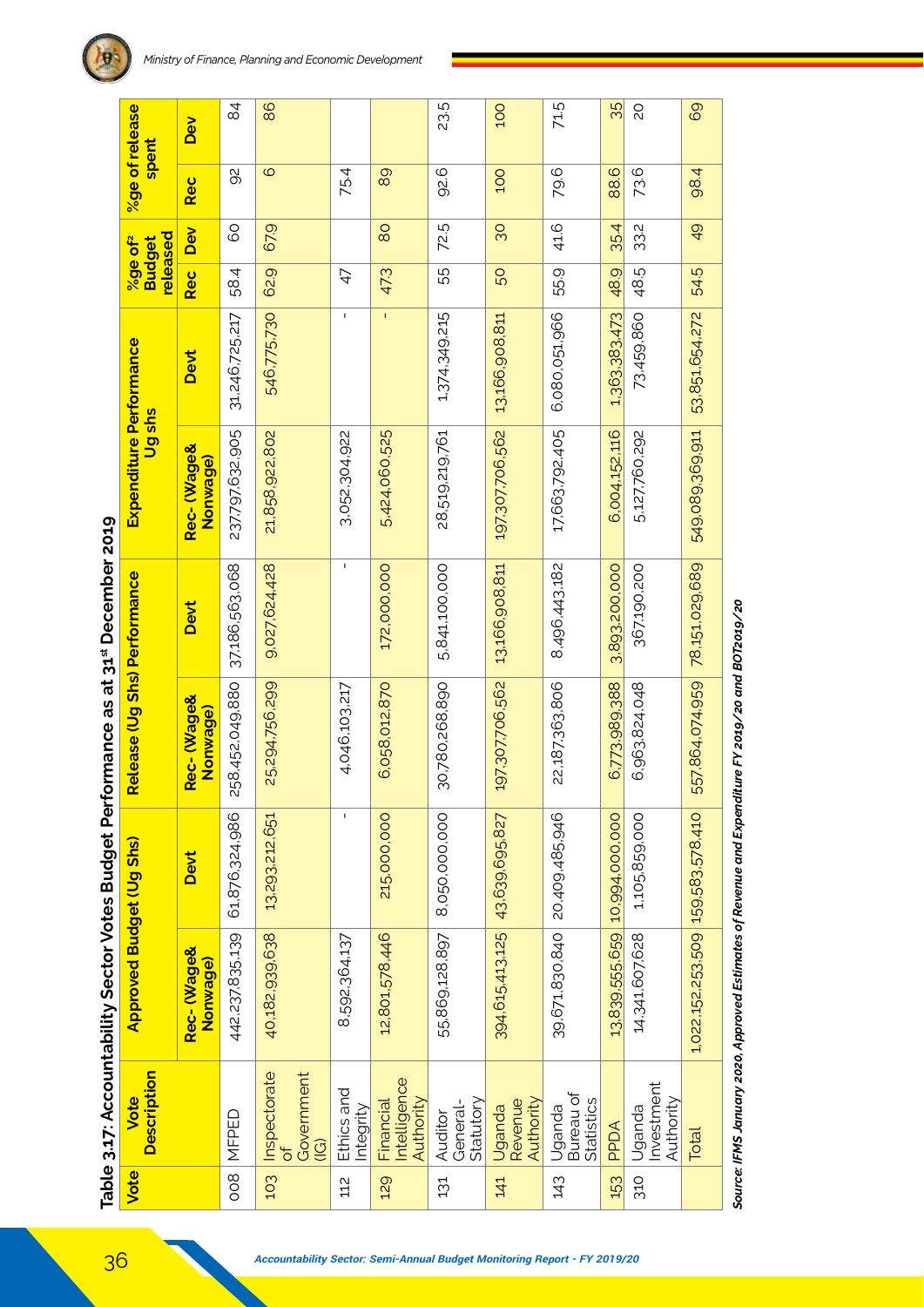Table 3.17: Accountability Sector Votes Budget Performance as at 31st December 2019

| Vote | Vote Description | Approved Budget (Ug Shs) | | Release (Ug Shs) Performance | | Expenditure Performance Ug shs | | %ge of Budget released | | %ge of release spent | |
|---|---|---|---|---|---|---|---|---|---|---|---|
| | | Rec- (Wage& Nonwage) | Devt | Rec- (Wage& Nonwage) | Devt | Rec- (Wage& Nonwage) | Devt | Rec | Dev | Rec | Dev |
| 008 | MFPED | 442,237,835,139 | 61,876,324,986 | 258,452,049,880 | 37,186,563,068 | 237,797,632,905 | 31,246,725,217 | 58.4 | 60 | 92 | 84 |
| 103 | Inspectorate of Government (IG) | 40,182,939,638 | 13,293,212,651 | 25,294,756,299 | 9,027,624,428 | 21,858,922,802 | 546,775,730 | 62.9 | 67.9 | 6 | 86 |
| 112 | Ethics and Integrity | 8,592,364,137 | - | 4,046,103,217 | - | 3,052,304,922 | - | 47 | | 75.4 | |
| 129 | Financial Intelligence Authority | 12,801,578,446 | 215,000,000 | 6,058,012,870 | 172,000,000 | 5,424,060,525 | - | 47.3 | 80 | 89 | |
| 131 | Auditor General-Statutory | 55,869,128,897 | 8,050,000,000 | 30,780,268,890 | 5,841,100,000 | 28,519,219,761 | 1,374,349,215 | 55 | 72.5 | 92.6 | 23.5 |
| 141 | Uganda Revenue Authority | 394,615,413,125 | 43,639,695,827 | 197,307,706,562 | 13,166,908,811 | 197,307,706,562 | 13,166,908,811 | 50 | 30 | 100 | 100 |
| 143 | Uganda Bureau of Statistics | 39,671,830,840 | 20,409,485,946 | 22,187,363,806 | 8,496,443,182 | 17,663,792,405 | 6,080,051,966 | 55.9 | 41.6 | 79.6 | 71.5 |
| 153 | PPDA | 13,839,555,659 | 10,994,000,000 | 6,773,989,388 | 3,893,200,000 | 6,004,152,116 | 1,363,383,473 | 48.9 | 35.4 | 88.6 | 35 |
| 310 | Uganda Investment Authority | 14,341,607,628 | 1,105,859,000 | 6,963,824,048 | 367,190,200 | 5,127,760,292 | 73,459,860 | 48.5 | 33.2 | 73.6 | 20 |
| | Total | 1,022,152,253,509 | 159,583,578,410 | 557,864,074,959 | 78,151,029,689 | 549,089,369,911 | 53,851,654,272 | 54.5 | 49 | 98.4 | 69 |

*Source: IFMS January 2020, Approved Estimates of Revenue and Expenditure FY 2019/20 and BOT2019/20*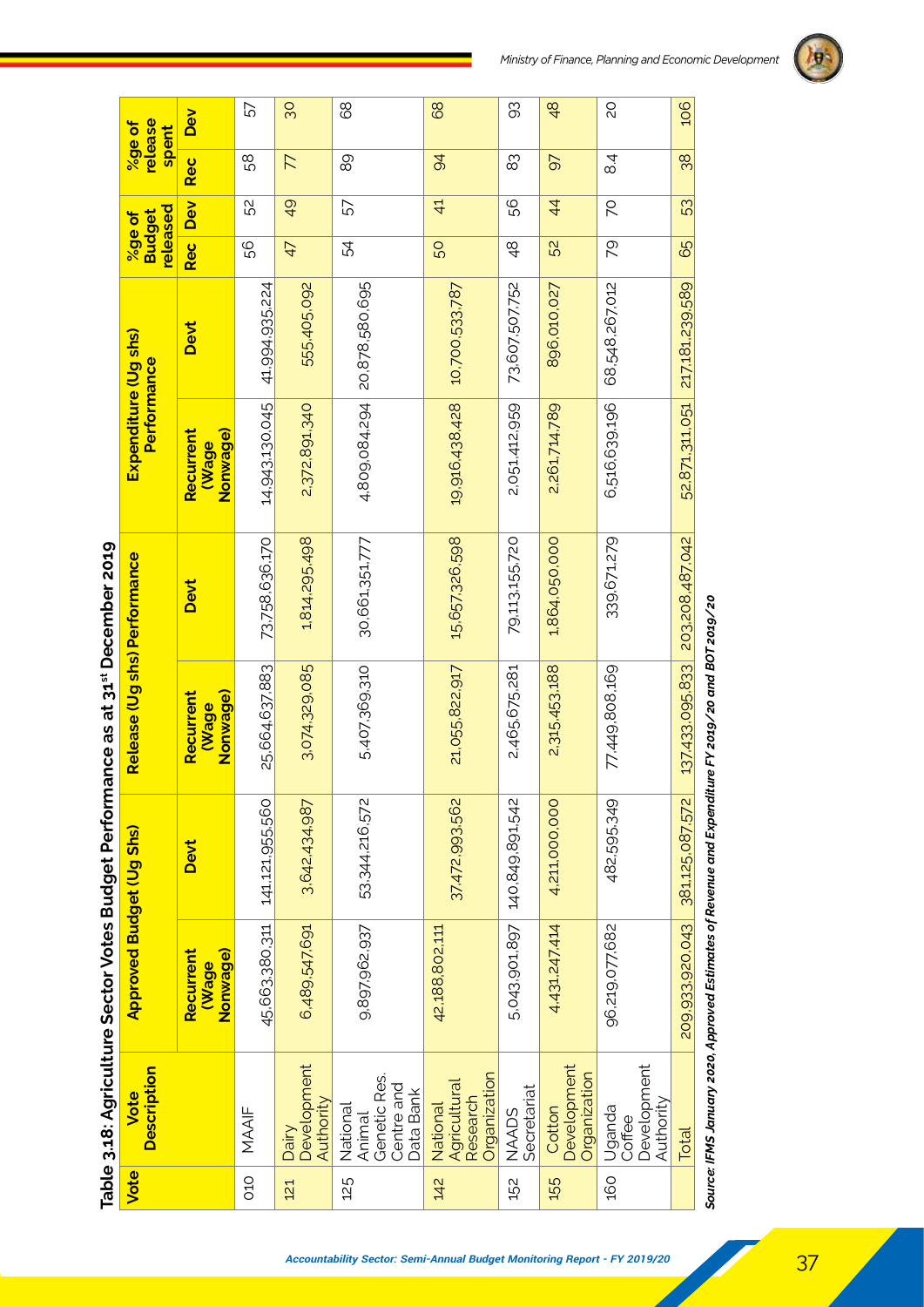**Table 3.18: Agriculture Sector Votes Budget Performance as at 31st December 2019**

| Vote | Vote Description | Approved Budget (Ug Shs) | | Release (Ug shs) Performance | | Expenditure (Ug shs) Performance | | %ge of Budget released | | %ge of release spent | |
|---|---|---|---|---|---|---|---|---|---|---|---|
| | | Recurrent (Wage Nonwage) | Devt | Recurrent (Wage Nonwage) | Devt | Recurrent (Wage Nonwage) | Devt | Rec | Dev | Rec | Dev |
| 010 | MAAIF | 45,663,380,311 | 141,121,955,560 | 25,664,637,883 | 73,758,636,170 | 14,943,130,045 | 41,994,935,224 | 56 | 52 | 58 | 57 |
| 121 | Dairy Development Authority | 6,489,547,691 | 3,642,434,987 | 3,074,329,085 | 1,814,295,498 | 2,372,891,340 | 555,405,092 | 47 | 49 | 77 | 30 |
| 125 | National Animal Genetic Res. Centre and Data Bank | 9,897,962,937 | 53,344,216,572 | 5,407,369,310 | 30,661,351,777 | 4,809,084,294 | 20,878,580,695 | 54 | 57 | 89 | 68 |
| 142 | National Agricultural Research Organization | 42,188,802,111 | 37,472,993,562 | 21,055,822,917 | 15,657,326,598 | 19,916,438,428 | 10,700,533,787 | 50 | 41 | 94 | 68 |
| 152 | NAADS Secretariat | 5,043,901,897 | 140,849,891,542 | 2,465,675,281 | 79,113,155,720 | 2,051,412,959 | 73,607,507,752 | 48 | 56 | 83 | 93 |
| 155 | Cotton Development Organization | 4,431,247,414 | 4,211,000,000 | 2,315,453,188 | 1,864,050,000 | 2,261,714,789 | 896,010,027 | 52 | 44 | 97 | 48 |
| 160 | Uganda Coffee Development Authority | 96,219,077,682 | 482,595,349 | 77,449,808,169 | 339,671,279 | 6,516,639,196 | 68,548,267,012 | 79 | 70 | 8.4 | 20 |
| | Total | 209,933,920,043 | 381,125,087,572 | 137,433,095,833 | 203,208,487,042 | 52,871,311,051 | 217,181,239,589 | 65 | 53 | 38 | 106 |

*Source: IFMS January 2020, Approved Estimates of Revenue and Expenditure FY 2019/20 and BOT 2019/20*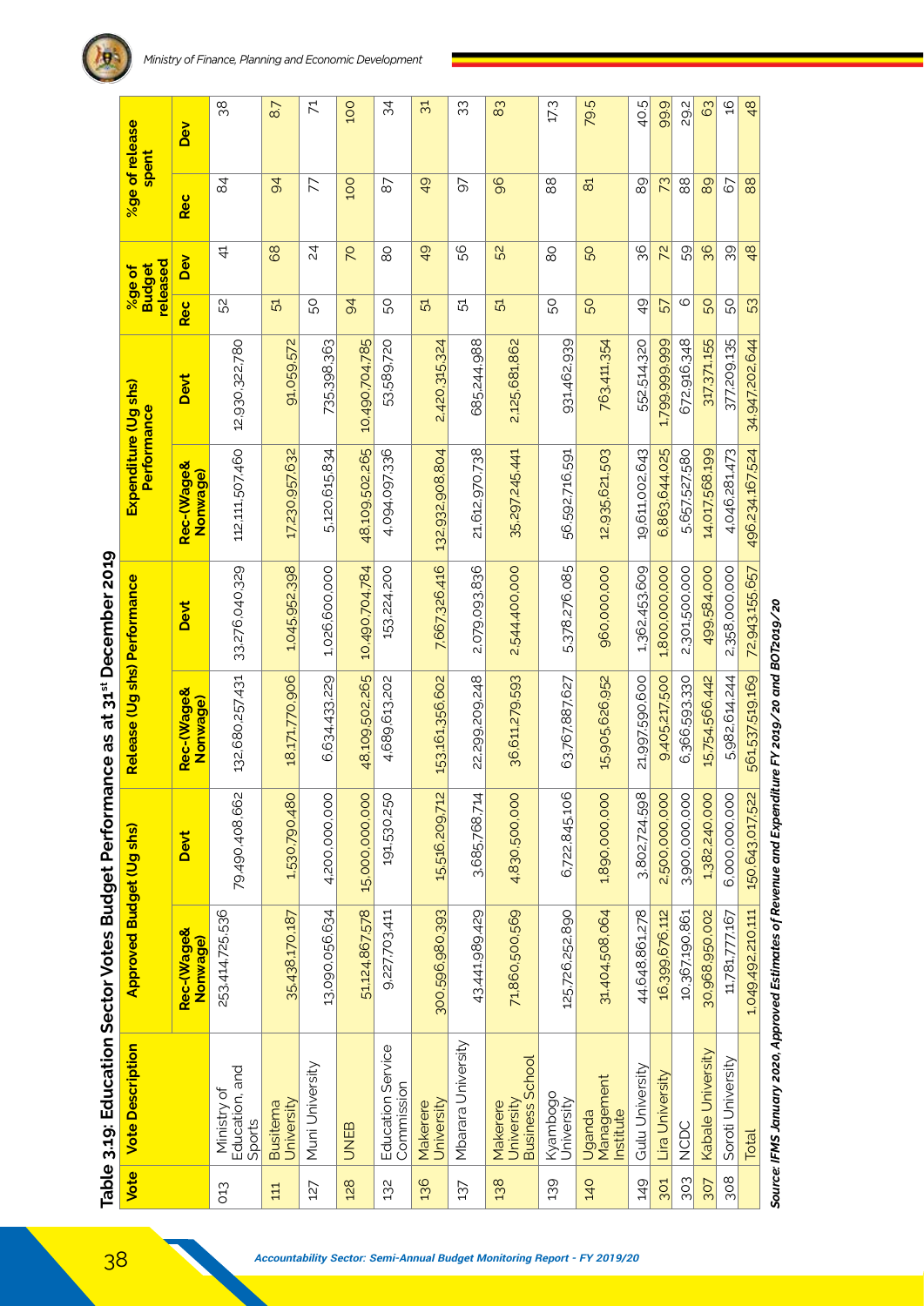### Table 3.19: Education Sector Votes Budget Performance as at 31st December 2019

| Vote | Vote Description | Approved Budget (Ug shs) | | Release (Ug shs) Performance | | Expenditure (Ug shs) Performance | | %ge of Budget released | | %ge of release spent | |
|---|---|---|---|---|---|---|---|---|---|---|---|
| | | Rec-(Wage& Nonwage) | Devt | Rec-(Wage& Nonwage) | Devt | Rec-(Wage& Nonwage) | Devt | Rec | Dev | Rec | Dev |
| 013 | Ministry of Education, and Sports | 253,414,725,536 | 79,490,408,662 | 132,680,257,431 | 33,276,040,329 | 112,111,507,460 | 12,930,322,780 | 52 | 41 | 84 | 38 |
| 111 | Busitema University | 35,438,170,187 | 1,530,790,480 | 18,171,770,906 | 1,045,952,398 | 17,230,957,632 | 91,059,572 | 51 | 68 | 94 | 8.7 |
| 127 | Muni University | 13,090,056,634 | 4,200,000,000 | 6,634,433,229 | 1,026,600,000 | 5,120,615,834 | 735,398,363 | 50 | 24 | 77 | 71 |
| 128 | UNEB | 51,124,867,578 | 15,000,000,000 | 48,109,502,265 | 10,490,704,784 | 48,109,502,265 | 10,490,704,785 | 94 | 70 | 100 | 100 |
| 132 | Education Service Commission | 9,227,703,411 | 191,530,250 | 4,689,613,202 | 153,224,200 | 4,094,097,336 | 53,589,720 | 50 | 80 | 87 | 34 |
| 136 | Makerere University | 300,596,980,393 | 15,516,209,712 | 153,161,356,602 | 7,667,326,416 | 132,932,908,804 | 2,420,315,324 | 51 | 49 | 49 | 31 |
| 137 | Mbarara University | 43,441,989,429 | 3,685,768,714 | 22,299,209,248 | 2,079,093,836 | 21,612,970,738 | 685,244,988 | 51 | 56 | 97 | 33 |
| 138 | Makerere University Business School | 71,860,500,569 | 4,830,500,000 | 36,611,279,593 | 2,544,400,000 | 35,297,245,441 | 2,125,681,862 | 51 | 52 | 96 | 83 |
| 139 | Kyambogo University | 125,726,252,890 | 6,722,845,106 | 63,767,887,627 | 5,378,276,085 | 56,592,716,591 | 931,462,939 | 50 | 80 | 88 | 17.3 |
| 140 | Uganda Management Institute | 31,404,508,064 | 1,890,000,000 | 15,905,626,952 | 960,000,000 | 12,935,621,503 | 763,411,354 | 50 | 50 | 81 | 79.5 |
| 149 | Gulu University | 44,648,861,278 | 3,802,724,598 | 21,997,590,600 | 1,362,453,609 | 19,611,002,643 | 552,514,320 | 49 | 36 | 89 | 40.5 |
| 301 | Lira University | 16,399,676,112 | 2,500,000,000 | 9,405,217,500 | 1,800,000,000 | 6,863,644,025 | 1,799,999,999 | 57 | 72 | 73 | 99.9 |
| 303 | NCDC | 10,367,190,861 | 3,900,000,000 | 6,366,593,330 | 2,301,500,000 | 5,657,527,580 | 672,916,348 | 6 | 59 | 88 | 29.2 |
| 307 | Kabale University | 30,968,950,002 | 1,382,240,000 | 15,754,566,442 | 499,584,000 | 14,017,568,199 | 317,371,155 | 50 | 36 | 89 | 63 |
| 308 | Soroti University | 11,781,777,167 | 6,000,000,000 | 5,982,614,244 | 2,358,000,000 | 4,046,281,473 | 377,209,135 | 50 | 39 | 67 | 16 |
| | Total | 1,049,492,210,111 | 150,643,017,522 | 561,537,519,169 | 72,943,155,657 | 496,234,167,524 | 34,947,202,644 | 53 | 48 | 88 | 48 |

*Source: IFMS January 2020, Approved Estimates of Revenue and Expenditure FY 2019/20 and BOT2019/20*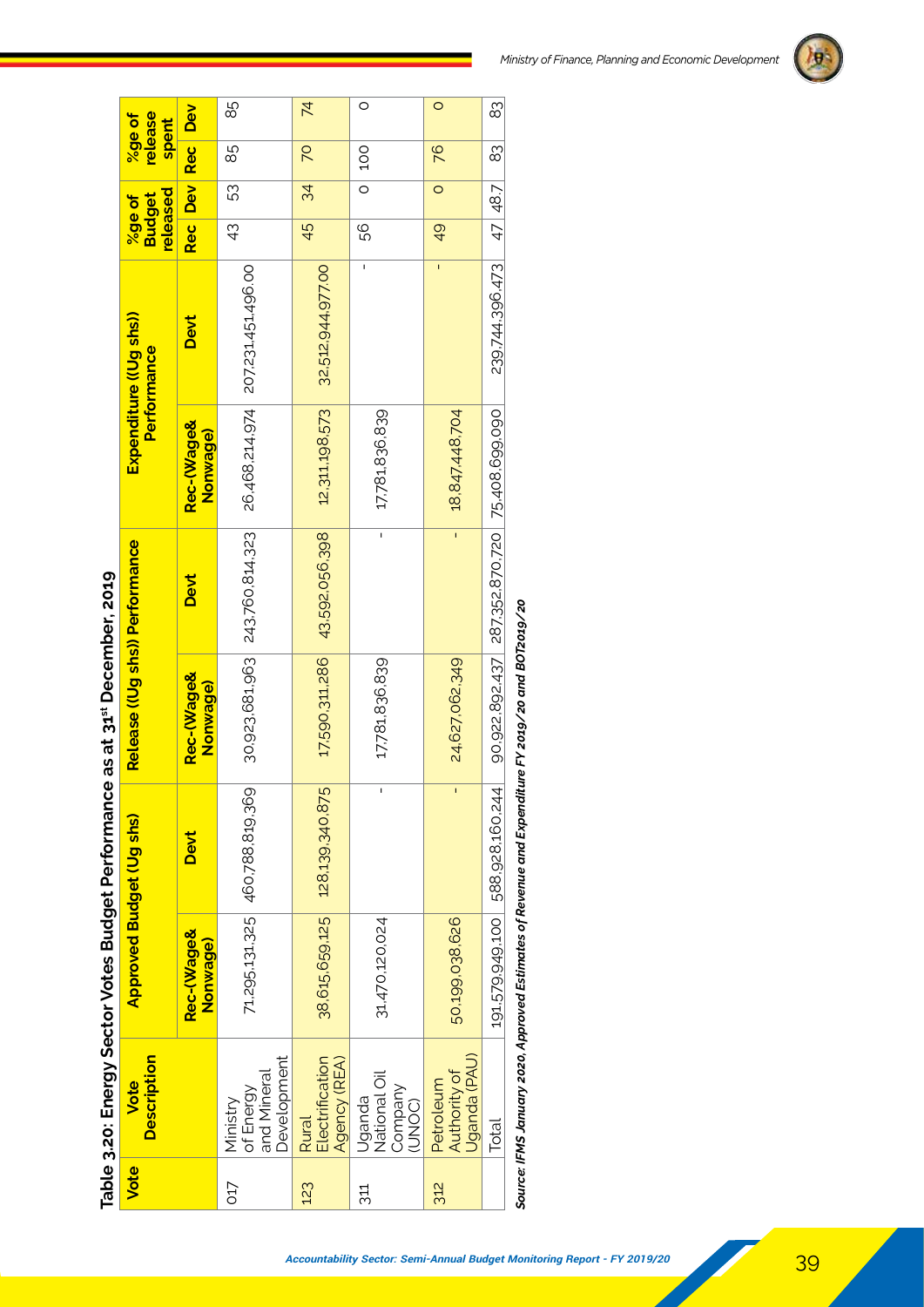**Table 3.20: Energy Sector Votes Budget Performance as at 31st December, 2019**

| Vote | Vote Description | Approved Budget (Ug shs) | | Release ((Ug shs)) Performance | | Expenditure ((Ug shs)) Performance | | %ge of Budget released | | %ge of release spent | |
|---|---|---|---|---|---|---|---|---|---|---|---|
| | | Rec-(Wage& Nonwage) | Devt | Rec-(Wage& Nonwage) | Devt | Rec-(Wage& Nonwage) | Devt | Rec | Dev | Rec | Dev |
| 017 | Ministry of Energy and Mineral Development | 71,295,131,325 | 460,788,819,369 | 30,923,681,963 | 243,760,814,323 | 26,468,214,974 | 207,231,451,496.00 | 43 | 53 | 85 | 85 |
| 123 | Rural Electrification Agency (REA) | 38,615,659,125 | 128,139,340,875 | 17,590,311,286 | 43,592,056,398 | 12,311,198,573 | 32,512,944,977.00 | 45 | 34 | 70 | 74 |
| 311 | Uganda National Oil Company (UNOC) | 31,470,120,024 | - | 17,781,836,839 | - | 17,781,836,839 | - | 56 | 0 | 100 | 0 |
| 312 | Petroleum Authority of Uganda (PAU) | 50,199,038,626 | - | 24,627,062,349 | - | 18,847,448,704 | - | 49 | 0 | 76 | 0 |
| | Total | 191,579,949,100 | 588,928,160,244 | 90,922,892,437 | 287,352,870,720 | 75,408,699,090 | 239,744,396,473 | 47 | 48.7 | 83 | 83 |

*Source: IFMS January 2020, Approved Estimates of Revenue and Expenditure FY 2019/20 and BOT2019/20*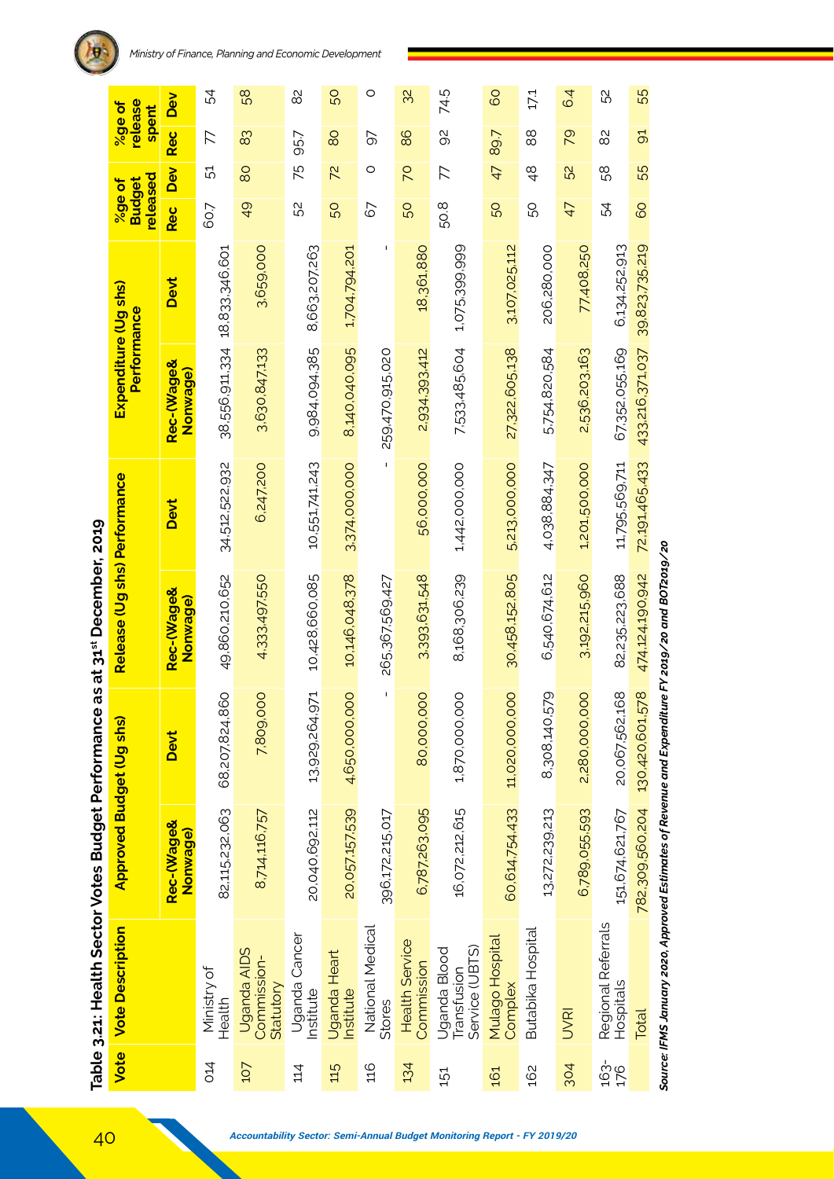**Table 3.21: Health Sector Votes Budget Performance as at 31st December, 2019**

| Vote | Vote Description | Approved Budget (Ug shs) | | Release (Ug shs) Performance | | Expenditure (Ug shs) Performance | | %ge of Budget released | | %ge of release spent | |
|---|---|---|---|---|---|---|---|---|---|---|---|
| | | Rec-(Wage& Nonwage) | Devt | Rec-(Wage& Nonwage) | Devt | Rec-(Wage& Nonwage) | Devt | Rec | Dev | Rec | Dev |
| 014 | Ministry of Health | 82,115,232,063 | 68,207,824,860 | 49,860,210,652 | 34,512,522,932 | 38,556,911,334 | 18,833,346,601 | 60.7 | 51 | 77 | 54 |
| 107 | Uganda AIDS Commission-Statutory | 8,714,116,757 | 7,809,000 | 4,333,497,550 | 6,247,200 | 3,630,847,133 | 3,659,000 | 49 | 80 | 83 | 58 |
| 114 | Uganda Cancer Institute | 20,040,692,112 | 13,929,264,971 | 10,428,660,085 | 10,551,741,243 | 9,984,094,385 | 8,663,207,263 | 52 | 75 | 95.7 | 82 |
| 115 | Uganda Heart Institute | 20,057,157,539 | 4,650,000,000 | 10,146,048,378 | 3,374,000,000 | 8,140,040,095 | 1,704,794,201 | 50 | 72 | 80 | 50 |
| 116 | National Medical Stores | 396,172,215,017 | - | 265,367,569,427 | - | 259,470,915,020 | - | 67 | 0 | 97 | 0 |
| 134 | Health Service Commission | 6,787,263,095 | 80,000,000 | 3,393,631,548 | 56,000,000 | 2,934,393,412 | 18,361,880 | 50 | 70 | 86 | 32 |
| 151 | Uganda Blood Transfusion Service (UBTS) | 16,072,212,615 | 1,870,000,000 | 8,168,306,239 | 1,442,000,000 | 7,533,485,604 | 1,075,399,999 | 50.8 | 77 | 92 | 74.5 |
| 161 | Mulago Hospital Complex | 60,614,754,433 | 11,020,000,000 | 30,458,152,805 | 5,213,000,000 | 27,322,605,138 | 3,107,025,112 | 50 | 47 | 89.7 | 60 |
| 162 | Butabika Hospital | 13,272,239,213 | 8,308,140,579 | 6,540,674,612 | 4,038,884,347 | 5,754,820,584 | 206,280,000 | 50 | 48 | 88 | 17.1 |
| 304 | UVRI | 6,789,055,593 | 2,280,000,000 | 3,192,215,960 | 1,201,500,000 | 2,536,203,163 | 77,408,250 | 47 | 52 | 79 | 6.4 |
| 163-176 | Regional Referrals Hospitals | 151,674,621,767 | 20,067,562,168 | 82,235,223,688 | 11,795,569,711 | 67,352,055,169 | 6,134,252,913 | 54 | 58 | 82 | 52 |
| | Total | 782,309,560,204 | 130,420,601,578 | 474,124,190,942 | 72,191,465,433 | 433,216,371,037 | 39,823,735,219 | 60 | 55 | 91 | 55 |

*Source: IFMS January 2020, Approved Estimates of Revenue and Expenditure FY 2019/20 and BOT2019/20*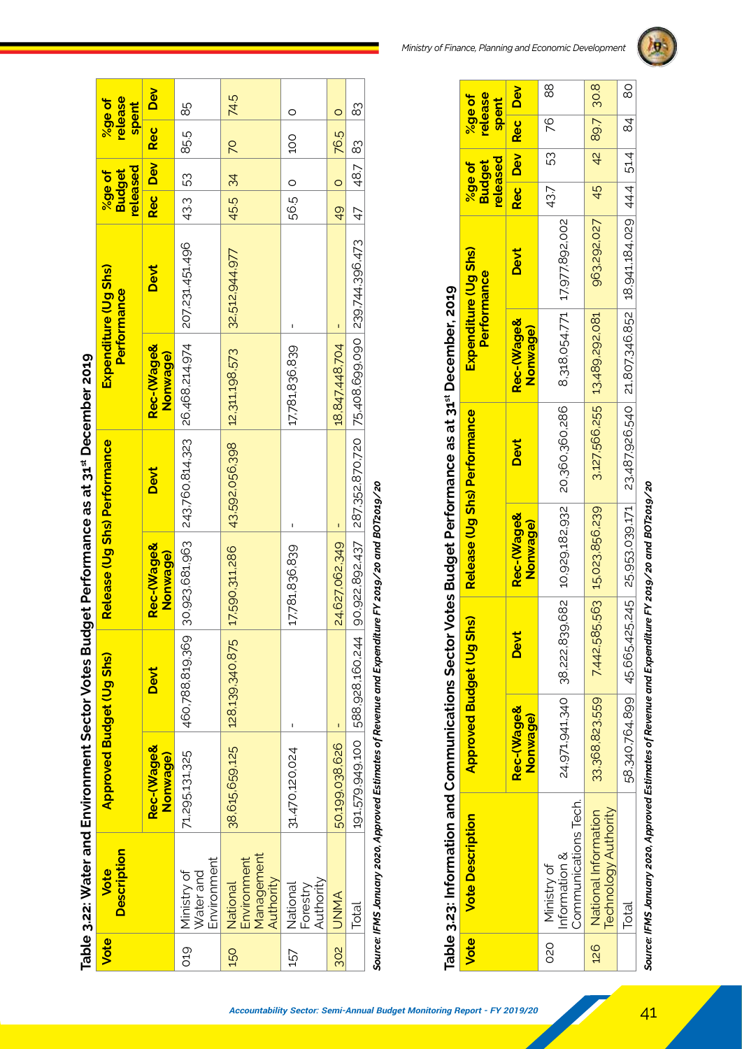**Table 3.22: Water and Environment Sector Votes Budget Performance as at 31st December 2019**

| Vote | Vote Description | Approved Budget (Ug Shs) | | Release (Ug Shs) Performance | | Expenditure (Ug Shs) Performance | | %ge of Budget released | | %ge of release spent | |
|---|---|---|---|---|---|---|---|---|---|---|---|
| | | Rec-(Wage& Nonwage) | Devt | Rec-(Wage& Nonwage) | Devt | Rec-(Wage& Nonwage) | Devt | Rec | Dev | Rec | Dev |
| 019 | Ministry of Water and Environment | 71,295,131,325 | 460,788,819,369 | 30,923,681,963 | 243,760,814,323 | 26,468,214,974 | 207,231,451,496 | 43.3 | 53 | 85.5 | 85 |
| 150 | National Environment Management Authority | 38,615,659,125 | 128,139,340,875 | 17,590,311,286 | 43,592,056,398 | 12,311,198,573 | 32,512,944,977 | 45.5 | 34 | 70 | 74.5 |
| 157 | National Forestry Authority | 31,470,120,024 | - | 17,781,836,839 | - | 17,781,836,839 | - | 56.5 | 0 | 100 | 0 |
| 302 | UNMA | 50,199,038,626 | - | 24,627,062,349 | - | 18,847,448,704 | - | 49 | 0 | 76.5 | 0 |
| | Total | 191,579,949,100 | 588,928,160,244 | 90,922,892,437 | 287,352,870,720 | 75,408,699,090 | 239,744,396,473 | 47 | 48.7 | 83 | 83 |

*Source: IFMS January 2020, Approved Estimates of Revenue and Expenditure FY 2019/20 and BOT2019/20*

**Table 3.23: Information and Communications Sector Votes Budget Performance as at 31st December, 2019**

| Vote | Vote Description | Approved Budget (Ug Shs) | | Release (Ug Shs) Performance | | Expenditure (Ug Shs) Performance | | %ge of Budget released | | %ge of release spent | |
|---|---|---|---|---|---|---|---|---|---|---|---|
| | | Rec-(Wage& Nonwage) | Devt | Rec-(Wage& Nonwage) | Devt | Rec-(Wage& Nonwage) | Devt | Rec | Dev | Rec | Dev |
| 020 | Ministry of Information & Communications Tech. | 24,971,941,340 | 38,222,839,682 | 10,929,182,932 | 20,360,360,286 | 8,318,054,771 | 17,977,892,002 | 43.7 | 53 | 76 | 88 |
| 126 | National Information Technology Authority | 33,368,823,559 | 7,442,585,563 | 15,023,856,239 | 3,127,566,255 | 13,489,292,081 | 963,292,027 | 45 | 42 | 89.7 | 30.8 |
| | Total | 58,340,764,899 | 45,665,425,245 | 25,953,039,171 | 23,487,926,540 | 21,807,346,852 | 18,941,184,029 | 44.4 | 51.4 | 84 | 80 |

*Source: IFMS January 2020, Approved Estimates of Revenue and Expenditure FY 2019/20 and BOT2019/20*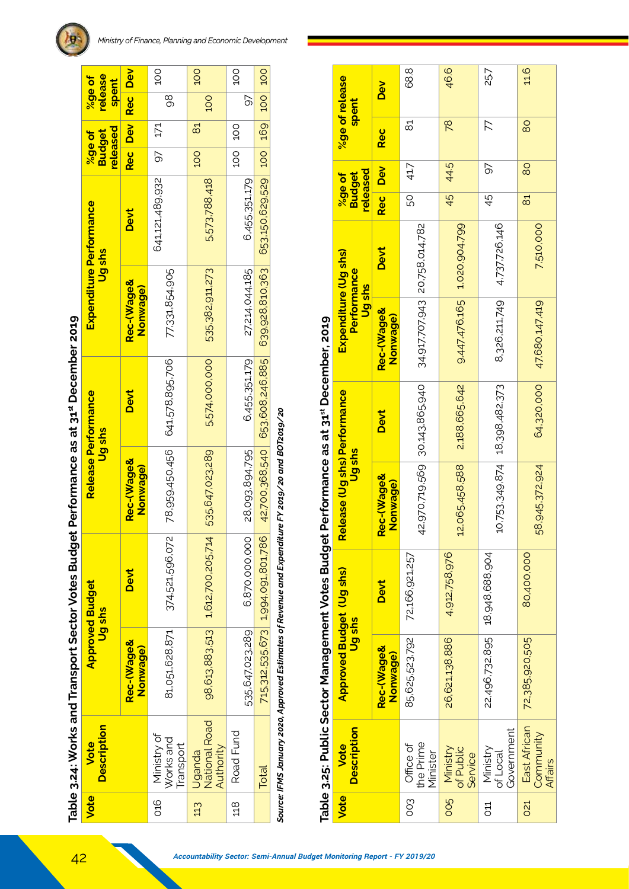**Table 3.24: Works and Transport Sector Votes Budget Performance as at 31[st] December 2019**

| Vote | Vote Description | Approved Budget Ug shs | | Release Performance Ug shs | | Expenditure Performance Ug shs | | %ge of Budget released | | %ge of release spent | |
|---|---|---|---|---|---|---|---|---|---|---|---|
| | | Rec-(Wage& Nonwage) | Devt | Rec-(Wage& Nonwage) | Devt | Rec-(Wage& Nonwage) | Devt | Rec | Dev | Rec | Dev |
| 016 | Ministry of Works and Transport | 81,051,628,871 | 374,521,596,072 | 78,959,450,456 | 641,578,895,706 | 77,331,854,905 | 641,121,489,932 | 97 | 171 | 98 | 100 |
| 113 | Uganda National Road Authority | 98,613,883,513 | 1,612,700,205,714 | 535,647,023,289 | 5,574,000,000 | 535,382,911,273 | 5,573,788,418 | 100 | 81 | 100 | 100 |
| 118 | Road Fund | 535,647,023,289 | 6,870,000,000 | 28,093,894,795 | 6,455,351,179 | 27,214,044,185 | 6,455,351,179 | 100 | 100 | 97 | 100 |
| | Total | 715,312,535,673 | 1,994,091,801,786 | 42,700,368,540 | 653,608,246,885 | 639,928,810,363 | 653,150,629,529 | 100 | 169 | 100 | 100 |

*Source: IFMS January 2020, Approved Estimates of Revenue and Expenditure FY 2019/20 and BOT2019/20*

**Table 3.25: Public Sector Management Votes Budget Performance as at 31[st] December, 2019**

| Vote | Vote Description | Approved Budget (Ug shs) Ug shs | | Release (Ug shs) Performance Ug shs | | Expenditure (Ug shs) Performance Ug shs | | %ge of Budget released | | %ge of release spent | |
|---|---|---|---|---|---|---|---|---|---|---|---|
| | | Rec-(Wage& Nonwage) | Devt | Rec-(Wage& Nonwage) | Devt | Rec-(Wage& Nonwage) | Devt | Rec | Dev | Rec | Dev |
| 003 | Office of the Prime Minister | 85,625,523,792 | 72,166,921,257 | 42,970,719,569 | 30,143,865,940 | 34,917,707,943 | 20,758,014,782 | 50 | 41.7 | 81 | 68.8 |
| 005 | Ministry of Public Service | 26,621,138,886 | 4,912,758,976 | 12,065,458,588 | 2,188,665,642 | 9,447,476,165 | 1,020,904,799 | 45 | 44.5 | 78 | 46.6 |
| 011 | Ministry of Local Government | 22,496,732,895 | 18,948,688,904 | 10,753,349,874 | 18,398,482,373 | 8,326,211,749 | 4,737,726,146 | 45 | 97 | 77 | 25.7 |
| 021 | East African Community Affairs | 72,385,920,595 | 80,400,000 | 58,945,372,924 | 64,320,000 | 47,680,147,419 | 7,510,000 | 81 | 80 | 80 | 11.6 |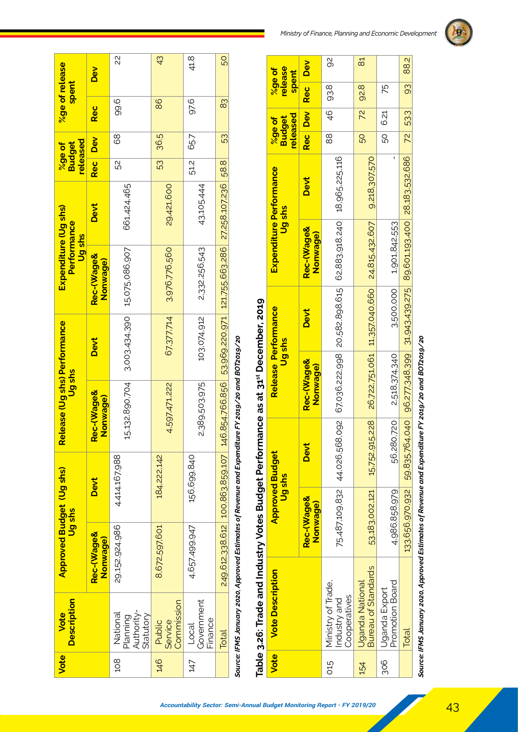| Vote | Vote Description | Approved Budget (Ug shs) Ug shs | | Release (Ug shs) Performance Ug shs | | Expenditure (Ug shs) Performance Ug shs | | %ge of Budget released | | %ge of release spent | |
|---|---|---|---|---|---|---|---|---|---|---|---|
| | | Rec-(Wage& Nonwage) | Devt | Rec-(Wage& Nonwage) | Devt | Rec-(Wage& Nonwage) | Devt | Rec | Dev | Rec | Dev |
| 108 | National Planning Authority-Statutory | 29,152,924,986 | 4,414,167,988 | 15,132,890,704 | 3,003,434,390 | 15,075,086,907 | 661,424,465 | 52 | 68 | 99.6 | 22 |
| 146 | Public Service Commission | 8,672,597,601 | 184,222,142 | 4,597,471,222 | 67,377,714 | 3,976,776,560 | 29,421,600 | 53 | 36.5 | 86 | 43 |
| 147 | Local Government Finance | 4,657,499,947 | 156,699,840 | 2,389,503,975 | 103,074,912 | 2,332,256,543 | 43,105,444 | 51.2 | 65.7 | 97.6 | 41.8 |
| | Total | 249,612,338,612 | 100,863,859,107 | 146,854,766,856 | 53,969,220,971 | 121,755,663,286 | 27,258,107,236 | 58.8 | 53 | 83 | 50 |

*Source: IFMS January 2020, Approved Estimates of Revenue and Expenditure FY 2019/20 and BOT2019/20*

## Table 3.26: Trade and Industry Votes Budget Performance as at 31st December, 2019

| Vote | Vote Description | Approved Budget Ug shs | | Release Performance Ug shs | | Expenditure Performance Ug shs | | %ge of Budget released | | %ge of release spent | |
|---|---|---|---|---|---|---|---|---|---|---|---|
| | | Rec-(Wage& Nonwage) | Devt | Rec-(Wage& Nonwage) | Devt | Rec-(Wage& Nonwage) | Devt | Rec | Dev | Rec | Dev |
| 015 | Ministry of Trade, Industry and Cooperatives | 75,487,109,832 | 44,026,568,092 | 67,036,222,998 | 20,582,898,615 | 62,883,918,240 | 18,965,225,116 | 88 | 46 | 93.8 | 92 |
| 154 | Uganda National Bureau of Standards | 53,183,002,121 | 15,752,915,228 | 26,722,751,061 | 11,357,040,660 | 24,815,432,607 | 9,218,307,570 | 50 | 72 | 92.8 | 81 |
| 306 | Uganda Export Promotion Board | 4,986,858,979 | 56,280,720 | 2,518,374,340 | 3,500,000 | 1,901,842,553 | - | 50 | 6.21 | 75 | |
| | Total | 133,656,970,932 | 59,835,764,040 | 96,277,348,399 | 31,943,439,275 | 89,601,193,400 | 28,183,532,686 | 72 | 53.3 | 93 | 88.2 |

*Source: IFMS January 2020, Approved Estimates of Revenue and Expenditure FY 2019/20 and BOT2019/20*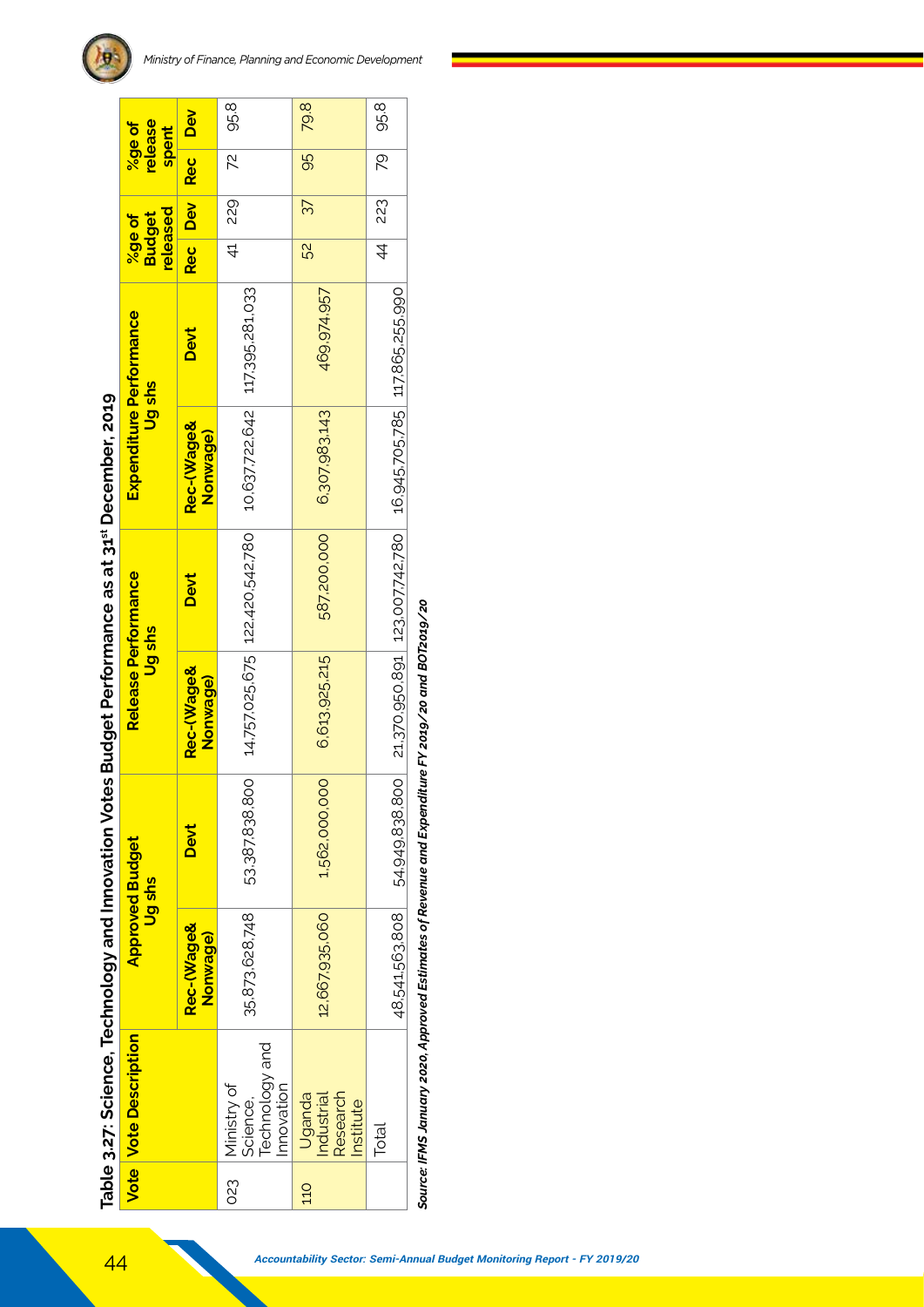**Table 3.27: Science, Technology and Innovation Votes Budget Performance as at 31st December, 2019**

| Vote | Vote Description | Approved Budget Ug shs | | Release Performance Ug shs | | Expenditure Performance Ug shs | | %ge of Budget released | | %ge of release spent | |
|---|---|---|---|---|---|---|---|---|---|---|---|
| | | Rec-(Wage& Nonwage) | Devt | Rec-(Wage& Nonwage) | Devt | Rec-(Wage& Nonwage) | Devt | Rec | Dev | Rec | Dev |
| 023 | Ministry of Science, Technology and Innovation | 35,873,628,748 | 53,387,838,800 | 14,757,025,675 | 122,420,542,780 | 10,637,722,642 | 117,395,281,033 | 41 | 229 | 72 | 95.8 |
| 110 | Uganda Industrial Research Institute | 12,667,935,060 | 1,562,000,000 | 6,613,925,215 | 587,200,000 | 6,307,983,143 | 469,974,957 | 52 | 37 | 95 | 79.8 |
| | Total | 48,541,563,808 | 54,949,838,800 | 21,370,950,891 | 123,007,742,780 | 16,945,705,785 | 117,865,255,990 | 44 | 223 | 79 | 95.8 |

***Source: IFMS January 2020, Approved Estimates of Revenue and Expenditure FY 2019/20 and BOT2019/20***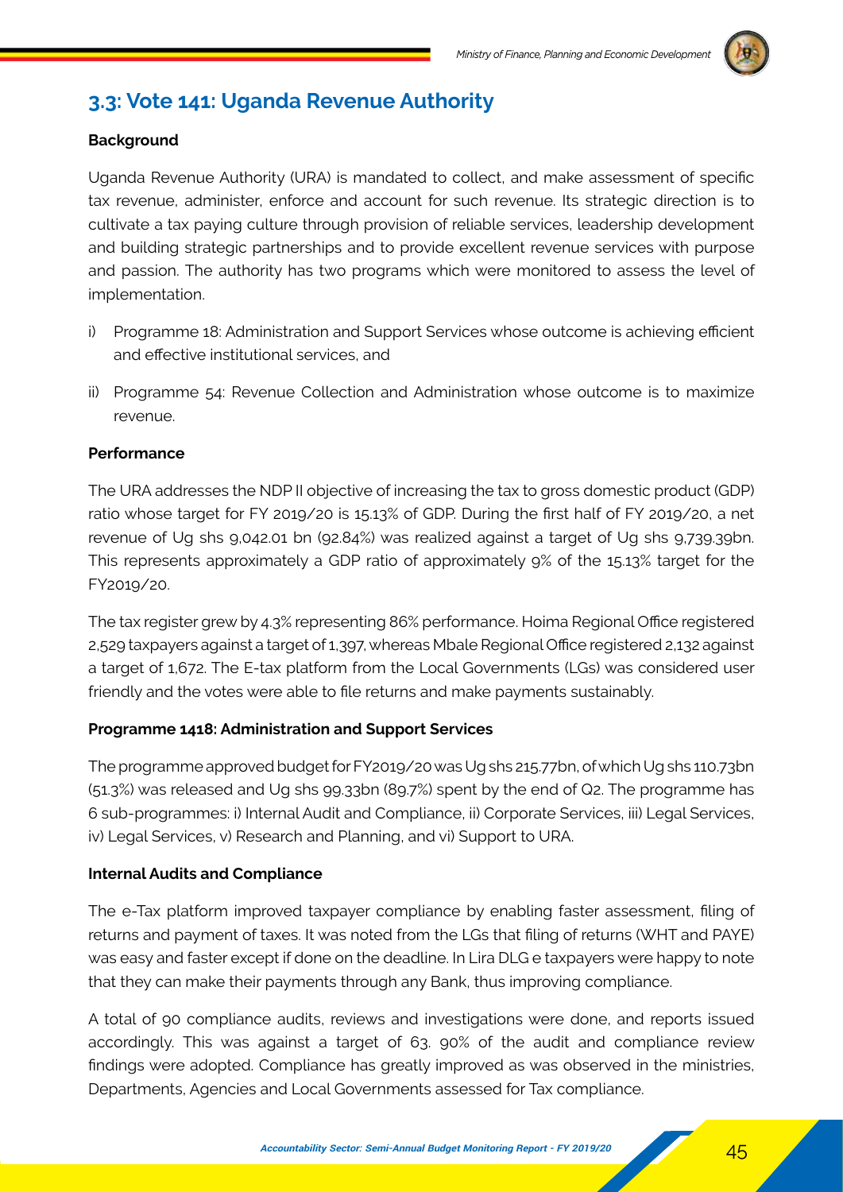## 3.3: Vote 141: Uganda Revenue Authority

**Background**

Uganda Revenue Authority (URA) is mandated to collect, and make assessment of specific tax revenue, administer, enforce and account for such revenue. Its strategic direction is to cultivate a tax paying culture through provision of reliable services, leadership development and building strategic partnerships and to provide excellent revenue services with purpose and passion. The authority has two programs which were monitored to assess the level of implementation.

i) Programme 18: Administration and Support Services whose outcome is achieving efficient and effective institutional services, and

ii) Programme 54: Revenue Collection and Administration whose outcome is to maximize revenue.

**Performance**

The URA addresses the NDP II objective of increasing the tax to gross domestic product (GDP) ratio whose target for FY 2019/20 is 15.13% of GDP. During the first half of FY 2019/20, a net revenue of Ug shs 9,042.01 bn (92.84%) was realized against a target of Ug shs 9,739.39bn. This represents approximately a GDP ratio of approximately 9% of the 15.13% target for the FY2019/20.

The tax register grew by 4.3% representing 86% performance. Hoima Regional Office registered 2,529 taxpayers against a target of 1,397, whereas Mbale Regional Office registered 2,132 against a target of 1,672. The E-tax platform from the Local Governments (LGs) was considered user friendly and the votes were able to file returns and make payments sustainably.

**Programme 1418: Administration and Support Services**

The programme approved budget for FY2019/20 was Ug shs 215.77bn, of which Ug shs 110.73bn (51.3%) was released and Ug shs 99.33bn (89.7%) spent by the end of Q2. The programme has 6 sub-programmes: i) Internal Audit and Compliance, ii) Corporate Services, iii) Legal Services, iv) Legal Services, v) Research and Planning, and vi) Support to URA.

**Internal Audits and Compliance**

The e-Tax platform improved taxpayer compliance by enabling faster assessment, filing of returns and payment of taxes. It was noted from the LGs that filing of returns (WHT and PAYE) was easy and faster except if done on the deadline. In Lira DLG e taxpayers were happy to note that they can make their payments through any Bank, thus improving compliance.

A total of 90 compliance audits, reviews and investigations were done, and reports issued accordingly. This was against a target of 63. 90% of the audit and compliance review findings were adopted. Compliance has greatly improved as was observed in the ministries, Departments, Agencies and Local Governments assessed for Tax compliance.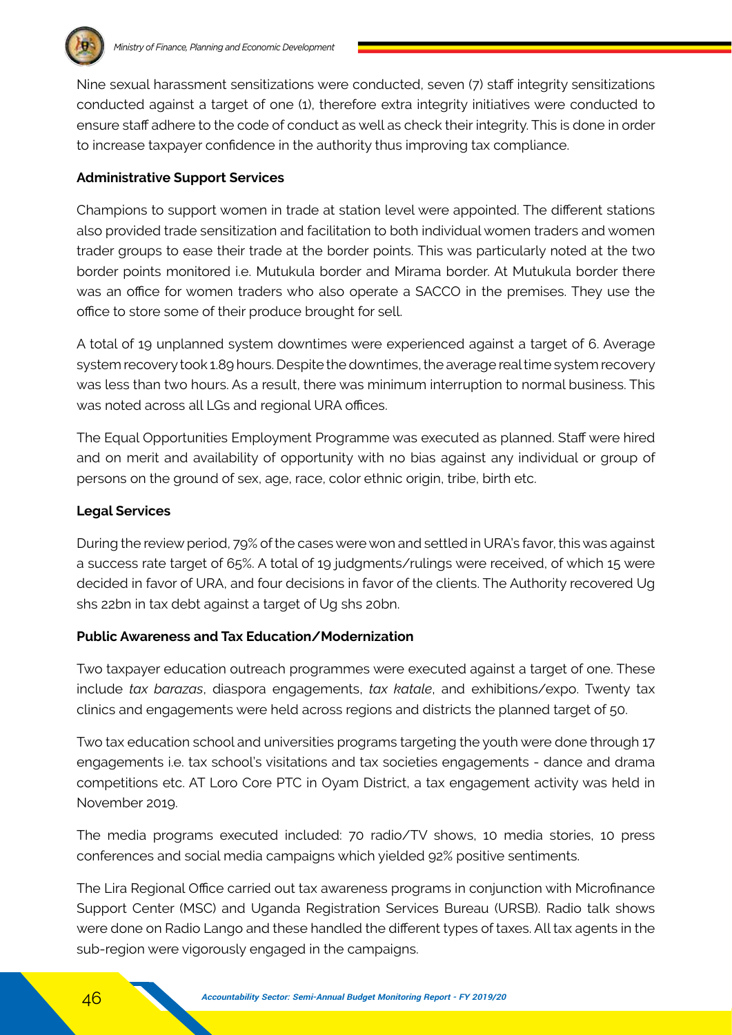Nine sexual harassment sensitizations were conducted, seven (7) staff integrity sensitizations conducted against a target of one (1), therefore extra integrity initiatives were conducted to ensure staff adhere to the code of conduct as well as check their integrity. This is done in order to increase taxpayer confidence in the authority thus improving tax compliance.

**Administrative Support Services**

Champions to support women in trade at station level were appointed. The different stations also provided trade sensitization and facilitation to both individual women traders and women trader groups to ease their trade at the border points. This was particularly noted at the two border points monitored i.e. Mutukula border and Mirama border. At Mutukula border there was an office for women traders who also operate a SACCO in the premises. They use the office to store some of their produce brought for sell.

A total of 19 unplanned system downtimes were experienced against a target of 6. Average system recovery took 1.89 hours. Despite the downtimes, the average real time system recovery was less than two hours. As a result, there was minimum interruption to normal business. This was noted across all LGs and regional URA offices.

The Equal Opportunities Employment Programme was executed as planned. Staff were hired and on merit and availability of opportunity with no bias against any individual or group of persons on the ground of sex, age, race, color ethnic origin, tribe, birth etc.

**Legal Services**

During the review period, 79% of the cases were won and settled in URA's favor, this was against a success rate target of 65%. A total of 19 judgments/rulings were received, of which 15 were decided in favor of URA, and four decisions in favor of the clients. The Authority recovered Ug shs 22bn in tax debt against a target of Ug shs 20bn.

**Public Awareness and Tax Education/Modernization**

Two taxpayer education outreach programmes were executed against a target of one. These include *tax barazas*, diaspora engagements, *tax katale*, and exhibitions/expo. Twenty tax clinics and engagements were held across regions and districts the planned target of 50.

Two tax education school and universities programs targeting the youth were done through 17 engagements i.e. tax school's visitations and tax societies engagements - dance and drama competitions etc. AT Loro Core PTC in Oyam District, a tax engagement activity was held in November 2019.

The media programs executed included: 70 radio/TV shows, 10 media stories, 10 press conferences and social media campaigns which yielded 92% positive sentiments.

The Lira Regional Office carried out tax awareness programs in conjunction with Microfinance Support Center (MSC) and Uganda Registration Services Bureau (URSB). Radio talk shows were done on Radio Lango and these handled the different types of taxes. All tax agents in the sub-region were vigorously engaged in the campaigns.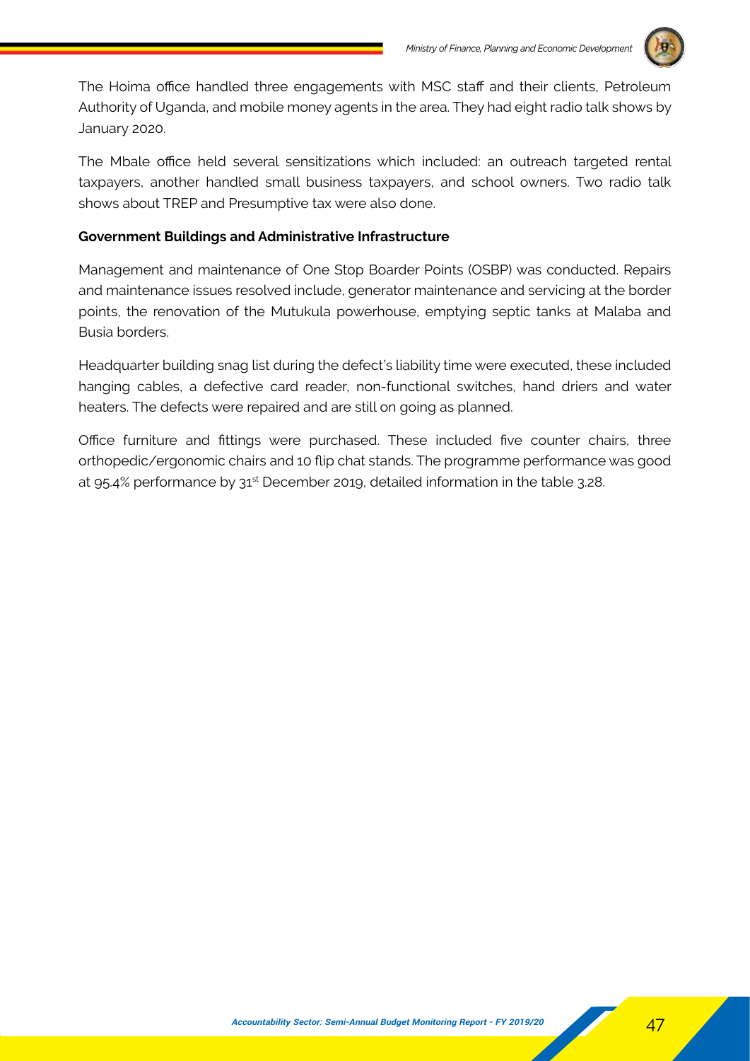The Hoima office handled three engagements with MSC staff and their clients, Petroleum Authority of Uganda, and mobile money agents in the area. They had eight radio talk shows by January 2020.

The Mbale office held several sensitizations which included: an outreach targeted rental taxpayers, another handled small business taxpayers, and school owners. Two radio talk shows about TREP and Presumptive tax were also done.

**Government Buildings and Administrative Infrastructure**

Management and maintenance of One Stop Boarder Points (OSBP) was conducted. Repairs and maintenance issues resolved include, generator maintenance and servicing at the border points, the renovation of the Mutukula powerhouse, emptying septic tanks at Malaba and Busia borders.

Headquarter building snag list during the defect's liability time were executed, these included hanging cables, a defective card reader, non-functional switches, hand driers and water heaters. The defects were repaired and are still on going as planned.

Office furniture and fittings were purchased. These included five counter chairs, three orthopedic/ergonomic chairs and 10 flip chat stands. The programme performance was good at 95.4% performance by 31st December 2019, detailed information in the table 3.28.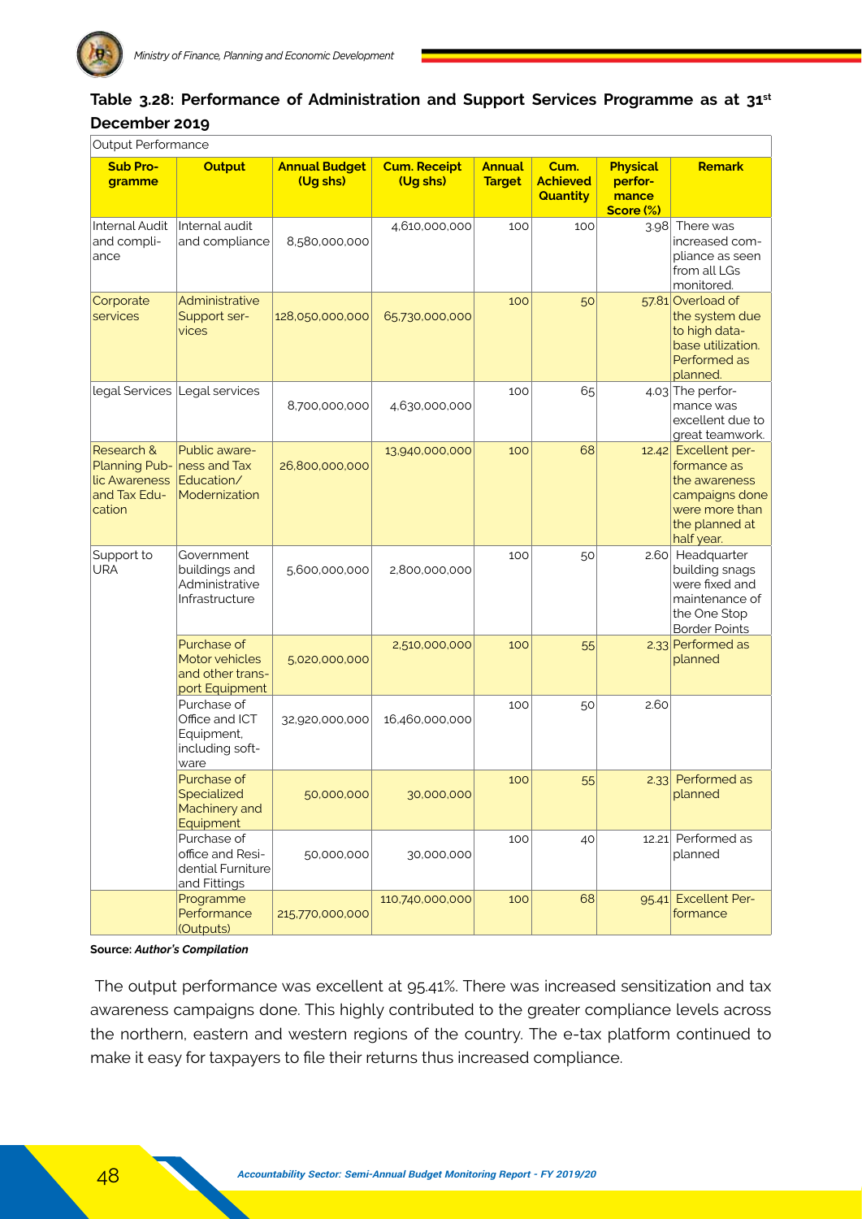## Table 3.28: Performance of Administration and Support Services Programme as at 31st December 2019

| Output Performance | | | | | | | |
|---|---|---|---|---|---|---|---|
| **Sub Programme** | **Output** | **Annual Budget (Ug shs)** | **Cum. Receipt (Ug shs)** | **Annual Target** | **Cum. Achieved Quantity** | **Physical performance Score (%)** | **Remark** |
| Internal Audit and compliance | Internal audit and compliance | 8,580,000,000 | 4,610,000,000 | 100 | 100 | 3.98 | There was increased compliance as seen from all LGs monitored. |
| Corporate services | Administrative Support services | 128,050,000,000 | 65,730,000,000 | 100 | 50 | 57.81 | Overload of the system due to high database utilization. Performed as planned. |
| legal Services | Legal services | 8,700,000,000 | 4,630,000,000 | 100 | 65 | 4.03 | The performance was excellent due to great teamwork. |
| Research & Planning Public Awareness and Tax Education | Public awareness and Tax Education/ Modernization | 26,800,000,000 | 13,940,000,000 | 100 | 68 | 12.42 | Excellent performance as the awareness campaigns done were more than the planned at half year. |
| Support to URA | Government buildings and Administrative Infrastructure | 5,600,000,000 | 2,800,000,000 | 100 | 50 | 2.60 | Headquarter building snags were fixed and maintenance of the One Stop Border Points |
| | Purchase of Motor vehicles and other transport Equipment | 5,020,000,000 | 2,510,000,000 | 100 | 55 | 2.33 | Performed as planned |
| | Purchase of Office and ICT Equipment, including software | 32,920,000,000 | 16,460,000,000 | 100 | 50 | 2.60 | |
| | Purchase of Specialized Machinery and Equipment | 50,000,000 | 30,000,000 | 100 | 55 | 2.33 | Performed as planned |
| | Purchase of office and Residential Furniture and Fittings | 50,000,000 | 30,000,000 | 100 | 40 | 12.21 | Performed as planned |
| | Programme Performance (Outputs) | 215,770,000,000 | 110,740,000,000 | 100 | 68 | 95.41 | Excellent Performance |

**Source:** ***Author's Compilation***

The output performance was excellent at 95.41%. There was increased sensitization and tax awareness campaigns done. This highly contributed to the greater compliance levels across the northern, eastern and western regions of the country. The e-tax platform continued to make it easy for taxpayers to file their returns thus increased compliance.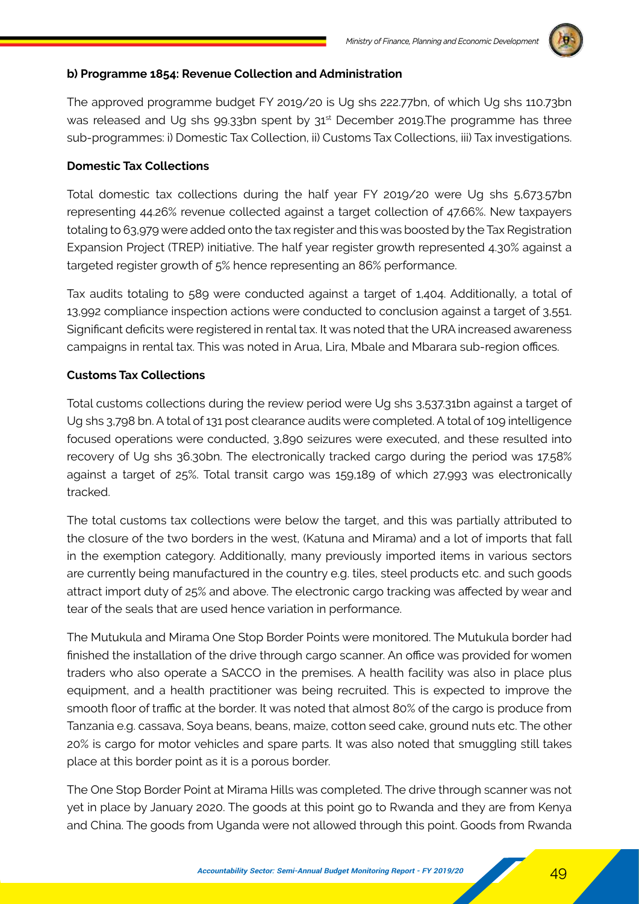#### b) Programme 1854: Revenue Collection and Administration

The approved programme budget FY 2019/20 is Ug shs 222.77bn, of which Ug shs 110.73bn was released and Ug shs 99.33bn spent by 31st December 2019.The programme has three sub-programmes: i) Domestic Tax Collection, ii) Customs Tax Collections, iii) Tax investigations.

**Domestic Tax Collections**

Total domestic tax collections during the half year FY 2019/20 were Ug shs 5,673.57bn representing 44.26% revenue collected against a target collection of 47.66%. New taxpayers totaling to 63,979 were added onto the tax register and this was boosted by the Tax Registration Expansion Project (TREP) initiative. The half year register growth represented 4.30% against a targeted register growth of 5% hence representing an 86% performance.

Tax audits totaling to 589 were conducted against a target of 1,404. Additionally, a total of 13,992 compliance inspection actions were conducted to conclusion against a target of 3,551. Significant deficits were registered in rental tax. It was noted that the URA increased awareness campaigns in rental tax. This was noted in Arua, Lira, Mbale and Mbarara sub-region offices.

**Customs Tax Collections**

Total customs collections during the review period were Ug shs 3,537.31bn against a target of Ug shs 3,798 bn. A total of 131 post clearance audits were completed. A total of 109 intelligence focused operations were conducted, 3,890 seizures were executed, and these resulted into recovery of Ug shs 36.30bn. The electronically tracked cargo during the period was 17.58% against a target of 25%. Total transit cargo was 159,189 of which 27,993 was electronically tracked.

The total customs tax collections were below the target, and this was partially attributed to the closure of the two borders in the west, (Katuna and Mirama) and a lot of imports that fall in the exemption category. Additionally, many previously imported items in various sectors are currently being manufactured in the country e.g. tiles, steel products etc. and such goods attract import duty of 25% and above. The electronic cargo tracking was affected by wear and tear of the seals that are used hence variation in performance.

The Mutukula and Mirama One Stop Border Points were monitored. The Mutukula border had finished the installation of the drive through cargo scanner. An office was provided for women traders who also operate a SACCO in the premises. A health facility was also in place plus equipment, and a health practitioner was being recruited. This is expected to improve the smooth floor of traffic at the border. It was noted that almost 80% of the cargo is produce from Tanzania e.g. cassava, Soya beans, beans, maize, cotton seed cake, ground nuts etc. The other 20% is cargo for motor vehicles and spare parts. It was also noted that smuggling still takes place at this border point as it is a porous border.

The One Stop Border Point at Mirama Hills was completed. The drive through scanner was not yet in place by January 2020. The goods at this point go to Rwanda and they are from Kenya and China. The goods from Uganda were not allowed through this point. Goods from Rwanda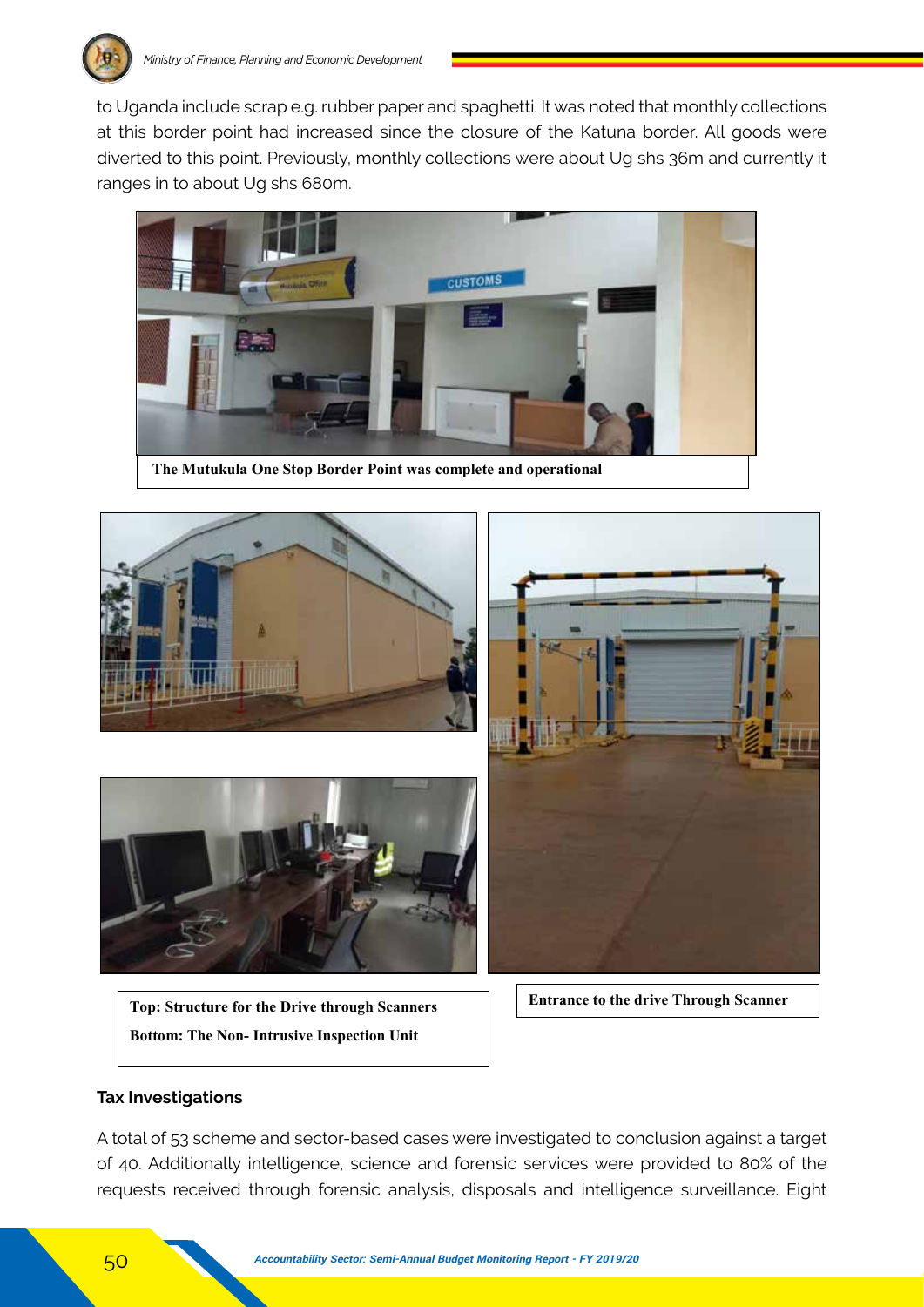to Uganda include scrap e.g. rubber paper and spaghetti. It was noted that monthly collections at this border point had increased since the closure of the Katuna border. All goods were diverted to this point. Previously, monthly collections were about Ug shs 36m and currently it ranges in to about Ug shs 680m.

**The Mutukula One Stop Border Point was complete and operational**

**Top: Structure for the Drive through Scanners**

**Bottom: The Non- Intrusive Inspection Unit**

**Entrance to the drive Through Scanner**

### Tax Investigations

A total of 53 scheme and sector-based cases were investigated to conclusion against a target of 40. Additionally intelligence, science and forensic services were provided to 80% of the requests received through forensic analysis, disposals and intelligence surveillance. Eight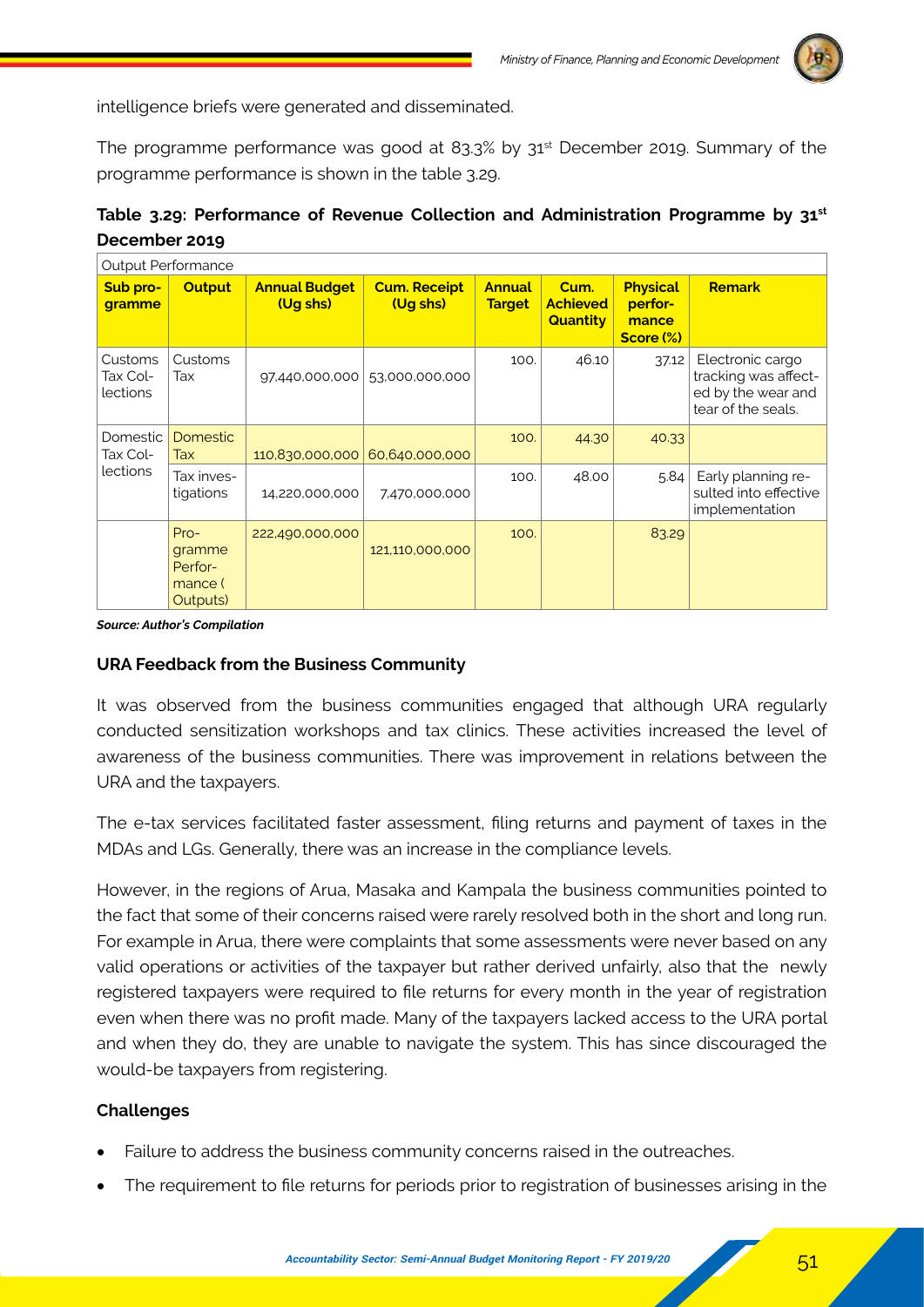intelligence briefs were generated and disseminated.

The programme performance was good at 83.3% by 31st December 2019. Summary of the programme performance is shown in the table 3.29.

**Table 3.29: Performance of Revenue Collection and Administration Programme by 31st December 2019**

| Output Performance | | | | | | | |
|---|---|---|---|---|---|---|---|
| **Sub programme** | **Output** | **Annual Budget (Ug shs)** | **Cum. Receipt (Ug shs)** | **Annual Target** | **Cum. Achieved Quantity** | **Physical performance Score (%)** | **Remark** |
| Customs Tax Collections | Customs Tax | 97,440,000,000 | 53,000,000,000 | 100. | 46.10 | 37.12 | Electronic cargo tracking was affected by the wear and tear of the seals. |
| Domestic Tax Collections | Domestic Tax | 110,830,000,000 | 60,640,000,000 | 100. | 44.30 | 40.33 | |
| | Tax investigations | 14,220,000,000 | 7,470,000,000 | 100. | 48.00 | 5.84 | Early planning resulted into effective implementation |
| | Programme Performance ( Outputs) | 222,490,000,000 | 121,110,000,000 | 100. | | 83.29 | |

***Source: Author's Compilation***

**URA Feedback from the Business Community**

It was observed from the business communities engaged that although URA regularly conducted sensitization workshops and tax clinics. These activities increased the level of awareness of the business communities. There was improvement in relations between the URA and the taxpayers.

The e-tax services facilitated faster assessment, filing returns and payment of taxes in the MDAs and LGs. Generally, there was an increase in the compliance levels.

However, in the regions of Arua, Masaka and Kampala the business communities pointed to the fact that some of their concerns raised were rarely resolved both in the short and long run. For example in Arua, there were complaints that some assessments were never based on any valid operations or activities of the taxpayer but rather derived unfairly, also that the newly registered taxpayers were required to file returns for every month in the year of registration even when there was no profit made. Many of the taxpayers lacked access to the URA portal and when they do, they are unable to navigate the system. This has since discouraged the would-be taxpayers from registering.

**Challenges**

- Failure to address the business community concerns raised in the outreaches.
- The requirement to file returns for periods prior to registration of businesses arising in the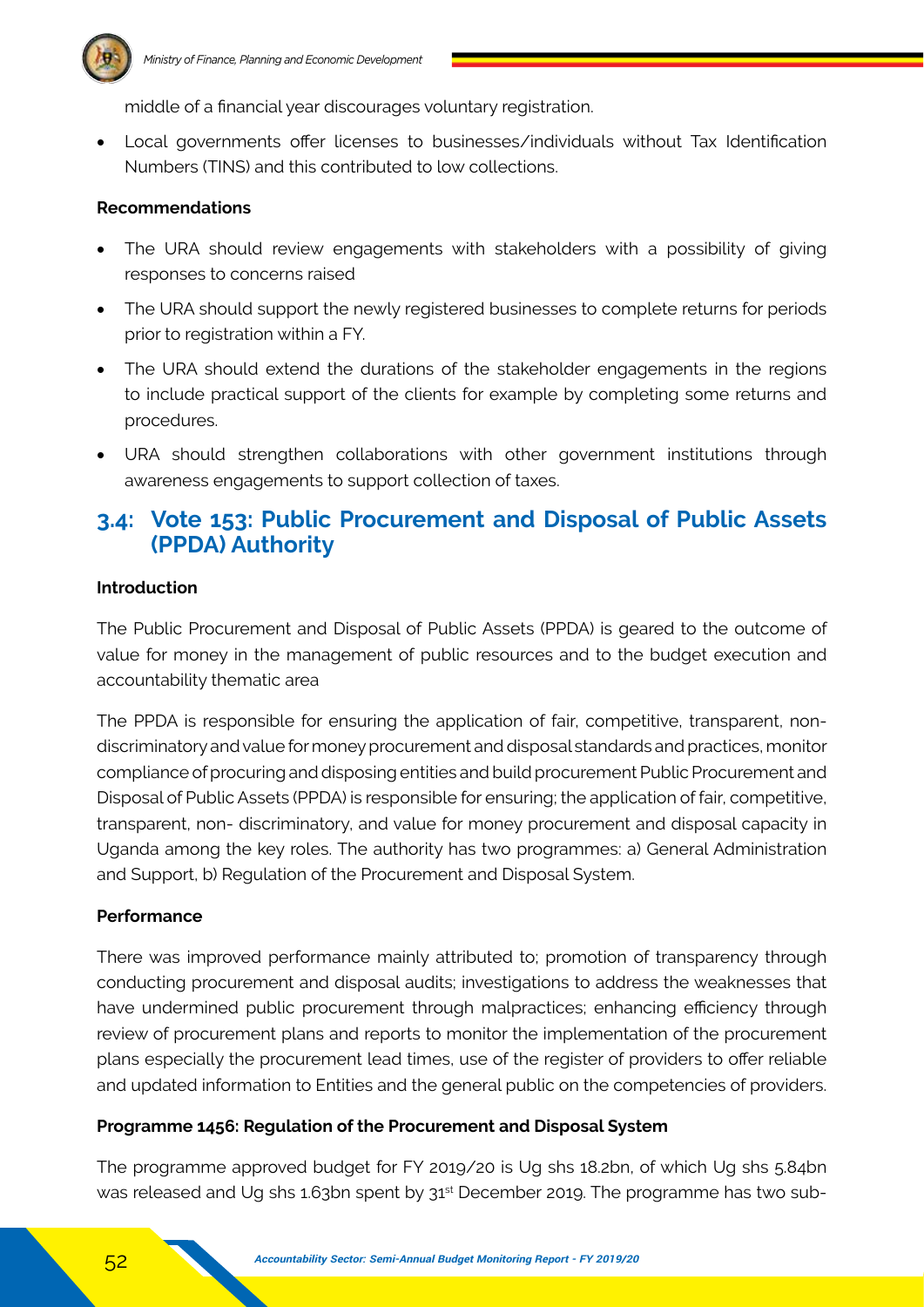middle of a financial year discourages voluntary registration.

- Local governments offer licenses to businesses/individuals without Tax Identification Numbers (TINS) and this contributed to low collections.

**Recommendations**

- The URA should review engagements with stakeholders with a possibility of giving responses to concerns raised
- The URA should support the newly registered businesses to complete returns for periods prior to registration within a FY.
- The URA should extend the durations of the stakeholder engagements in the regions to include practical support of the clients for example by completing some returns and procedures.
- URA should strengthen collaborations with other government institutions through awareness engagements to support collection of taxes.

## 3.4: Vote 153: Public Procurement and Disposal of Public Assets (PPDA) Authority

**Introduction**

The Public Procurement and Disposal of Public Assets (PPDA) is geared to the outcome of value for money in the management of public resources and to the budget execution and accountability thematic area

The PPDA is responsible for ensuring the application of fair, competitive, transparent, non-discriminatory and value for money procurement and disposal standards and practices, monitor compliance of procuring and disposing entities and build procurement Public Procurement and Disposal of Public Assets (PPDA) is responsible for ensuring; the application of fair, competitive, transparent, non- discriminatory, and value for money procurement and disposal capacity in Uganda among the key roles. The authority has two programmes: a) General Administration and Support, b) Regulation of the Procurement and Disposal System.

**Performance**

There was improved performance mainly attributed to; promotion of transparency through conducting procurement and disposal audits; investigations to address the weaknesses that have undermined public procurement through malpractices; enhancing efficiency through review of procurement plans and reports to monitor the implementation of the procurement plans especially the procurement lead times, use of the register of providers to offer reliable and updated information to Entities and the general public on the competencies of providers.

**Programme 1456: Regulation of the Procurement and Disposal System**

The programme approved budget for FY 2019/20 is Ug shs 18.2bn, of which Ug shs 5.84bn was released and Ug shs 1.63bn spent by 31st December 2019. The programme has two sub-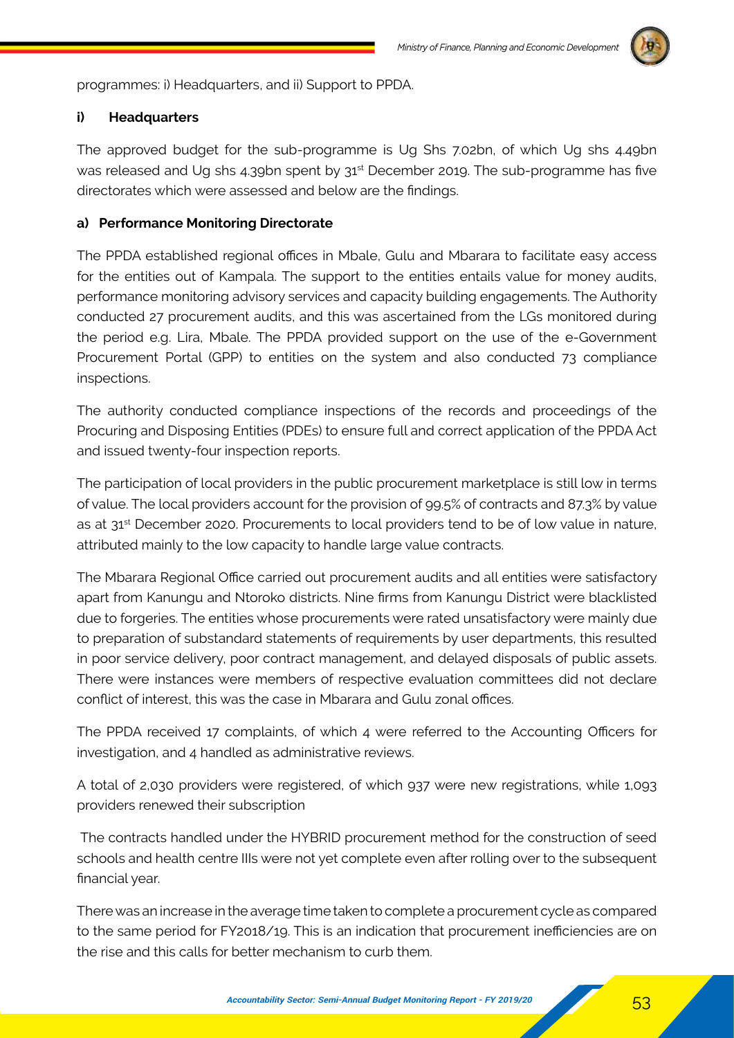programmes: i) Headquarters, and ii) Support to PPDA.

### i) Headquarters

The approved budget for the sub-programme is Ug Shs 7.02bn, of which Ug shs 4.49bn was released and Ug shs 4.39bn spent by 31st December 2019. The sub-programme has five directorates which were assessed and below are the findings.

#### a) Performance Monitoring Directorate

The PPDA established regional offices in Mbale, Gulu and Mbarara to facilitate easy access for the entities out of Kampala. The support to the entities entails value for money audits, performance monitoring advisory services and capacity building engagements. The Authority conducted 27 procurement audits, and this was ascertained from the LGs monitored during the period e.g. Lira, Mbale. The PPDA provided support on the use of the e-Government Procurement Portal (GPP) to entities on the system and also conducted 73 compliance inspections.

The authority conducted compliance inspections of the records and proceedings of the Procuring and Disposing Entities (PDEs) to ensure full and correct application of the PPDA Act and issued twenty-four inspection reports.

The participation of local providers in the public procurement marketplace is still low in terms of value. The local providers account for the provision of 99.5% of contracts and 87.3% by value as at 31st December 2020. Procurements to local providers tend to be of low value in nature, attributed mainly to the low capacity to handle large value contracts.

The Mbarara Regional Office carried out procurement audits and all entities were satisfactory apart from Kanungu and Ntoroko districts. Nine firms from Kanungu District were blacklisted due to forgeries. The entities whose procurements were rated unsatisfactory were mainly due to preparation of substandard statements of requirements by user departments, this resulted in poor service delivery, poor contract management, and delayed disposals of public assets. There were instances were members of respective evaluation committees did not declare conflict of interest, this was the case in Mbarara and Gulu zonal offices.

The PPDA received 17 complaints, of which 4 were referred to the Accounting Officers for investigation, and 4 handled as administrative reviews.

A total of 2,030 providers were registered, of which 937 were new registrations, while 1,093 providers renewed their subscription

The contracts handled under the HYBRID procurement method for the construction of seed schools and health centre IIIs were not yet complete even after rolling over to the subsequent financial year.

There was an increase in the average time taken to complete a procurement cycle as compared to the same period for FY2018/19. This is an indication that procurement inefficiencies are on the rise and this calls for better mechanism to curb them.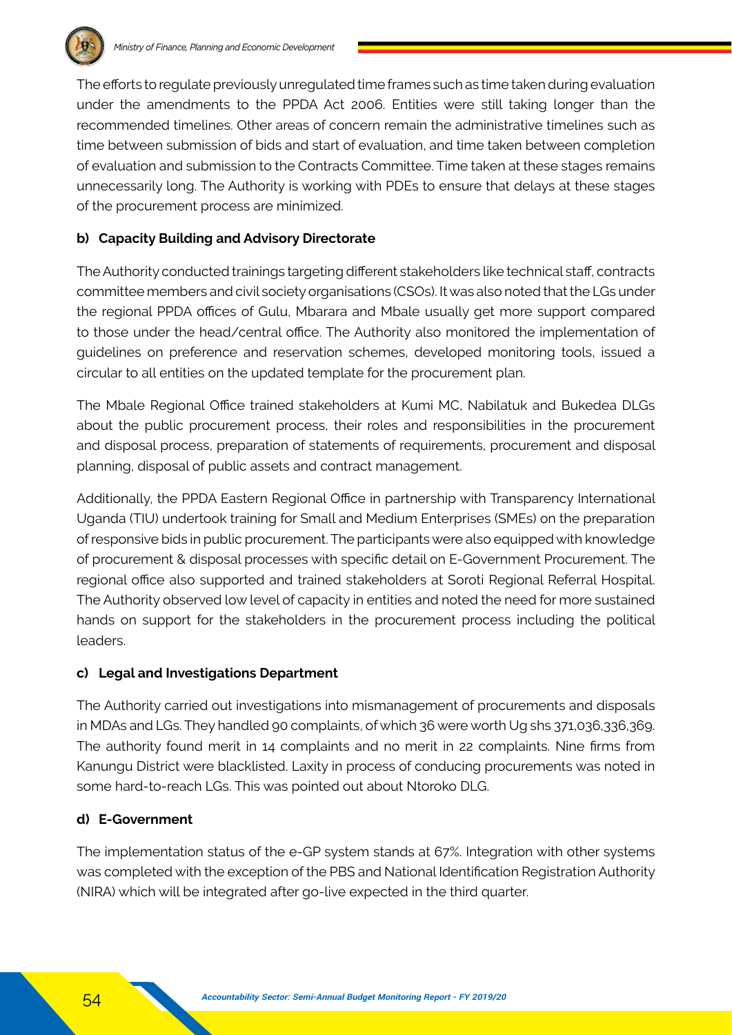The efforts to regulate previously unregulated time frames such as time taken during evaluation under the amendments to the PPDA Act 2006. Entities were still taking longer than the recommended timelines. Other areas of concern remain the administrative timelines such as time between submission of bids and start of evaluation, and time taken between completion of evaluation and submission to the Contracts Committee. Time taken at these stages remains unnecessarily long. The Authority is working with PDEs to ensure that delays at these stages of the procurement process are minimized.

**b) Capacity Building and Advisory Directorate**

The Authority conducted trainings targeting different stakeholders like technical staff, contracts committee members and civil society organisations (CSOs). It was also noted that the LGs under the regional PPDA offices of Gulu, Mbarara and Mbale usually get more support compared to those under the head/central office. The Authority also monitored the implementation of guidelines on preference and reservation schemes, developed monitoring tools, issued a circular to all entities on the updated template for the procurement plan.

The Mbale Regional Office trained stakeholders at Kumi MC, Nabilatuk and Bukedea DLGs about the public procurement process, their roles and responsibilities in the procurement and disposal process, preparation of statements of requirements, procurement and disposal planning, disposal of public assets and contract management.

Additionally, the PPDA Eastern Regional Office in partnership with Transparency International Uganda (TIU) undertook training for Small and Medium Enterprises (SMEs) on the preparation of responsive bids in public procurement. The participants were also equipped with knowledge of procurement & disposal processes with specific detail on E-Government Procurement. The regional office also supported and trained stakeholders at Soroti Regional Referral Hospital. The Authority observed low level of capacity in entities and noted the need for more sustained hands on support for the stakeholders in the procurement process including the political leaders.

**c) Legal and Investigations Department**

The Authority carried out investigations into mismanagement of procurements and disposals in MDAs and LGs. They handled 90 complaints, of which 36 were worth Ug shs 371,036,336,369. The authority found merit in 14 complaints and no merit in 22 complaints. Nine firms from Kanungu District were blacklisted. Laxity in process of conducing procurements was noted in some hard-to-reach LGs. This was pointed out about Ntoroko DLG.

**d) E-Government**

The implementation status of the e-GP system stands at 67%. Integration with other systems was completed with the exception of the PBS and National Identification Registration Authority (NIRA) which will be integrated after go-live expected in the third quarter.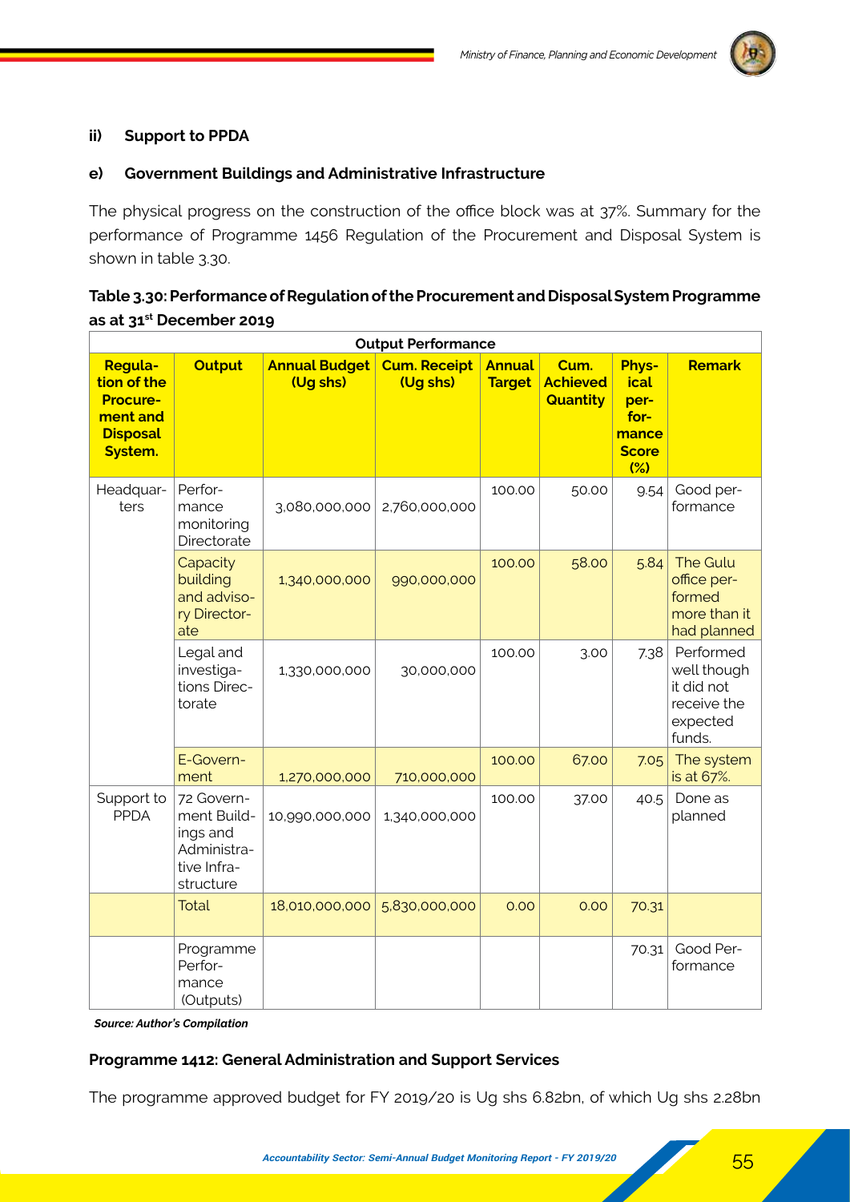**ii) Support to PPDA**

**e) Government Buildings and Administrative Infrastructure**

The physical progress on the construction of the office block was at 37%. Summary for the performance of Programme 1456 Regulation of the Procurement and Disposal System is shown in table 3.30.

**Table 3.30: Performance of Regulation of the Procurement and Disposal System Programme as at 31st December 2019**

| Output Performance | | | | | | | |
|---|---|---|---|---|---|---|---|
| **Regulation of the Procurement and Disposal System.** | **Output** | **Annual Budget (Ug shs)** | **Cum. Receipt (Ug shs)** | **Annual Target** | **Cum. Achieved Quantity** | **Physical performance Score (%)** | **Remark** |
| Headquarters | Performance monitoring Directorate | 3,080,000,000 | 2,760,000,000 | 100.00 | 50.00 | 9.54 | Good performance |
| | Capacity building and advisory Directorate | 1,340,000,000 | 990,000,000 | 100.00 | 58.00 | 5.84 | The Gulu office performed more than it had planned |
| | Legal and investigations Directorate | 1,330,000,000 | 30,000,000 | 100.00 | 3.00 | 7.38 | Performed well though it did not receive the expected funds. |
| | E-Government | 1,270,000,000 | 710,000,000 | 100.00 | 67.00 | 7.05 | The system is at 67%. |
| Support to PPDA | 72 Government Buildings and Administrative Infrastructure | 10,990,000,000 | 1,340,000,000 | 100.00 | 37.00 | 40.5 | Done as planned |
| | Total | 18,010,000,000 | 5,830,000,000 | 0.00 | 0.00 | 70.31 | |
| | Programme Performance (Outputs) | | | | | 70.31 | Good Performance |

***Source: Author's Compilation***

**Programme 1412: General Administration and Support Services**

The programme approved budget for FY 2019/20 is Ug shs 6.82bn, of which Ug shs 2.28bn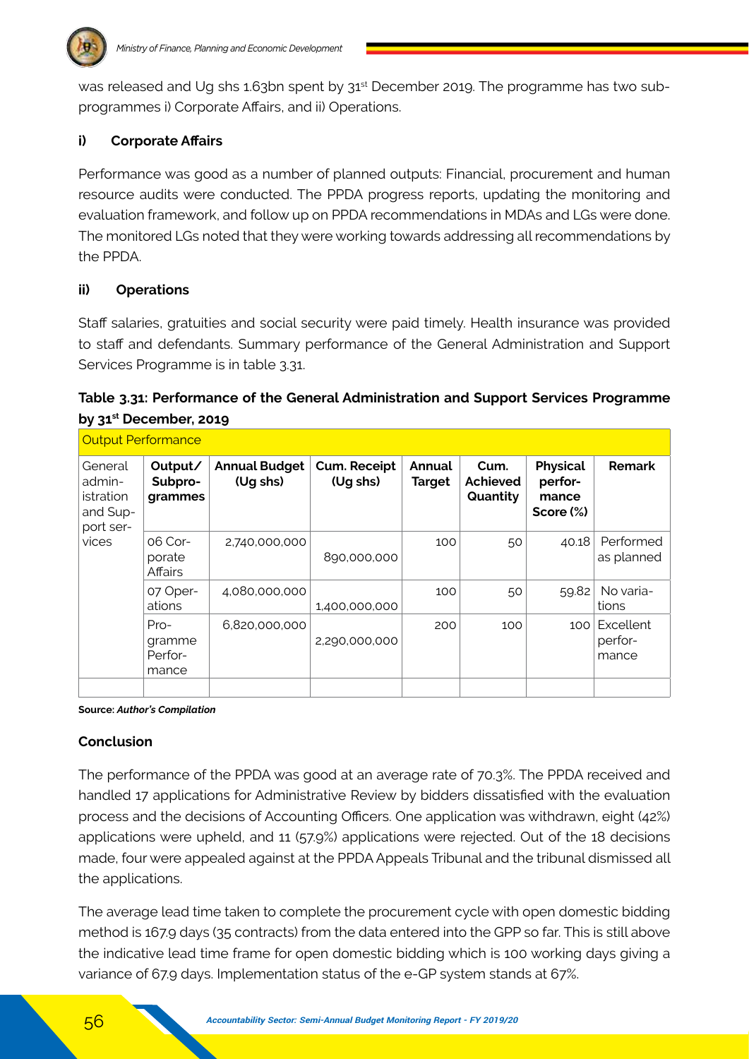was released and Ug shs 1.63bn spent by 31st December 2019. The programme has two sub-programmes i) Corporate Affairs, and ii) Operations.

**i) Corporate Affairs**

Performance was good as a number of planned outputs: Financial, procurement and human resource audits were conducted. The PPDA progress reports, updating the monitoring and evaluation framework, and follow up on PPDA recommendations in MDAs and LGs were done. The monitored LGs noted that they were working towards addressing all recommendations by the PPDA.

**ii) Operations**

Staff salaries, gratuities and social security were paid timely. Health insurance was provided to staff and defendants. Summary performance of the General Administration and Support Services Programme is in table 3.31.

**Table 3.31: Performance of the General Administration and Support Services Programme by 31st December, 2019**

| Output Performance | | | | | | | |
|---|---|---|---|---|---|---|---|
| General administration and Support services | **Output/ Subprogrammes** | **Annual Budget (Ug shs)** | **Cum. Receipt (Ug shs)** | **Annual Target** | **Cum. Achieved Quantity** | **Physical performance Score (%)** | **Remark** |
| | 06 Corporate Affairs | 2,740,000,000 | 890,000,000 | 100 | 50 | 40.18 | Performed as planned |
| | 07 Operations | 4,080,000,000 | 1,400,000,000 | 100 | 50 | 59.82 | No variations |
| | Programme Performance | 6,820,000,000 | 2,290,000,000 | 200 | 100 | 100 | Excellent performance |
| | | | | | | | |

**Source:** ***Author's Compilation***

**Conclusion**

The performance of the PPDA was good at an average rate of 70.3%. The PPDA received and handled 17 applications for Administrative Review by bidders dissatisfied with the evaluation process and the decisions of Accounting Officers. One application was withdrawn, eight (42%) applications were upheld, and 11 (57.9%) applications were rejected. Out of the 18 decisions made, four were appealed against at the PPDA Appeals Tribunal and the tribunal dismissed all the applications.

The average lead time taken to complete the procurement cycle with open domestic bidding method is 167.9 days (35 contracts) from the data entered into the GPP so far. This is still above the indicative lead time frame for open domestic bidding which is 100 working days giving a variance of 67.9 days. Implementation status of the e-GP system stands at 67%.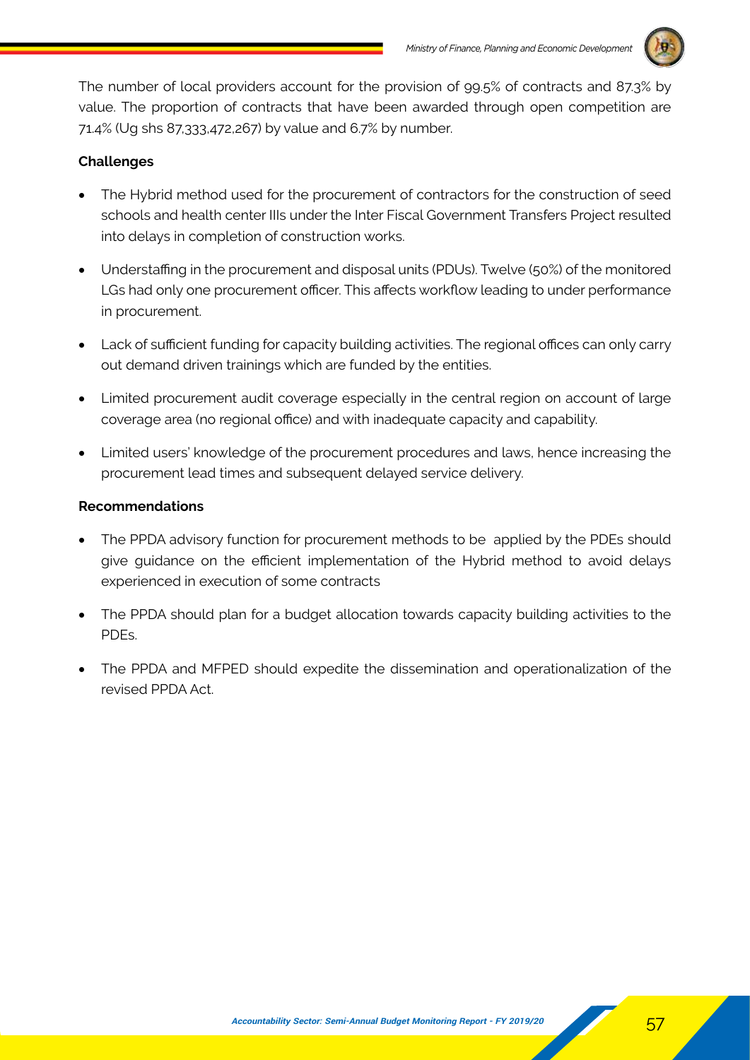The number of local providers account for the provision of 99.5% of contracts and 87.3% by value. The proportion of contracts that have been awarded through open competition are 71.4% (Ug shs 87,333,472,267) by value and 6.7% by number.

**Challenges**

- The Hybrid method used for the procurement of contractors for the construction of seed schools and health center IIIs under the Inter Fiscal Government Transfers Project resulted into delays in completion of construction works.
- Understaffing in the procurement and disposal units (PDUs). Twelve (50%) of the monitored LGs had only one procurement officer. This affects workflow leading to under performance in procurement.
- Lack of sufficient funding for capacity building activities. The regional offices can only carry out demand driven trainings which are funded by the entities.
- Limited procurement audit coverage especially in the central region on account of large coverage area (no regional office) and with inadequate capacity and capability.
- Limited users' knowledge of the procurement procedures and laws, hence increasing the procurement lead times and subsequent delayed service delivery.

**Recommendations**

- The PPDA advisory function for procurement methods to be applied by the PDEs should give guidance on the efficient implementation of the Hybrid method to avoid delays experienced in execution of some contracts
- The PPDA should plan for a budget allocation towards capacity building activities to the PDEs.
- The PPDA and MFPED should expedite the dissemination and operationalization of the revised PPDA Act.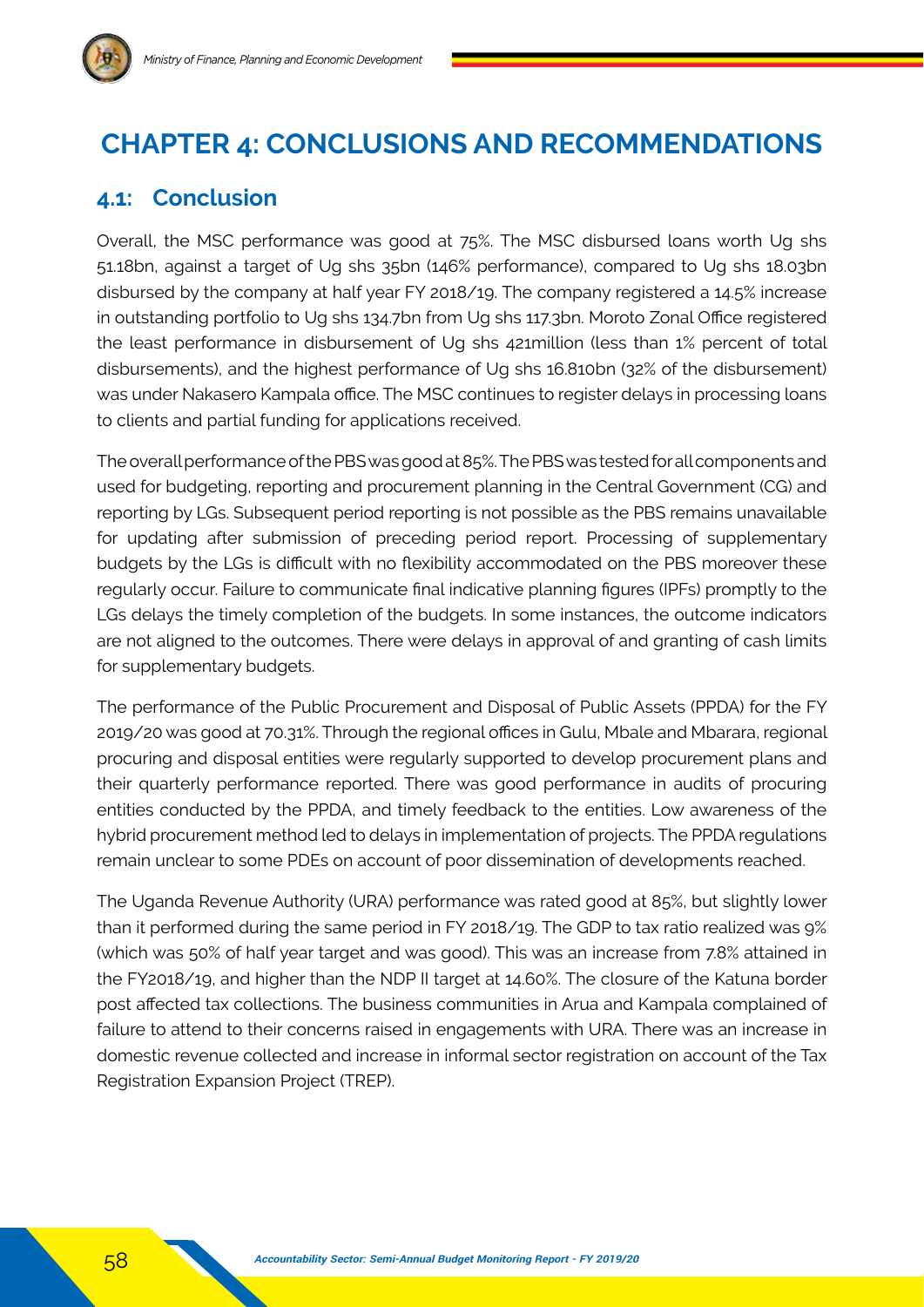# CHAPTER 4: CONCLUSIONS AND RECOMMENDATIONS

## 4.1: Conclusion

Overall, the MSC performance was good at 75%. The MSC disbursed loans worth Ug shs 51.18bn, against a target of Ug shs 35bn (146% performance), compared to Ug shs 18.03bn disbursed by the company at half year FY 2018/19. The company registered a 14.5% increase in outstanding portfolio to Ug shs 134.7bn from Ug shs 117.3bn. Moroto Zonal Office registered the least performance in disbursement of Ug shs 421million (less than 1% percent of total disbursements), and the highest performance of Ug shs 16.810bn (32% of the disbursement) was under Nakasero Kampala office. The MSC continues to register delays in processing loans to clients and partial funding for applications received.

The overall performance of the PBS was good at 85%. The PBS was tested for all components and used for budgeting, reporting and procurement planning in the Central Government (CG) and reporting by LGs. Subsequent period reporting is not possible as the PBS remains unavailable for updating after submission of preceding period report. Processing of supplementary budgets by the LGs is difficult with no flexibility accommodated on the PBS moreover these regularly occur. Failure to communicate final indicative planning figures (IPFs) promptly to the LGs delays the timely completion of the budgets. In some instances, the outcome indicators are not aligned to the outcomes. There were delays in approval of and granting of cash limits for supplementary budgets.

The performance of the Public Procurement and Disposal of Public Assets (PPDA) for the FY 2019/20 was good at 70.31%. Through the regional offices in Gulu, Mbale and Mbarara, regional procuring and disposal entities were regularly supported to develop procurement plans and their quarterly performance reported. There was good performance in audits of procuring entities conducted by the PPDA, and timely feedback to the entities. Low awareness of the hybrid procurement method led to delays in implementation of projects. The PPDA regulations remain unclear to some PDEs on account of poor dissemination of developments reached.

The Uganda Revenue Authority (URA) performance was rated good at 85%, but slightly lower than it performed during the same period in FY 2018/19. The GDP to tax ratio realized was 9% (which was 50% of half year target and was good). This was an increase from 7.8% attained in the FY2018/19, and higher than the NDP II target at 14.60%. The closure of the Katuna border post affected tax collections. The business communities in Arua and Kampala complained of failure to attend to their concerns raised in engagements with URA. There was an increase in domestic revenue collected and increase in informal sector registration on account of the Tax Registration Expansion Project (TREP).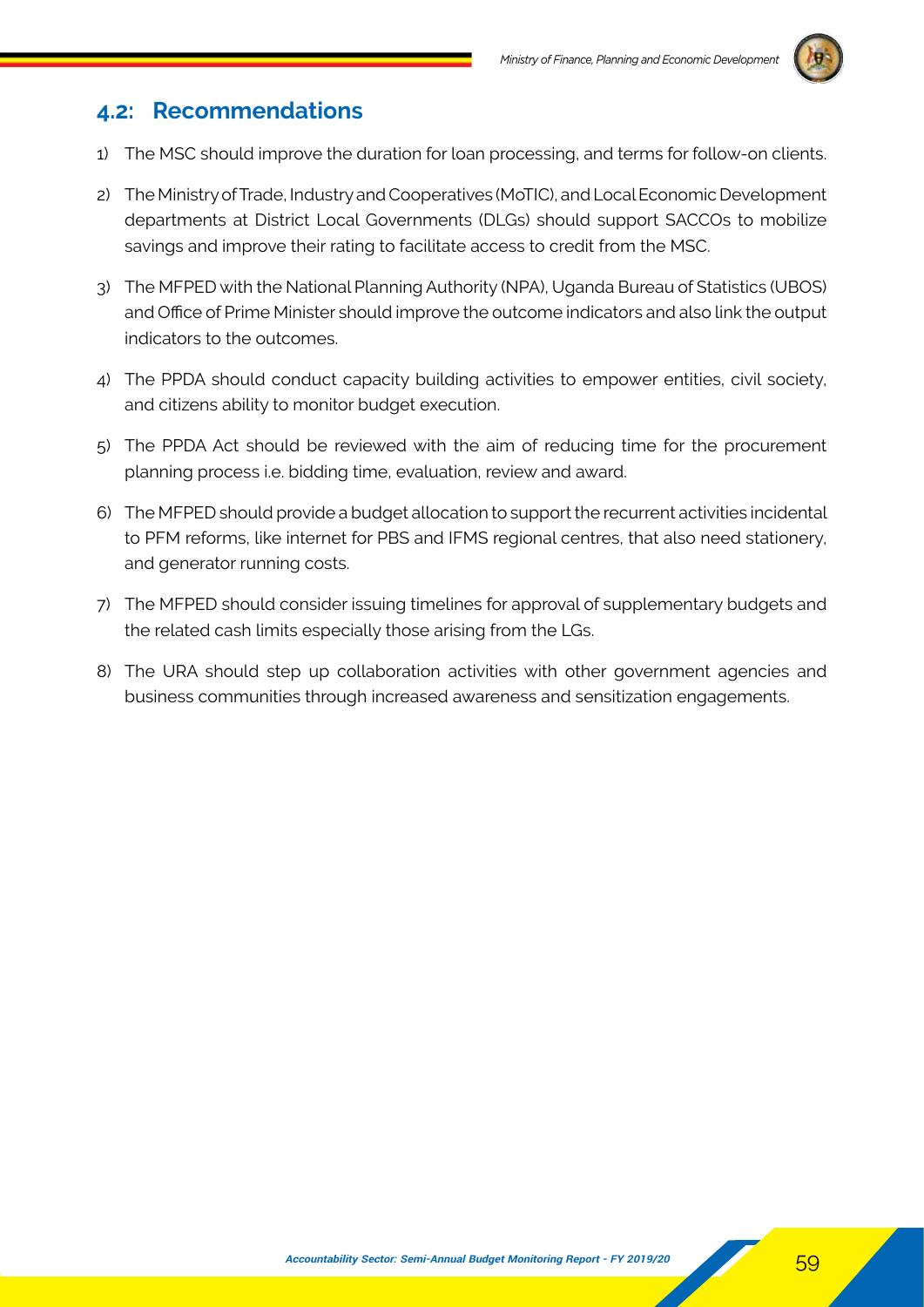## 4.2: Recommendations

1) The MSC should improve the duration for loan processing, and terms for follow-on clients.

2) The Ministry of Trade, Industry and Cooperatives (MoTIC), and Local Economic Development departments at District Local Governments (DLGs) should support SACCOs to mobilize savings and improve their rating to facilitate access to credit from the MSC.

3) The MFPED with the National Planning Authority (NPA), Uganda Bureau of Statistics (UBOS) and Office of Prime Minister should improve the outcome indicators and also link the output indicators to the outcomes.

4) The PPDA should conduct capacity building activities to empower entities, civil society, and citizens ability to monitor budget execution.

5) The PPDA Act should be reviewed with the aim of reducing time for the procurement planning process i.e. bidding time, evaluation, review and award.

6) The MFPED should provide a budget allocation to support the recurrent activities incidental to PFM reforms, like internet for PBS and IFMS regional centres, that also need stationery, and generator running costs.

7) The MFPED should consider issuing timelines for approval of supplementary budgets and the related cash limits especially those arising from the LGs.

8) The URA should step up collaboration activities with other government agencies and business communities through increased awareness and sensitization engagements.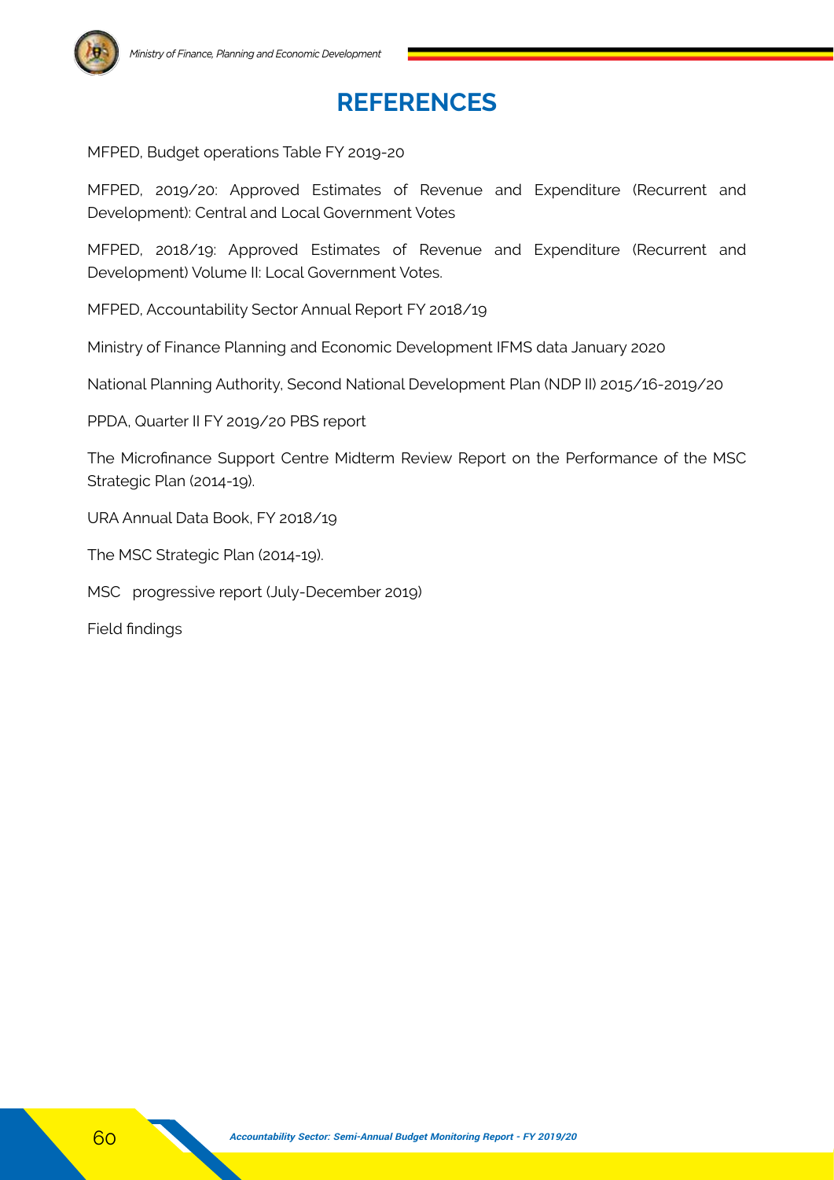# REFERENCES

MFPED, Budget operations Table FY 2019-20

MFPED, 2019/20: Approved Estimates of Revenue and Expenditure (Recurrent and Development): Central and Local Government Votes

MFPED, 2018/19: Approved Estimates of Revenue and Expenditure (Recurrent and Development) Volume II: Local Government Votes.

MFPED, Accountability Sector Annual Report FY 2018/19

Ministry of Finance Planning and Economic Development IFMS data January 2020

National Planning Authority, Second National Development Plan (NDP II) 2015/16-2019/20

PPDA, Quarter II FY 2019/20 PBS report

The Microfinance Support Centre Midterm Review Report on the Performance of the MSC Strategic Plan (2014-19).

URA Annual Data Book, FY 2018/19

The MSC Strategic Plan (2014-19).

MSC progressive report (July-December 2019)

Field findings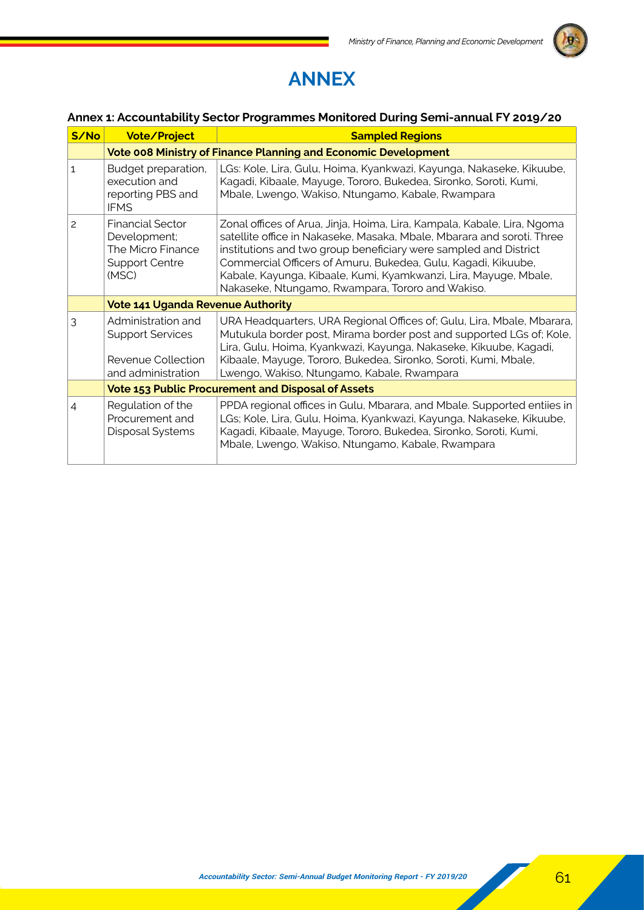# ANNEX

### Annex 1: Accountability Sector Programmes Monitored During Semi-annual FY 2019/20

| S/No | Vote/Project | Sampled Regions |
|---|---|---|
| | **Vote 008 Ministry of Finance Planning and Economic Development** | |
| 1 | Budget preparation, execution and reporting PBS and IFMS | LGs: Kole, Lira, Gulu, Hoima, Kyankwazi, Kayunga, Nakaseke, Kikuube, Kagadi, Kibaale, Mayuge, Tororo, Bukedea, Sironko, Soroti, Kumi, Mbale, Lwengo, Wakiso, Ntungamo, Kabale, Rwampara |
| 2 | Financial Sector Development; The Micro Finance Support Centre (MSC) | Zonal offices of Arua, Jinja, Hoima, Lira, Kampala, Kabale, Lira, Ngoma satellite office in Nakaseke, Masaka, Mbale, Mbarara and soroti. Three institutions and two group beneficiary were sampled and District Commercial Officers of Amuru, Bukedea, Gulu, Kagadi, Kikuube, Kabale, Kayunga, Kibaale, Kumi, Kyamkwanzi, Lira, Mayuge, Mbale, Nakaseke, Ntungamo, Rwampara, Tororo and Wakiso. |
| | **Vote 141 Uganda Revenue Authority** | |
| 3 | Administration and Support Services<br><br>Revenue Collection and administration | URA Headquarters, URA Regional Offices of; Gulu, Lira, Mbale, Mbarara, Mutukula border post, Mirama border post and supported LGs of; Kole, Lira, Gulu, Hoima, Kyankwazi, Kayunga, Nakaseke, Kikuube, Kagadi, Kibaale, Mayuge, Tororo, Bukedea, Sironko, Soroti, Kumi, Mbale, Lwengo, Wakiso, Ntungamo, Kabale, Rwampara |
| | **Vote 153 Public Procurement and Disposal of Assets** | |
| 4 | Regulation of the Procurement and Disposal Systems | PPDA regional offices in Gulu, Mbarara, and Mbale. Supported entiies in LGs; Kole, Lira, Gulu, Hoima, Kyankwazi, Kayunga, Nakaseke, Kikuube, Kagadi, Kibaale, Mayuge, Tororo, Bukedea, Sironko, Soroti, Kumi, Mbale, Lwengo, Wakiso, Ntungamo, Kabale, Rwampara |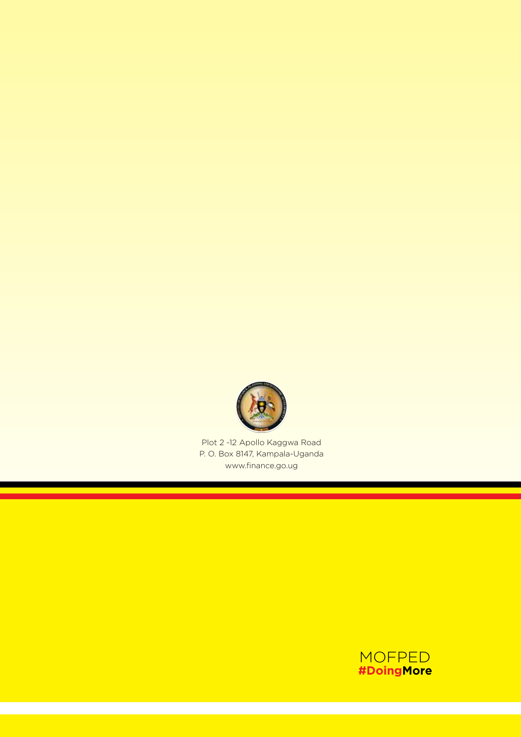Plot 2 -12 Apollo Kaggwa Road
P. O. Box 8147, Kampala-Uganda
www.finance.go.ug

MOFPED
**#DoingMore**